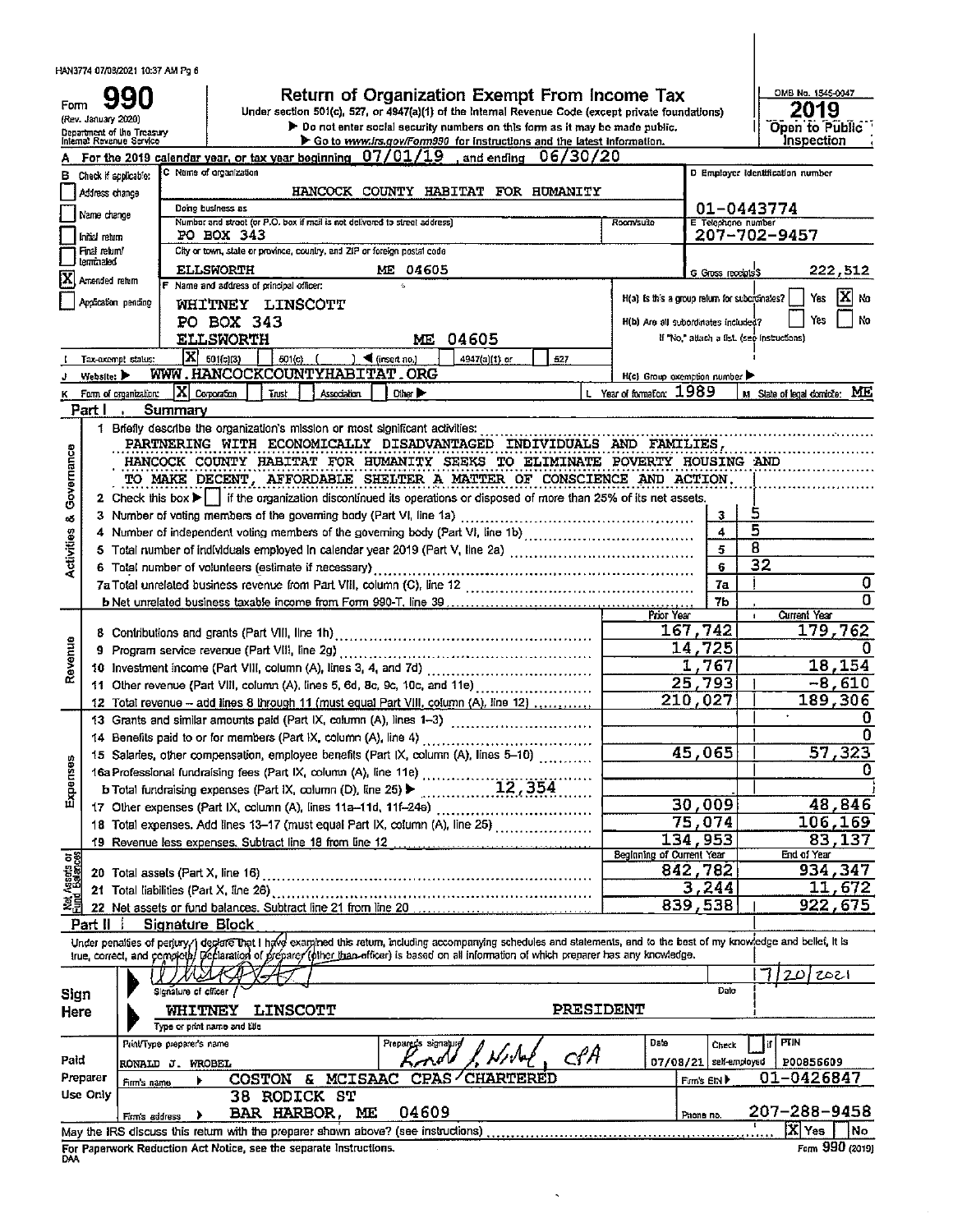HAN3774 07/08/2021 10:37 AM Pg 6

# Form 990

**Return of Organization Exempt From Income Tax**

Under section 501(c), 527, or 4947(a)(1) of the Internal Revenue Code (except private foundations)

▶ Do not enter social security numbers on this form as it may be made public.

▶ Go to www.irs.gov/Form990 for instructions and the latest information.

(Rev. January 2020) Department of the Treasury Internal Revenue Service

OMB No. 1545-0047

**2019**

**Open to Public Inspection**

A For the 2019 calendar year, or tax year beginning 07/01/19, and ending 06/30/20

B Check if applicable:
- [ ] Address change
- [ ] Name change
- [ ] Initial return
- [ ] Final return/terminated
- [X] Amended return
- [ ] Application pending

C Name of organization: HANCOCK COUNTY HABITAT FOR HUMANITY

Doing business as

Number and street (or P.O. box if mail is not delivered to street address): PO BOX 343 | Room/suite

City or town, state or province, country, and ZIP or foreign postal code: ELLSWORTH ME 04605

D Employer identification number: 01-0443774

E Telephone number: 207-702-9457

G Gross receipts $ 222,512

F Name and address of principal officer: WHITNEY LINSCOTT, PO BOX 343, ELLSWORTH ME 04605

H(a) Is this a group return for subordinates? [ ] Yes [X] No

H(b) Are all subordinates included? [ ] Yes [ ] No
If "No," attach a list. (see instructions)

I Tax-exempt status: [X] 501(c)(3) [ ] 501(c) ( ) ◀ (insert no.) [ ] 4947(a)(1) or [ ] 527

J Website: ▶ WWW.HANCOCKCOUNTYHABITAT.ORG

H(c) Group exemption number ▶

K Form of organization: [X] Corporation [ ] Trust [ ] Association [ ] Other ▶

L Year of formation: 1989

M State of legal domicile: ME

## Part I Summary

**Activities & Governance**

1 Briefly describe the organization's mission or most significant activities:
PARTNERING WITH ECONOMICALLY DISADVANTAGED INDIVIDUALS AND FAMILIES, HANCOCK COUNTY HABITAT FOR HUMANITY SEEKS TO ELIMINATE POVERTY HOUSING AND TO MAKE DECENT, AFFORDABLE SHELTER A MATTER OF CONSCIENCE AND ACTION.

2 Check this box ▶ [ ] if the organization discontinued its operations or disposed of more than 25% of its net assets.

| Line | Description | No. | Value |
|---|---|---|---|
| 3 | Number of voting members of the governing body (Part VI, line 1a) | 3 | 5 |
| 4 | Number of independent voting members of the governing body (Part VI, line 1b) | 4 | 5 |
| 5 | Total number of individuals employed in calendar year 2019 (Part V, line 2a) | 5 | 8 |
| 6 | Total number of volunteers (estimate if necessary) | 6 | 32 |
| 7a | Total unrelated business revenue from Part VIII, column (C), line 12 | 7a | 0 |
| 7b | Net unrelated business taxable income from Form 990-T, line 39 | 7b | 0 |

**Revenue / Expenses**

| Line | Description | Prior Year | Current Year |
|---|---|---|---|
| 8 | Contributions and grants (Part VIII, line 1h) | 167,742 | 179,762 |
| 9 | Program service revenue (Part VIII, line 2g) | 14,725 | 0 |
| 10 | Investment income (Part VIII, column (A), lines 3, 4, and 7d) | 1,767 | 18,154 |
| 11 | Other revenue (Part VIII, column (A), lines 5, 6d, 8c, 9c, 10c, and 11e) | 25,793 | -8,610 |
| 12 | Total revenue – add lines 8 through 11 (must equal Part VIII, column (A), line 12) | 210,027 | 189,306 |
| 13 | Grants and similar amounts paid (Part IX, column (A), lines 1–3) | | 0 |
| 14 | Benefits paid to or for members (Part IX, column (A), line 4) | | 0 |
| 15 | Salaries, other compensation, employee benefits (Part IX, column (A), lines 5–10) | 45,065 | 57,323 |
| 16a | Professional fundraising fees (Part IX, column (A), line 11e) | | 0 |
| b | Total fundraising expenses (Part IX, column (D), line 25) ▶ 12,354 | | |
| 17 | Other expenses (Part IX, column (A), lines 11a–11d, 11f–24e) | 30,009 | 48,846 |
| 18 | Total expenses. Add lines 13–17 (must equal Part IX, column (A), line 25) | 75,074 | 106,169 |
| 19 | Revenue less expenses. Subtract line 18 from line 12 | 134,953 | 83,137 |

**Net Assets or Fund Balances**

| Line | Description | Beginning of Current Year | End of Year |
|---|---|---|---|
| 20 | Total assets (Part X, line 16) | 842,782 | 934,347 |
| 21 | Total liabilities (Part X, line 26) | 3,244 | 11,672 |
| 22 | Net assets or fund balances. Subtract line 21 from line 20 | 839,538 | 922,675 |

## Part II Signature Block

Under penalties of perjury, I declare that I have examined this return, including accompanying schedules and statements, and to the best of my knowledge and belief, it is true, correct, and complete. Declaration of preparer (other than officer) is based on all information of which preparer has any knowledge.

**Sign Here**

Signature of officer: [signature] Date: 7/20/2021

WHITNEY LINSCOTT PRESIDENT
Type or print name and title

**Paid Preparer Use Only**

| Print/Type preparer's name | Preparer's signature | Date | Check [ ] if self-employed | PTIN |
|---|---|---|---|---|
| RONALD J. WROBEL | [signature] CPA | 07/08/21 | | P00856609 |

Firm's name ▶ COSTON & MCISAAC CPAS CHARTERED — Firm's EIN ▶ 01-0426847

Firm's address ▶ 38 RODICK ST, BAR HARBOR, ME 04609 — Phone no. 207-288-9458

May the IRS discuss this return with the preparer shown above? (see instructions) [X] Yes [ ] No

For Paperwork Reduction Act Notice, see the separate instructions.

DAA Form 990 (2019)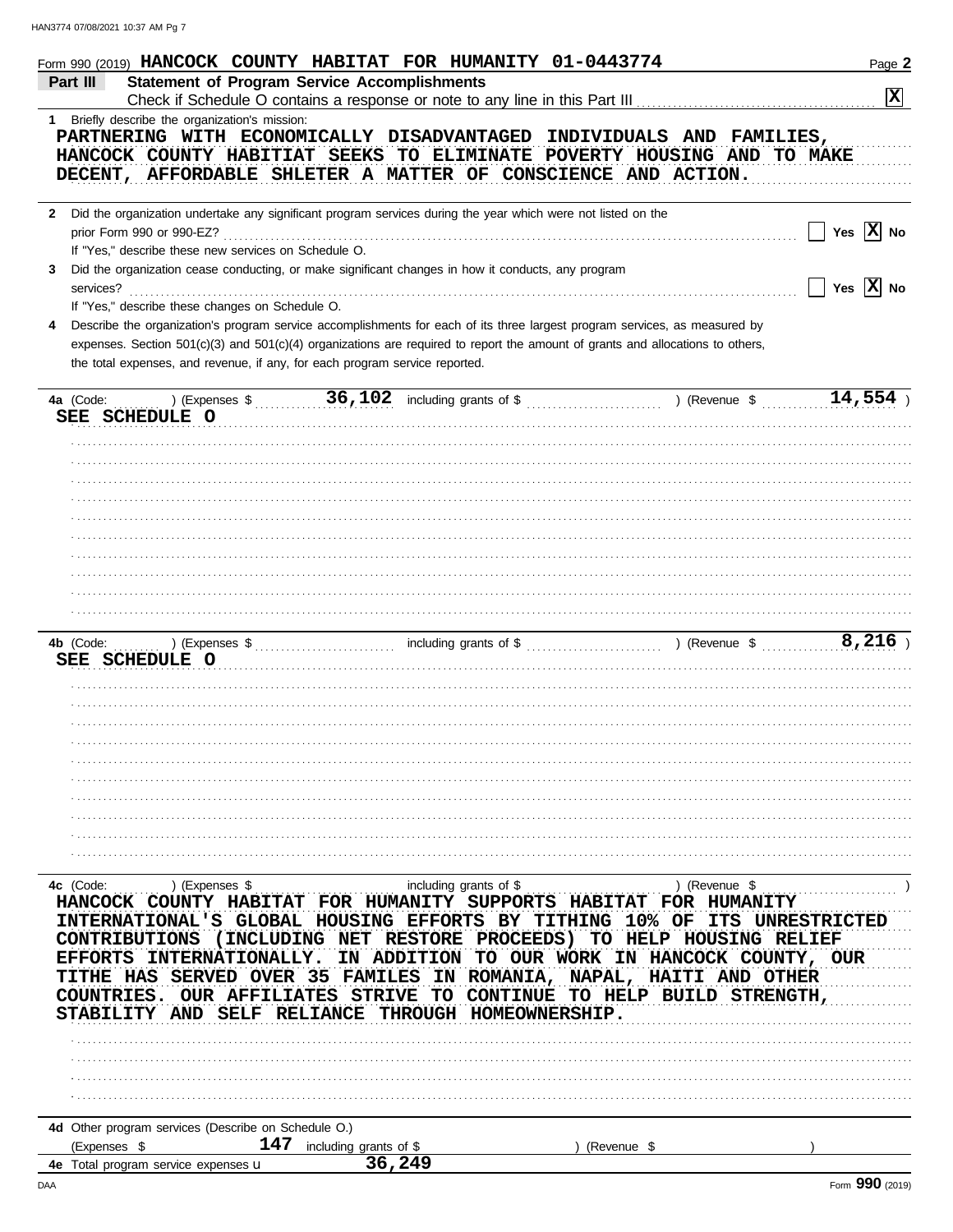Form 990 (2019) **HANCOCK COUNTY HABITAT FOR HUMANITY 01-0443774** Page **2**

**Part III** **Statement of Program Service Accomplishments**

Check if Schedule O contains a response or note to any line in this Part III .......... **X**

1 Briefly describe the organization's mission:

PARTNERING WITH ECONOMICALLY DISADVANTAGED INDIVIDUALS AND FAMILIES, HANCOCK COUNTY HABITIAT SEEKS TO ELIMINATE POVERTY HOUSING AND TO MAKE DECENT, AFFORDABLE SHLETER A MATTER OF CONSCIENCE AND ACTION.

2 Did the organization undertake any significant program services during the year which were not listed on the prior Form 990 or 990-EZ? .......... Yes **X** No

If "Yes," describe these new services on Schedule O.

3 Did the organization cease conducting, or make significant changes in how it conducts, any program services? .......... Yes **X** No

If "Yes," describe these changes on Schedule O.

4 Describe the organization's program service accomplishments for each of its three largest program services, as measured by expenses. Section 501(c)(3) and 501(c)(4) organizations are required to report the amount of grants and allocations to others, the total expenses, and revenue, if any, for each program service reported.

**4a** (Code: ) (Expenses $ **36,102** including grants of $ ) (Revenue $ **14,554** )

SEE SCHEDULE O

**4b** (Code: ) (Expenses $ including grants of $ ) (Revenue $ **8,216** )

SEE SCHEDULE O

**4c** (Code: ) (Expenses $ including grants of $ ) (Revenue $ )

HANCOCK COUNTY HABITAT FOR HUMANITY SUPPORTS HABITAT FOR HUMANITY INTERNATIONAL'S GLOBAL HOUSING EFFORTS BY TITHING 10% OF ITS UNRESTRICTED CONTRIBUTIONS (INCLUDING NET RESTORE PROCEEDS) TO HELP HOUSING RELIEF EFFORTS INTERNATIONALLY. IN ADDITION TO OUR WORK IN HANCOCK COUNTY, OUR TITHE HAS SERVED OVER 35 FAMILES IN ROMANIA, NAPAL, HAITI AND OTHER COUNTRIES. OUR AFFILIATES STRIVE TO CONTINUE TO HELP BUILD STRENGTH, STABILITY AND SELF RELIANCE THROUGH HOMEOWNERSHIP.

**4d** Other program services (Describe on Schedule O.)

(Expenses $ **147** including grants of $ ) (Revenue $ )

**4e** Total program service expenses u **36,249**

Form **990** (2019)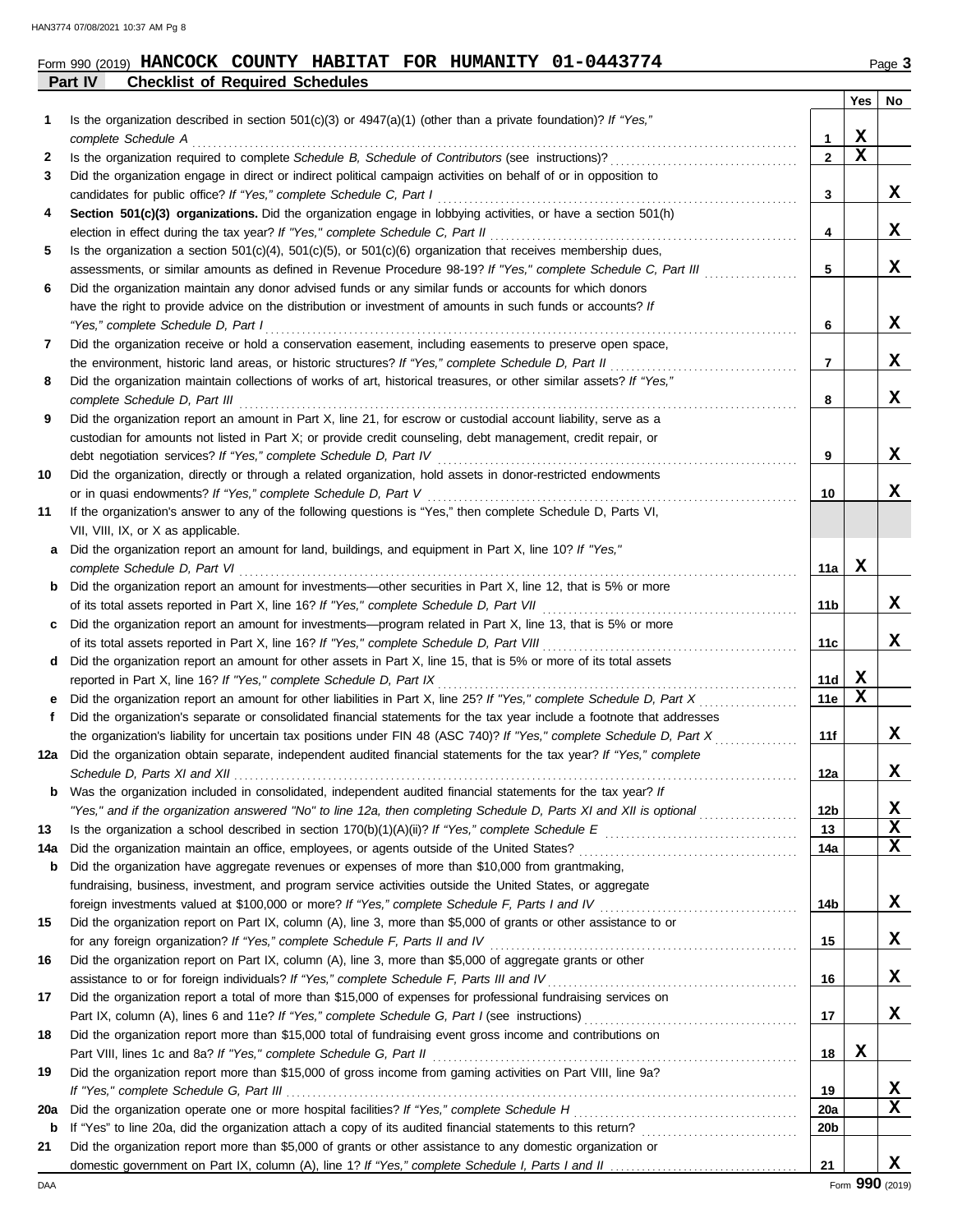Form 990 (2019) **HANCOCK COUNTY HABITAT FOR HUMANITY 01-0443774** Page **3**

## Part IV Checklist of Required Schedules

| | | | Yes | No |
|---|---|---|---|---|
| **1** | Is the organization described in section 501(c)(3) or 4947(a)(1) (other than a private foundation)? *If "Yes," complete Schedule A* | **1** | X | |
| **2** | Is the organization required to complete *Schedule B, Schedule of Contributors* (see instructions)? | **2** | X | |
| **3** | Did the organization engage in direct or indirect political campaign activities on behalf of or in opposition to candidates for public office? *If "Yes," complete Schedule C, Part I* | **3** | | X |
| **4** | **Section 501(c)(3) organizations.** Did the organization engage in lobbying activities, or have a section 501(h) election in effect during the tax year? *If "Yes," complete Schedule C, Part II* | **4** | | X |
| **5** | Is the organization a section 501(c)(4), 501(c)(5), or 501(c)(6) organization that receives membership dues, assessments, or similar amounts as defined in Revenue Procedure 98-19? *If "Yes," complete Schedule C, Part III* | **5** | | X |
| **6** | Did the organization maintain any donor advised funds or any similar funds or accounts for which donors have the right to provide advice on the distribution or investment of amounts in such funds or accounts? *If "Yes," complete Schedule D, Part I* | **6** | | X |
| **7** | Did the organization receive or hold a conservation easement, including easements to preserve open space, the environment, historic land areas, or historic structures? *If "Yes," complete Schedule D, Part II* | **7** | | X |
| **8** | Did the organization maintain collections of works of art, historical treasures, or other similar assets? *If "Yes," complete Schedule D, Part III* | **8** | | X |
| **9** | Did the organization report an amount in Part X, line 21, for escrow or custodial account liability, serve as a custodian for amounts not listed in Part X; or provide credit counseling, debt management, credit repair, or debt negotiation services? *If "Yes," complete Schedule D, Part IV* | **9** | | X |
| **10** | Did the organization, directly or through a related organization, hold assets in donor-restricted endowments or in quasi endowments? *If "Yes," complete Schedule D, Part V* | **10** | | X |
| **11** | If the organization's answer to any of the following questions is "Yes," then complete Schedule D, Parts VI, VII, VIII, IX, or X as applicable. | | | |
| **a** | Did the organization report an amount for land, buildings, and equipment in Part X, line 10? *If "Yes," complete Schedule D, Part VI* | **11a** | X | |
| **b** | Did the organization report an amount for investments—other securities in Part X, line 12, that is 5% or more of its total assets reported in Part X, line 16? *If "Yes," complete Schedule D, Part VII* | **11b** | | X |
| **c** | Did the organization report an amount for investments—program related in Part X, line 13, that is 5% or more of its total assets reported in Part X, line 16? *If "Yes," complete Schedule D, Part VIII* | **11c** | | X |
| **d** | Did the organization report an amount for other assets in Part X, line 15, that is 5% or more of its total assets reported in Part X, line 16? *If "Yes," complete Schedule D, Part IX* | **11d** | X | |
| **e** | Did the organization report an amount for other liabilities in Part X, line 25? *If "Yes," complete Schedule D, Part X* | **11e** | X | |
| **f** | Did the organization's separate or consolidated financial statements for the tax year include a footnote that addresses the organization's liability for uncertain tax positions under FIN 48 (ASC 740)? *If "Yes," complete Schedule D, Part X* | **11f** | | X |
| **12a** | Did the organization obtain separate, independent audited financial statements for the tax year? *If "Yes," complete Schedule D, Parts XI and XII* | **12a** | | X |
| **b** | Was the organization included in consolidated, independent audited financial statements for the tax year? *If "Yes," and if the organization answered "No" to line 12a, then completing Schedule D, Parts XI and XII is optional* | **12b** | | X |
| **13** | Is the organization a school described in section 170(b)(1)(A)(ii)? *If "Yes," complete Schedule E* | **13** | | X |
| **14a** | Did the organization maintain an office, employees, or agents outside of the United States? | **14a** | | X |
| **b** | Did the organization have aggregate revenues or expenses of more than $10,000 from grantmaking, fundraising, business, investment, and program service activities outside the United States, or aggregate foreign investments valued at $100,000 or more? *If "Yes," complete Schedule F, Parts I and IV* | **14b** | | X |
| **15** | Did the organization report on Part IX, column (A), line 3, more than $5,000 of grants or other assistance to or for any foreign organization? *If "Yes," complete Schedule F, Parts II and IV* | **15** | | X |
| **16** | Did the organization report on Part IX, column (A), line 3, more than $5,000 of aggregate grants or other assistance to or for foreign individuals? *If "Yes," complete Schedule F, Parts III and IV* | **16** | | X |
| **17** | Did the organization report a total of more than $15,000 of expenses for professional fundraising services on Part IX, column (A), lines 6 and 11e? *If "Yes," complete Schedule G, Part I* (see instructions) | **17** | | X |
| **18** | Did the organization report more than $15,000 total of fundraising event gross income and contributions on Part VIII, lines 1c and 8a? *If "Yes," complete Schedule G, Part II* | **18** | X | |
| **19** | Did the organization report more than $15,000 of gross income from gaming activities on Part VIII, line 9a? *If "Yes," complete Schedule G, Part III* | **19** | | X |
| **20a** | Did the organization operate one or more hospital facilities? *If "Yes," complete Schedule H* | **20a** | | X |
| **b** | If "Yes" to line 20a, did the organization attach a copy of its audited financial statements to this return? | **20b** | | |
| **21** | Did the organization report more than $5,000 of grants or other assistance to any domestic organization or domestic government on Part IX, column (A), line 1? *If "Yes," complete Schedule I, Parts I and II* | **21** | | X |

Form **990** (2019)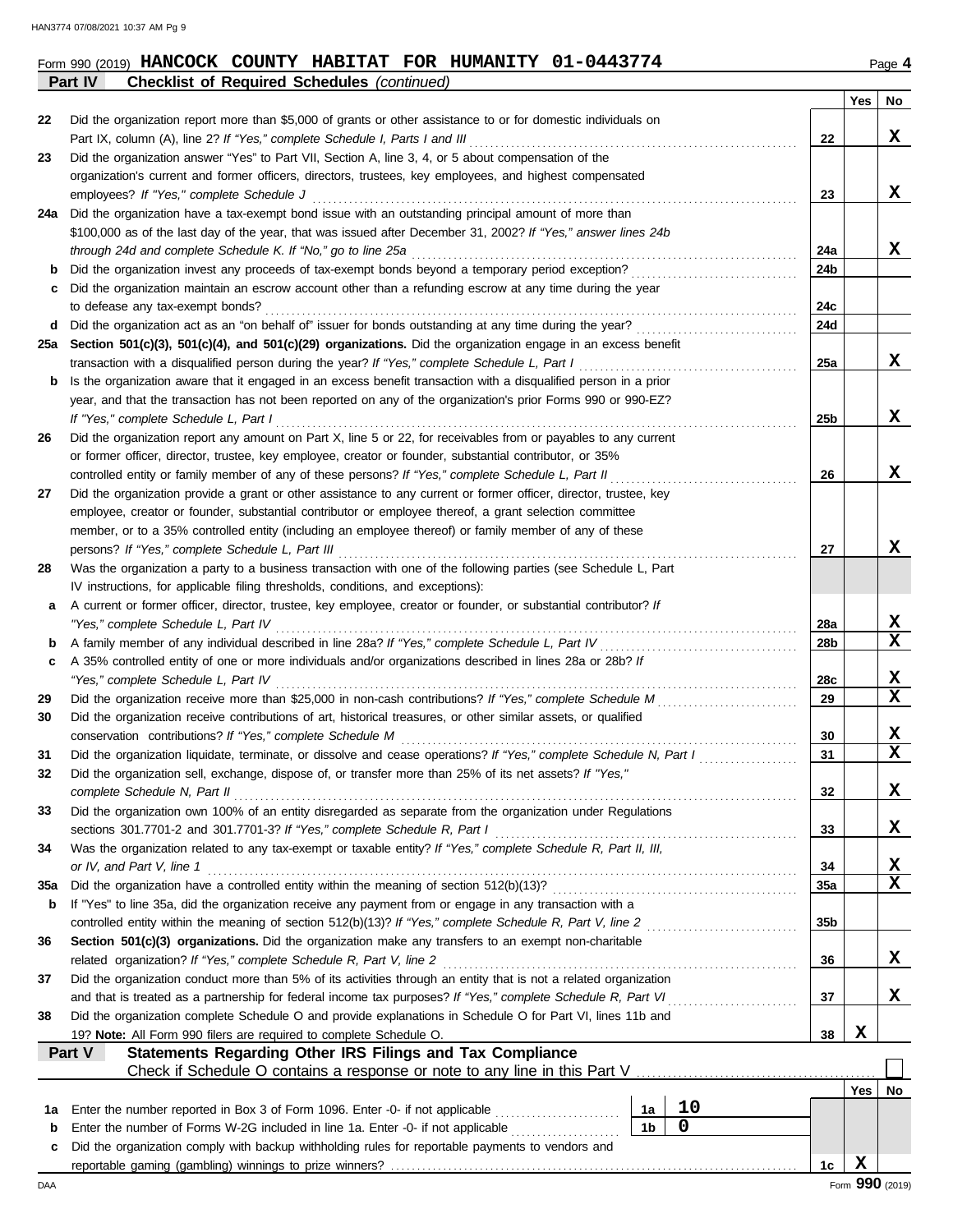Form 990 (2019) **HANCOCK COUNTY HABITAT FOR HUMANITY 01-0443774** Page **4**

**Part IV Checklist of Required Schedules** *(continued)*

| | | | Yes | No |
|---|---|---|---|---|
| 22 | Did the organization report more than $5,000 of grants or other assistance to or for domestic individuals on Part IX, column (A), line 2? *If "Yes," complete Schedule I, Parts I and III* | 22 | | X |
| 23 | Did the organization answer "Yes" to Part VII, Section A, line 3, 4, or 5 about compensation of the organization's current and former officers, directors, trustees, key employees, and highest compensated employees? *If "Yes," complete Schedule J* | 23 | | X |
| 24a | Did the organization have a tax-exempt bond issue with an outstanding principal amount of more than $100,000 as of the last day of the year, that was issued after December 31, 2002? *If "Yes," answer lines 24b through 24d and complete Schedule K. If "No," go to line 25a* | 24a | | X |
| b | Did the organization invest any proceeds of tax-exempt bonds beyond a temporary period exception? | 24b | | |
| c | Did the organization maintain an escrow account other than a refunding escrow at any time during the year to defease any tax-exempt bonds? | 24c | | |
| d | Did the organization act as an "on behalf of" issuer for bonds outstanding at any time during the year? | 24d | | |
| 25a | **Section 501(c)(3), 501(c)(4), and 501(c)(29) organizations.** Did the organization engage in an excess benefit transaction with a disqualified person during the year? *If "Yes," complete Schedule L, Part I* | 25a | | X |
| b | Is the organization aware that it engaged in an excess benefit transaction with a disqualified person in a prior year, and that the transaction has not been reported on any of the organization's prior Forms 990 or 990-EZ? *If "Yes," complete Schedule L, Part I* | 25b | | X |
| 26 | Did the organization report any amount on Part X, line 5 or 22, for receivables from or payables to any current or former officer, director, trustee, key employee, creator or founder, substantial contributor, or 35% controlled entity or family member of any of these persons? *If "Yes," complete Schedule L, Part II* | 26 | | X |
| 27 | Did the organization provide a grant or other assistance to any current or former officer, director, trustee, key employee, creator or founder, substantial contributor or employee thereof, a grant selection committee member, or to a 35% controlled entity (including an employee thereof) or family member of any of these persons? *If "Yes," complete Schedule L, Part III* | 27 | | X |
| 28 | Was the organization a party to a business transaction with one of the following parties (see Schedule L, Part IV instructions, for applicable filing thresholds, conditions, and exceptions): | | | |
| a | A current or former officer, director, trustee, key employee, creator or founder, or substantial contributor? *If "Yes," complete Schedule L, Part IV* | 28a | | X |
| b | A family member of any individual described in line 28a? *If "Yes," complete Schedule L, Part IV* | 28b | | X |
| c | A 35% controlled entity of one or more individuals and/or organizations described in lines 28a or 28b? *If "Yes," complete Schedule L, Part IV* | 28c | | X |
| 29 | Did the organization receive more than $25,000 in non-cash contributions? *If "Yes," complete Schedule M* | 29 | | X |
| 30 | Did the organization receive contributions of art, historical treasures, or other similar assets, or qualified conservation contributions? *If "Yes," complete Schedule M* | 30 | | X |
| 31 | Did the organization liquidate, terminate, or dissolve and cease operations? *If "Yes," complete Schedule N, Part I* | 31 | | X |
| 32 | Did the organization sell, exchange, dispose of, or transfer more than 25% of its net assets? *If "Yes," complete Schedule N, Part II* | 32 | | X |
| 33 | Did the organization own 100% of an entity disregarded as separate from the organization under Regulations sections 301.7701-2 and 301.7701-3? *If "Yes," complete Schedule R, Part I* | 33 | | X |
| 34 | Was the organization related to any tax-exempt or taxable entity? *If "Yes," complete Schedule R, Part II, III, or IV, and Part V, line 1* | 34 | | X |
| 35a | Did the organization have a controlled entity within the meaning of section 512(b)(13)? | 35a | | X |
| b | If "Yes" to line 35a, did the organization receive any payment from or engage in any transaction with a controlled entity within the meaning of section 512(b)(13)? *If "Yes," complete Schedule R, Part V, line 2* | 35b | | |
| 36 | **Section 501(c)(3) organizations.** Did the organization make any transfers to an exempt non-charitable related organization? *If "Yes," complete Schedule R, Part V, line 2* | 36 | | X |
| 37 | Did the organization conduct more than 5% of its activities through an entity that is not a related organization and that is treated as a partnership for federal income tax purposes? *If "Yes," complete Schedule R, Part VI* | 37 | | X |
| 38 | Did the organization complete Schedule O and provide explanations in Schedule O for Part VI, lines 11b and 19? **Note:** All Form 990 filers are required to complete Schedule O. | 38 | X | |

**Part V Statements Regarding Other IRS Filings and Tax Compliance**

Check if Schedule O contains a response or note to any line in this Part V ☐

| | | | | | Yes | No |
|---|---|---|---|---|---|---|
| 1a | Enter the number reported in Box 3 of Form 1096. Enter -0- if not applicable | 1a | 10 | | | |
| b | Enter the number of Forms W-2G included in line 1a. Enter -0- if not applicable | 1b | 0 | | | |
| c | Did the organization comply with backup withholding rules for reportable payments to vendors and reportable gaming (gambling) winnings to prize winners? | | | 1c | X | |

Form **990** (2019)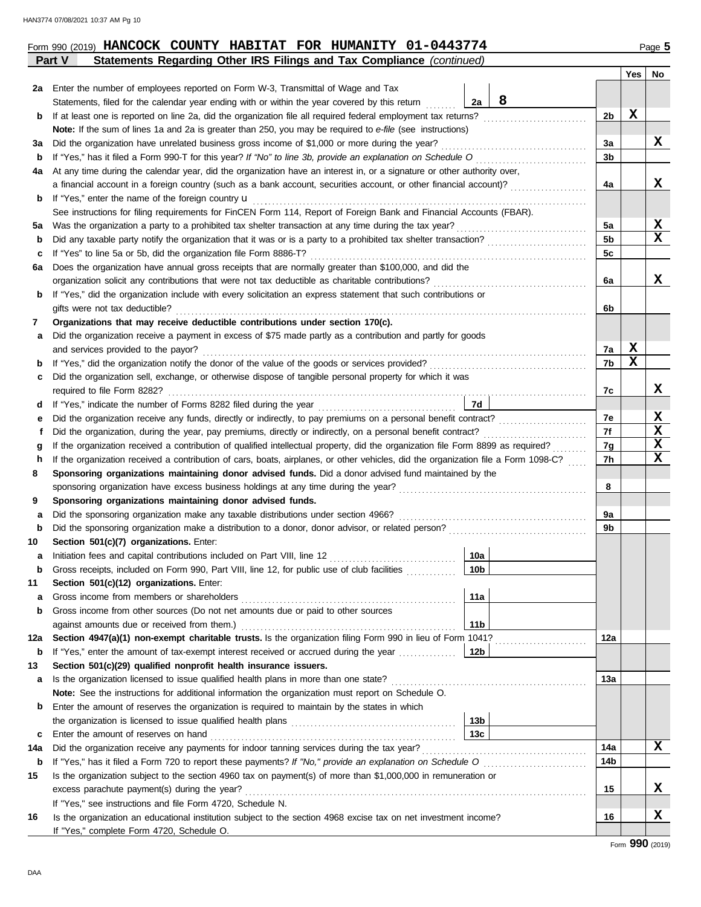Form 990 (2019) **HANCOCK COUNTY HABITAT FOR HUMANITY 01-0443774**

## Part V Statements Regarding Other IRS Filings and Tax Compliance *(continued)*

| | | | | Line | Yes | No |
|---|---|---|---|---|---|---|
| **2a** | Enter the number of employees reported on Form W-3, Transmittal of Wage and Tax Statements, filed for the calendar year ending with or within the year covered by this return | 2a | 8 | | | |
| **b** | If at least one is reported on line 2a, did the organization file all required federal employment tax returns? | | | 2b | X | |
| | **Note:** If the sum of lines 1a and 2a is greater than 250, you may be required to *e-file* (see instructions) | | | | | |
| **3a** | Did the organization have unrelated business gross income of $1,000 or more during the year? | | | 3a | | X |
| **b** | If "Yes," has it filed a Form 990-T for this year? *If "No" to line 3b, provide an explanation on Schedule O* | | | 3b | | |
| **4a** | At any time during the calendar year, did the organization have an interest in, or a signature or other authority over, a financial account in a foreign country (such as a bank account, securities account, or other financial account)? | | | 4a | | X |
| **b** | If "Yes," enter the name of the foreign country u | | | | | |
| | See instructions for filing requirements for FinCEN Form 114, Report of Foreign Bank and Financial Accounts (FBAR). | | | | | |
| **5a** | Was the organization a party to a prohibited tax shelter transaction at any time during the tax year? | | | 5a | | X |
| **b** | Did any taxable party notify the organization that it was or is a party to a prohibited tax shelter transaction? | | | 5b | | X |
| **c** | If "Yes" to line 5a or 5b, did the organization file Form 8886-T? | | | 5c | | |
| **6a** | Does the organization have annual gross receipts that are normally greater than $100,000, and did the organization solicit any contributions that were not tax deductible as charitable contributions? | | | 6a | | X |
| **b** | If "Yes," did the organization include with every solicitation an express statement that such contributions or gifts were not tax deductible? | | | 6b | | |
| **7** | **Organizations that may receive deductible contributions under section 170(c).** | | | | | |
| **a** | Did the organization receive a payment in excess of $75 made partly as a contribution and partly for goods and services provided to the payor? | | | 7a | X | |
| **b** | If "Yes," did the organization notify the donor of the value of the goods or services provided? | | | 7b | X | |
| **c** | Did the organization sell, exchange, or otherwise dispose of tangible personal property for which it was required to file Form 8282? | | | 7c | | X |
| **d** | If "Yes," indicate the number of Forms 8282 filed during the year | 7d | | | | |
| **e** | Did the organization receive any funds, directly or indirectly, to pay premiums on a personal benefit contract? | | | 7e | | X |
| **f** | Did the organization, during the year, pay premiums, directly or indirectly, on a personal benefit contract? | | | 7f | | X |
| **g** | If the organization received a contribution of qualified intellectual property, did the organization file Form 8899 as required? | | | 7g | | X |
| **h** | If the organization received a contribution of cars, boats, airplanes, or other vehicles, did the organization file a Form 1098-C? | | | 7h | | X |
| **8** | **Sponsoring organizations maintaining donor advised funds.** Did a donor advised fund maintained by the sponsoring organization have excess business holdings at any time during the year? | | | 8 | | |
| **9** | **Sponsoring organizations maintaining donor advised funds.** | | | | | |
| **a** | Did the sponsoring organization make any taxable distributions under section 4966? | | | 9a | | |
| **b** | Did the sponsoring organization make a distribution to a donor, donor advisor, or related person? | | | 9b | | |
| **10** | **Section 501(c)(7) organizations.** Enter: | | | | | |
| **a** | Initiation fees and capital contributions included on Part VIII, line 12 | 10a | | | | |
| **b** | Gross receipts, included on Form 990, Part VIII, line 12, for public use of club facilities | 10b | | | | |
| **11** | **Section 501(c)(12) organizations.** Enter: | | | | | |
| **a** | Gross income from members or shareholders | 11a | | | | |
| **b** | Gross income from other sources (Do not net amounts due or paid to other sources against amounts due or received from them.) | 11b | | | | |
| **12a** | **Section 4947(a)(1) non-exempt charitable trusts.** Is the organization filing Form 990 in lieu of Form 1041? | | | 12a | | |
| **b** | If "Yes," enter the amount of tax-exempt interest received or accrued during the year | 12b | | | | |
| **13** | **Section 501(c)(29) qualified nonprofit health insurance issuers.** | | | | | |
| **a** | Is the organization licensed to issue qualified health plans in more than one state? | | | 13a | | |
| | **Note:** See the instructions for additional information the organization must report on Schedule O. | | | | | |
| **b** | Enter the amount of reserves the organization is required to maintain by the states in which the organization is licensed to issue qualified health plans | 13b | | | | |
| **c** | Enter the amount of reserves on hand | 13c | | | | |
| **14a** | Did the organization receive any payments for indoor tanning services during the tax year? | | | 14a | | X |
| **b** | If "Yes," has it filed a Form 720 to report these payments? *If "No," provide an explanation on Schedule O* | | | 14b | | |
| **15** | Is the organization subject to the section 4960 tax on payment(s) of more than $1,000,000 in remuneration or excess parachute payment(s) during the year? | | | 15 | | X |
| | If "Yes," see instructions and file Form 4720, Schedule N. | | | | | |
| **16** | Is the organization an educational institution subject to the section 4968 excise tax on net investment income? | | | 16 | | X |
| | If "Yes," complete Form 4720, Schedule O. | | | | | |

Form **990** (2019)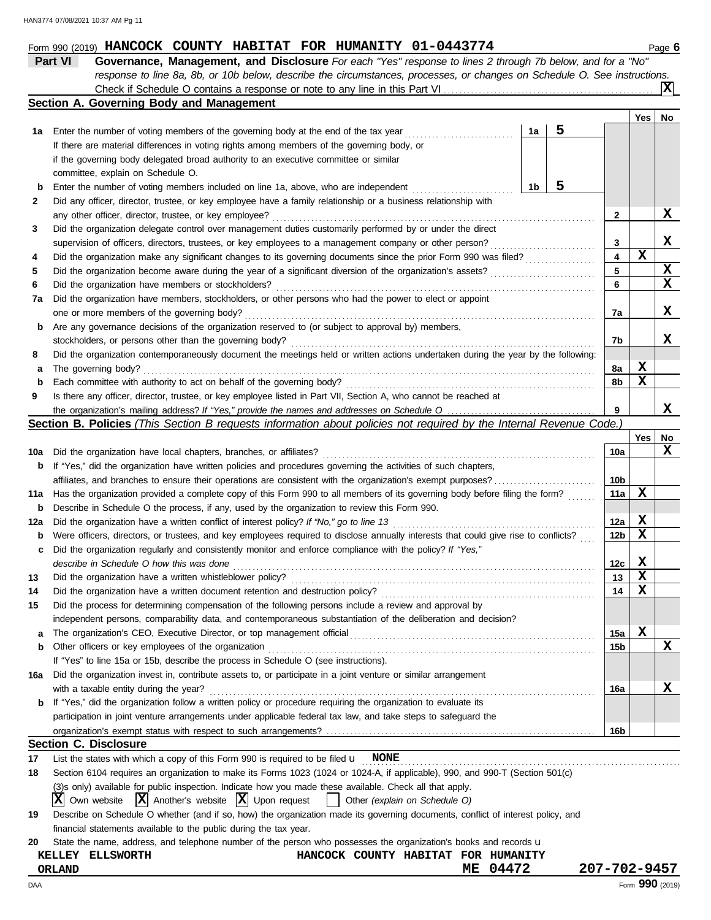Form 990 (2019) **HANCOCK COUNTY HABITAT FOR HUMANITY 01-0443774** Page **6**

**Part VI** **Governance, Management, and Disclosure** *For each "Yes" response to lines 2 through 7b below, and for a "No" response to line 8a, 8b, or 10b below, describe the circumstances, processes, or changes on Schedule O. See instructions.*

Check if Schedule O contains a response or note to any line in this Part VI ... [X]

## Section A. Governing Body and Management

| | | | | Yes | No |
|---|---|---|---|---|---|
| **1a** | Enter the number of voting members of the governing body at the end of the tax year | 1a | 5 | | |
| | If there are material differences in voting rights among members of the governing body, or if the governing body delegated broad authority to an executive committee or similar committee, explain on Schedule O. | | | | |
| **b** | Enter the number of voting members included on line 1a, above, who are independent | 1b | 5 | | |
| **2** | Did any officer, director, trustee, or key employee have a family relationship or a business relationship with any other officer, director, trustee, or key employee? | | 2 | | X |
| **3** | Did the organization delegate control over management duties customarily performed by or under the direct supervision of officers, directors, trustees, or key employees to a management company or other person? | | 3 | | X |
| **4** | Did the organization make any significant changes to its governing documents since the prior Form 990 was filed? | | 4 | X | |
| **5** | Did the organization become aware during the year of a significant diversion of the organization's assets? | | 5 | | X |
| **6** | Did the organization have members or stockholders? | | 6 | | X |
| **7a** | Did the organization have members, stockholders, or other persons who had the power to elect or appoint one or more members of the governing body? | | 7a | | X |
| **b** | Are any governance decisions of the organization reserved to (or subject to approval by) members, stockholders, or persons other than the governing body? | | 7b | | X |
| **8** | Did the organization contemporaneously document the meetings held or written actions undertaken during the year by the following: | | | | |
| **a** | The governing body? | | 8a | X | |
| **b** | Each committee with authority to act on behalf of the governing body? | | 8b | X | |
| **9** | Is there any officer, director, trustee, or key employee listed in Part VII, Section A, who cannot be reached at the organization's mailing address? *If "Yes," provide the names and addresses on Schedule O* | | 9 | | X |

## Section B. Policies *(This Section B requests information about policies not required by the Internal Revenue Code.)*

| | | | Yes | No |
|---|---|---|---|---|
| **10a** | Did the organization have local chapters, branches, or affiliates? | 10a | | X |
| **b** | If "Yes," did the organization have written policies and procedures governing the activities of such chapters, affiliates, and branches to ensure their operations are consistent with the organization's exempt purposes? | 10b | | |
| **11a** | Has the organization provided a complete copy of this Form 990 to all members of its governing body before filing the form? | 11a | X | |
| **b** | Describe in Schedule O the process, if any, used by the organization to review this Form 990. | | | |
| **12a** | Did the organization have a written conflict of interest policy? *If "No," go to line 13* | 12a | X | |
| **b** | Were officers, directors, or trustees, and key employees required to disclose annually interests that could give rise to conflicts? | 12b | X | |
| **c** | Did the organization regularly and consistently monitor and enforce compliance with the policy? *If "Yes," describe in Schedule O how this was done* | 12c | X | |
| **13** | Did the organization have a written whistleblower policy? | 13 | X | |
| **14** | Did the organization have a written document retention and destruction policy? | 14 | X | |
| **15** | Did the process for determining compensation of the following persons include a review and approval by independent persons, comparability data, and contemporaneous substantiation of the deliberation and decision? | | | |
| **a** | The organization's CEO, Executive Director, or top management official | 15a | X | |
| **b** | Other officers or key employees of the organization | 15b | | X |
| | If "Yes" to line 15a or 15b, describe the process in Schedule O (see instructions). | | | |
| **16a** | Did the organization invest in, contribute assets to, or participate in a joint venture or similar arrangement with a taxable entity during the year? | 16a | | X |
| **b** | If "Yes," did the organization follow a written policy or procedure requiring the organization to evaluate its participation in joint venture arrangements under applicable federal tax law, and take steps to safeguard the organization's exempt status with respect to such arrangements? | 16b | | |

## Section C. Disclosure

**17** List the states with which a copy of this Form 990 is required to be filed **NONE**

**18** Section 6104 requires an organization to make its Forms 1023 (1024 or 1024-A, if applicable), 990, and 990-T (Section 501(c)(3)s only) available for public inspection. Indicate how you made these available. Check all that apply.

[X] Own website [X] Another's website [X] Upon request [ ] Other *(explain on Schedule O)*

**19** Describe on Schedule O whether (and if so, how) the organization made its governing documents, conflict of interest policy, and financial statements available to the public during the tax year.

**20** State the name, address, and telephone number of the person who possesses the organization's books and records

KELLEY ELLSWORTH HANCOCK COUNTY HABITAT FOR HUMANITY
ORLAND ME 04472 207-702-9457

Form **990** (2019)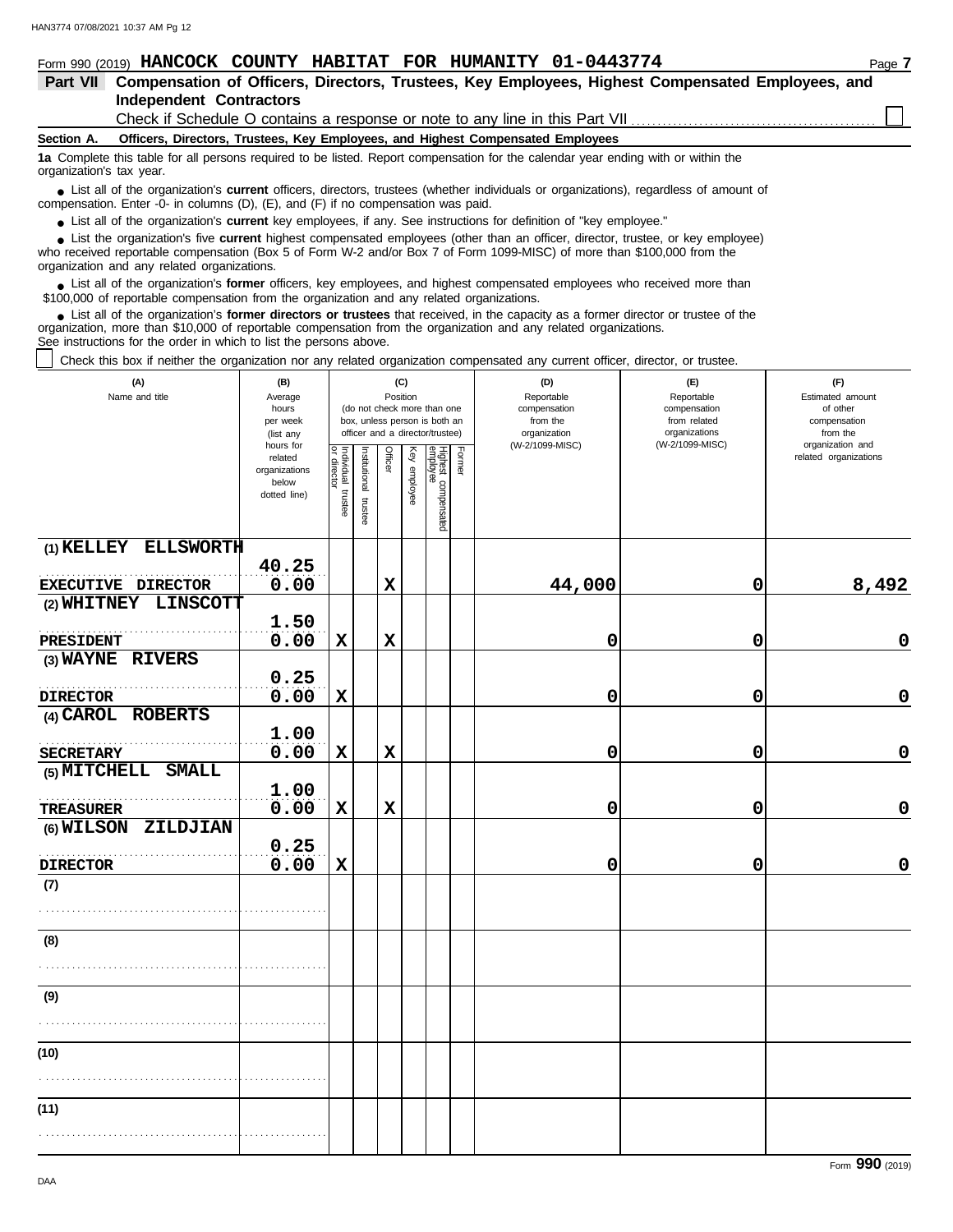Form 990 (2019) **HANCOCK COUNTY HABITAT FOR HUMANITY 01-0443774** Page **7**

## Part VII Compensation of Officers, Directors, Trustees, Key Employees, Highest Compensated Employees, and Independent Contractors

Check if Schedule O contains a response or note to any line in this Part VII ☐

### Section A. Officers, Directors, Trustees, Key Employees, and Highest Compensated Employees

**1a** Complete this table for all persons required to be listed. Report compensation for the calendar year ending with or within the organization's tax year.

- List all of the organization's **current** officers, directors, trustees (whether individuals or organizations), regardless of amount of compensation. Enter -0- in columns (D), (E), and (F) if no compensation was paid.
- List all of the organization's **current** key employees, if any. See instructions for definition of "key employee."
- List the organization's five **current** highest compensated employees (other than an officer, director, trustee, or key employee) who received reportable compensation (Box 5 of Form W-2 and/or Box 7 of Form 1099-MISC) of more than $100,000 from the organization and any related organizations.
- List all of the organization's **former** officers, key employees, and highest compensated employees who received more than $100,000 of reportable compensation from the organization and any related organizations.
- List all of the organization's **former directors or trustees** that received, in the capacity as a former director or trustee of the organization, more than $10,000 of reportable compensation from the organization and any related organizations.

See instructions for the order in which to list the persons above.

☐ Check this box if neither the organization nor any related organization compensated any current officer, director, or trustee.

| (A) Name and title | (B) Average hours per week (list any hours for related organizations below dotted line) | (C) Position: Individual trustee or director | Institutional trustee | Officer | Key employee | Highest compensated employee | Former | (D) Reportable compensation from the organization (W-2/1099-MISC) | (E) Reportable compensation from related organizations (W-2/1099-MISC) | (F) Estimated amount of other compensation from the organization and related organizations |
|---|---|---|---|---|---|---|---|---|---|---|
| (1) KELLEY ELLSWORTH<br>EXECUTIVE DIRECTOR | 40.25<br>0.00 | | | X | | | | 44,000 | 0 | 8,492 |
| (2) WHITNEY LINSCOTT<br>PRESIDENT | 1.50<br>0.00 | X | | X | | | | 0 | 0 | 0 |
| (3) WAYNE RIVERS<br>DIRECTOR | 0.25<br>0.00 | X | | | | | | 0 | 0 | 0 |
| (4) CAROL ROBERTS<br>SECRETARY | 1.00<br>0.00 | X | | X | | | | 0 | 0 | 0 |
| (5) MITCHELL SMALL<br>TREASURER | 1.00<br>0.00 | X | | X | | | | 0 | 0 | 0 |
| (6) WILSON ZILDJIAN<br>DIRECTOR | 0.25<br>0.00 | X | | | | | | 0 | 0 | 0 |
| (7) | | | | | | | | | | |
| (8) | | | | | | | | | | |
| (9) | | | | | | | | | | |
| (10) | | | | | | | | | | |
| (11) | | | | | | | | | | |

Form **990** (2019)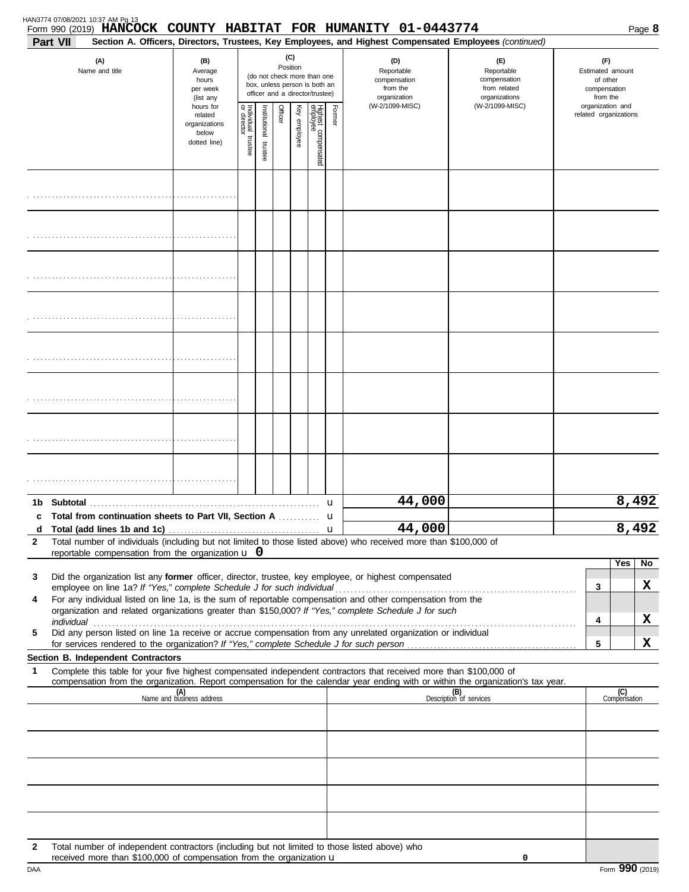Form 990 (2019) **HANCOCK COUNTY HABITAT FOR HUMANITY 01-0443774** Page **8**

**Part VII** **Section A. Officers, Directors, Trustees, Key Employees, and Highest Compensated Employees** *(continued)*

| (A) Name and title | (B) Average hours per week (list any hours for related organizations below dotted line) | (C) Position: Individual trustee or director | Institutional trustee | Officer | Key employee | Highest compensated employee | Former | (D) Reportable compensation from the organization (W-2/1099-MISC) | (E) Reportable compensation from related organizations (W-2/1099-MISC) | (F) Estimated amount of other compensation from the organization and related organizations |
|---|---|---|---|---|---|---|---|---|---|---|
| | | | | | | | | | | |
| | | | | | | | | | | |
| | | | | | | | | | | |
| | | | | | | | | | | |
| | | | | | | | | | | |
| | | | | | | | | | | |
| | | | | | | | | | | |
| | | | | | | | | | | |

| | | (D) | (E) | (F) |
|---|---|---|---|---|
| **1b** | **Subtotal** u | 44,000 | | 8,492 |
| **c** | **Total from continuation sheets to Part VII, Section A** u | | | |
| **d** | **Total (add lines 1b and 1c)** u | 44,000 | | 8,492 |

**2** Total number of individuals (including but not limited to those listed above) who received more than $100,000 of reportable compensation from the organization u **0**

| | | | Yes | No |
|---|---|---|---|---|
| **3** | Did the organization list any **former** officer, director, trustee, key employee, or highest compensated employee on line 1a? *If "Yes," complete Schedule J for such individual* | 3 | | X |
| **4** | For any individual listed on line 1a, is the sum of reportable compensation and other compensation from the organization and related organizations greater than $150,000? *If "Yes," complete Schedule J for such individual* | 4 | | X |
| **5** | Did any person listed on line 1a receive or accrue compensation from any unrelated organization or individual for services rendered to the organization? *If "Yes," complete Schedule J for such person* | 5 | | X |

**Section B. Independent Contractors**

**1** Complete this table for your five highest compensated independent contractors that received more than $100,000 of compensation from the organization. Report compensation for the calendar year ending with or within the organization's tax year.

| (A) Name and business address | (B) Description of services | (C) Compensation |
|---|---|---|
| | | |
| | | |
| | | |
| | | |
| | | |

**2** Total number of independent contractors (including but not limited to those listed above) who received more than $100,000 of compensation from the organization u **0**

Form **990** (2019)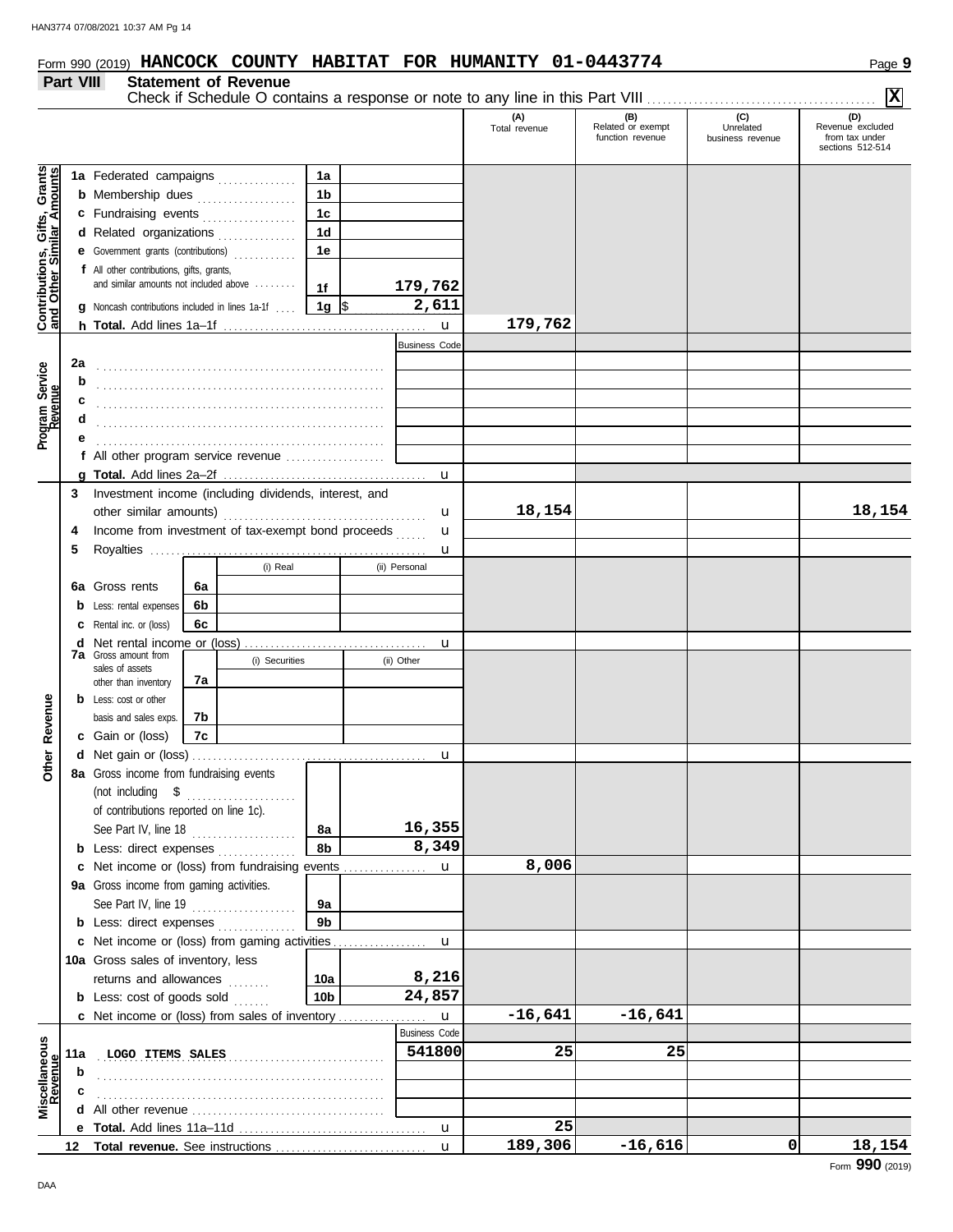Form 990 (2019) **HANCOCK COUNTY HABITAT FOR HUMANITY 01-0443774** Page **9**

## Part VIII Statement of Revenue

Check if Schedule O contains a response or note to any line in this Part VIII .......... **X**

| | | | | (A) Total revenue | (B) Related or exempt function revenue | (C) Unrelated business revenue | (D) Revenue excluded from tax under sections 512-514 |
|---|---|---|---|---|---|---|---|
| **Contributions, Gifts, Grants and Other Similar Amounts** | 1a Federated campaigns | 1a | | | | | |
| | b Membership dues | 1b | | | | | |
| | c Fundraising events | 1c | | | | | |
| | d Related organizations | 1d | | | | | |
| | e Government grants (contributions) | 1e | | | | | |
| | f All other contributions, gifts, grants, and similar amounts not included above | 1f | 179,762 | | | | |
| | g Noncash contributions included in lines 1a-1f | 1g | $ 2,611 | | | | |
| | h **Total.** Add lines 1a–1f | | u | 179,762 | | | |
| **Program Service Revenue** | | | Business Code | | | | |
| | 2a | | | | | | |
| | b | | | | | | |
| | c | | | | | | |
| | d | | | | | | |
| | e | | | | | | |
| | f All other program service revenue | | | | | | |
| | g **Total.** Add lines 2a–2f | | u | | | | |
| **Other Revenue** | 3 Investment income (including dividends, interest, and other similar amounts) | | u | 18,154 | | | 18,154 |
| | 4 Income from investment of tax-exempt bond proceeds | | u | | | | |
| | 5 Royalties | | u | | | | |
| | | (i) Real | (ii) Personal | | | | |
| | 6a Gross rents | 6a | | | | | |
| | b Less: rental expenses | 6b | | | | | |
| | c Rental inc. or (loss) | 6c | | | | | |
| | d Net rental income or (loss) | | u | | | | |
| | | (i) Securities | (ii) Other | | | | |
| | 7a Gross amount from sales of assets other than inventory | 7a | | | | | |
| | b Less: cost or other basis and sales exps. | 7b | | | | | |
| | c Gain or (loss) | 7c | | | | | |
| | d Net gain or (loss) | | u | | | | |
| | 8a Gross income from fundraising events (not including $ ........ of contributions reported on line 1c). See Part IV, line 18 | 8a | 16,355 | | | | |
| | b Less: direct expenses | 8b | 8,349 | | | | |
| | c Net income or (loss) from fundraising events | | u | 8,006 | | | |
| | 9a Gross income from gaming activities. See Part IV, line 19 | 9a | | | | | |
| | b Less: direct expenses | 9b | | | | | |
| | c Net income or (loss) from gaming activities | | u | | | | |
| | 10a Gross sales of inventory, less returns and allowances | 10a | 8,216 | | | | |
| | b Less: cost of goods sold | 10b | 24,857 | | | | |
| | c Net income or (loss) from sales of inventory | | u | -16,641 | -16,641 | | |
| **Miscellaneous Revenue** | | | Business Code | | | | |
| | 11a LOGO ITEMS SALES | | 541800 | 25 | 25 | | |
| | b | | | | | | |
| | c | | | | | | |
| | d All other revenue | | | | | | |
| | e **Total.** Add lines 11a–11d | | u | 25 | | | |
| | 12 **Total revenue.** See instructions | | u | 189,306 | -16,616 | 0 | 18,154 |

Form **990** (2019)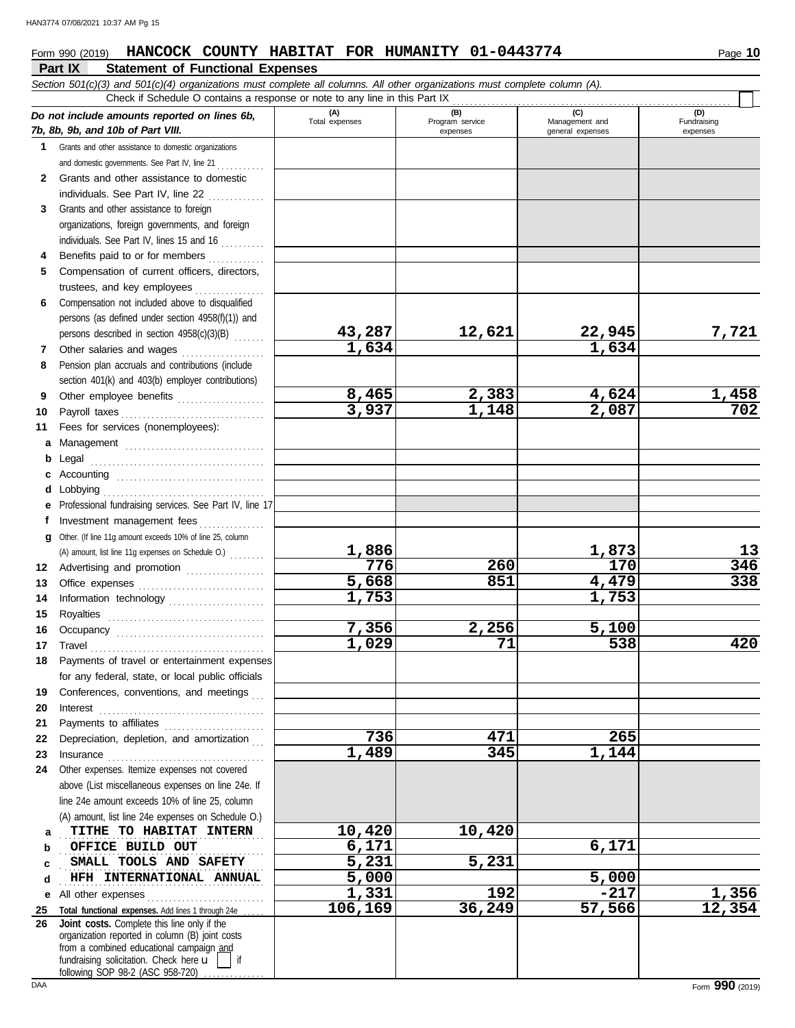Form 990 (2019) **HANCOCK COUNTY HABITAT FOR HUMANITY 01-0443774** Page **10**

## Part IX Statement of Functional Expenses

*Section 501(c)(3) and 501(c)(4) organizations must complete all columns. All other organizations must complete column (A).*

Check if Schedule O contains a response or note to any line in this Part IX

| *Do not include amounts reported on lines 6b, 7b, 8b, 9b, and 10b of Part VIII.* | (A) Total expenses | (B) Program service expenses | (C) Management and general expenses | (D) Fundraising expenses |
|---|---|---|---|---|
| **1** Grants and other assistance to domestic organizations and domestic governments. See Part IV, line 21 | | | | |
| **2** Grants and other assistance to domestic individuals. See Part IV, line 22 | | | | |
| **3** Grants and other assistance to foreign organizations, foreign governments, and foreign individuals. See Part IV, lines 15 and 16 | | | | |
| **4** Benefits paid to or for members | | | | |
| **5** Compensation of current officers, directors, trustees, and key employees | | | | |
| **6** Compensation not included above to disqualified persons (as defined under section 4958(f)(1)) and persons described in section 4958(c)(3)(B) | | | | |
| **7** Other salaries and wages | 43,287 | 12,621 | 22,945 | 7,721 |
| **8** Pension plan accruals and contributions (include section 401(k) and 403(b) employer contributions) | 1,634 | | 1,634 | |
| **9** Other employee benefits | 8,465 | 2,383 | 4,624 | 1,458 |
| **10** Payroll taxes | 3,937 | 1,148 | 2,087 | 702 |
| **11** Fees for services (nonemployees): | | | | |
| **a** Management | | | | |
| **b** Legal | | | | |
| **c** Accounting | | | | |
| **d** Lobbying | | | | |
| **e** Professional fundraising services. See Part IV, line 17 | | | | |
| **f** Investment management fees | | | | |
| **g** Other. (If line 11g amount exceeds 10% of line 25, column (A) amount, list line 11g expenses on Schedule O.) | 1,886 | | 1,873 | 13 |
| **12** Advertising and promotion | 776 | 260 | 170 | 346 |
| **13** Office expenses | 5,668 | 851 | 4,479 | 338 |
| **14** Information technology | 1,753 | | 1,753 | |
| **15** Royalties | | | | |
| **16** Occupancy | 7,356 | 2,256 | 5,100 | |
| **17** Travel | 1,029 | 71 | 538 | 420 |
| **18** Payments of travel or entertainment expenses for any federal, state, or local public officials | | | | |
| **19** Conferences, conventions, and meetings | | | | |
| **20** Interest | | | | |
| **21** Payments to affiliates | | | | |
| **22** Depreciation, depletion, and amortization | 736 | 471 | 265 | |
| **23** Insurance | 1,489 | 345 | 1,144 | |
| **24** Other expenses. Itemize expenses not covered above (List miscellaneous expenses on line 24e. If line 24e amount exceeds 10% of line 25, column (A) amount, list line 24e expenses on Schedule O.) | | | | |
| **a** TITHE TO HABITAT INTERN | 10,420 | 10,420 | | |
| **b** OFFICE BUILD OUT | 6,171 | | 6,171 | |
| **c** SMALL TOOLS AND SAFETY | 5,231 | 5,231 | | |
| **d** HFH INTERNATIONAL ANNUAL | 5,000 | | 5,000 | |
| **e** All other expenses | 1,331 | 192 | -217 | 1,356 |
| **25 Total functional expenses.** Add lines 1 through 24e | 106,169 | 36,249 | 57,566 | 12,354 |
| **26 Joint costs.** Complete this line only if the organization reported in column (B) joint costs from a combined educational campaign and fundraising solicitation. Check here ☐ if following SOP 98-2 (ASC 958-720) | | | | |

Form **990** (2019)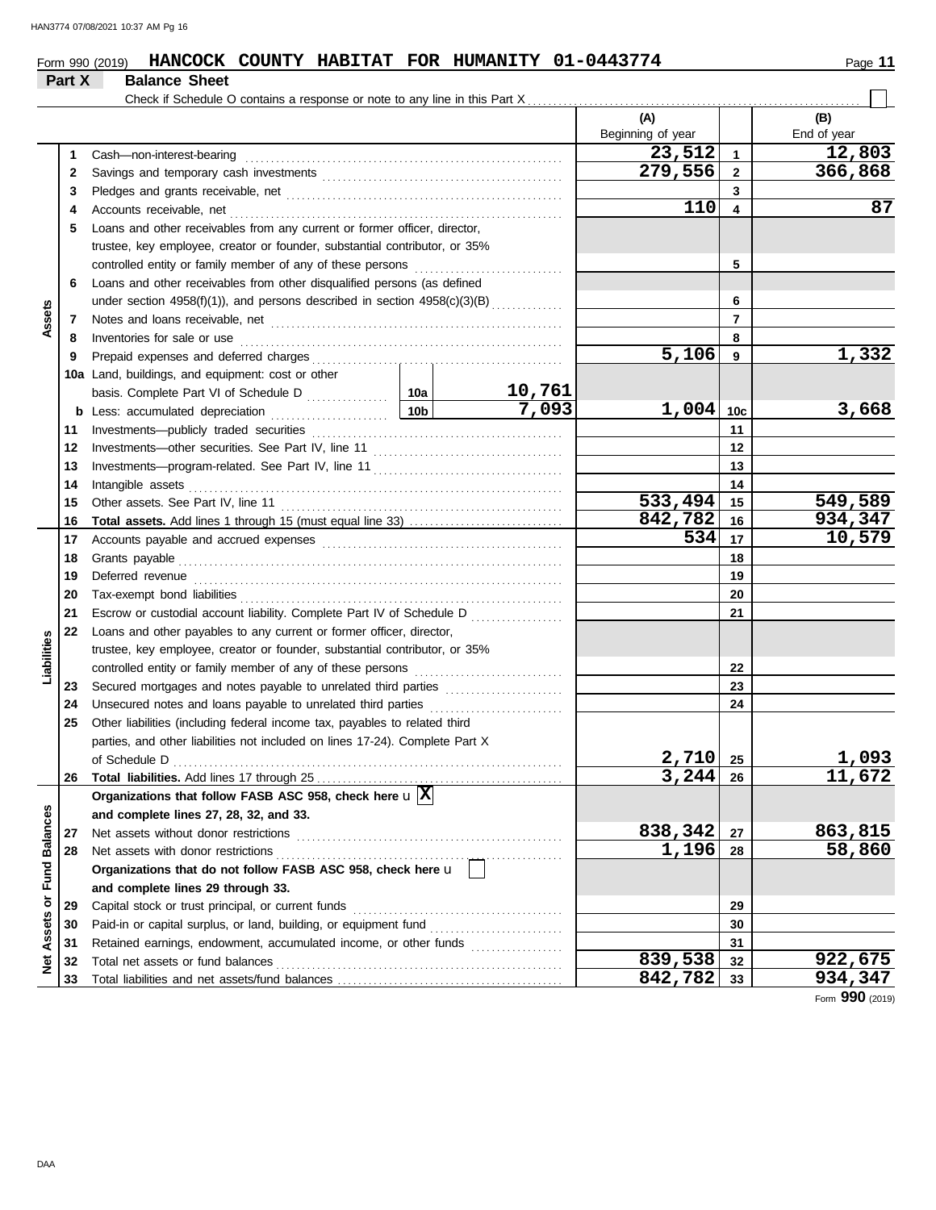Form 990 (2019) **HANCOCK COUNTY HABITAT FOR HUMANITY 01-0443774**

## Part X Balance Sheet

Check if Schedule O contains a response or note to any line in this Part X ☐

| Section | Line | Description | | | (A) Beginning of year | | (B) End of year |
|---|---|---|---|---|---|---|---|
| Assets | 1 | Cash—non-interest-bearing | | | 23,512 | 1 | 12,803 |
| | 2 | Savings and temporary cash investments | | | 279,556 | 2 | 366,868 |
| | 3 | Pledges and grants receivable, net | | | | 3 | |
| | 4 | Accounts receivable, net | | | 110 | 4 | 87 |
| | 5 | Loans and other receivables from any current or former officer, director, trustee, key employee, creator or founder, substantial contributor, or 35% controlled entity or family member of any of these persons | | | | 5 | |
| | 6 | Loans and other receivables from other disqualified persons (as defined under section 4958(f)(1)), and persons described in section 4958(c)(3)(B) | | | | 6 | |
| | 7 | Notes and loans receivable, net | | | | 7 | |
| | 8 | Inventories for sale or use | | | | 8 | |
| | 9 | Prepaid expenses and deferred charges | | | 5,106 | 9 | 1,332 |
| | 10a | Land, buildings, and equipment: cost or other basis. Complete Part VI of Schedule D | 10a | 10,761 | | | |
| | b | Less: accumulated depreciation | 10b | 7,093 | 1,004 | 10c | 3,668 |
| | 11 | Investments—publicly traded securities | | | | 11 | |
| | 12 | Investments—other securities. See Part IV, line 11 | | | | 12 | |
| | 13 | Investments—program-related. See Part IV, line 11 | | | | 13 | |
| | 14 | Intangible assets | | | | 14 | |
| | 15 | Other assets. See Part IV, line 11 | | | 533,494 | 15 | 549,589 |
| | 16 | **Total assets.** Add lines 1 through 15 (must equal line 33) | | | 842,782 | 16 | 934,347 |
| Liabilities | 17 | Accounts payable and accrued expenses | | | 534 | 17 | 10,579 |
| | 18 | Grants payable | | | | 18 | |
| | 19 | Deferred revenue | | | | 19 | |
| | 20 | Tax-exempt bond liabilities | | | | 20 | |
| | 21 | Escrow or custodial account liability. Complete Part IV of Schedule D | | | | 21 | |
| | 22 | Loans and other payables to any current or former officer, director, trustee, key employee, creator or founder, substantial contributor, or 35% controlled entity or family member of any of these persons | | | | 22 | |
| | 23 | Secured mortgages and notes payable to unrelated third parties | | | | 23 | |
| | 24 | Unsecured notes and loans payable to unrelated third parties | | | | 24 | |
| | 25 | Other liabilities (including federal income tax, payables to related third parties, and other liabilities not included on lines 17-24). Complete Part X of Schedule D | | | 2,710 | 25 | 1,093 |
| | 26 | **Total liabilities.** Add lines 17 through 25 | | | 3,244 | 26 | 11,672 |
| Net Assets or Fund Balances | | **Organizations that follow FASB ASC 958, check here** u ☒ **and complete lines 27, 28, 32, and 33.** | | | | | |
| | 27 | Net assets without donor restrictions | | | 838,342 | 27 | 863,815 |
| | 28 | Net assets with donor restrictions | | | 1,196 | 28 | 58,860 |
| | | **Organizations that do not follow FASB ASC 958, check here** u ☐ **and complete lines 29 through 33.** | | | | | |
| | 29 | Capital stock or trust principal, or current funds | | | | 29 | |
| | 30 | Paid-in or capital surplus, or land, building, or equipment fund | | | | 30 | |
| | 31 | Retained earnings, endowment, accumulated income, or other funds | | | | 31 | |
| | 32 | Total net assets or fund balances | | | 839,538 | 32 | 922,675 |
| | 33 | Total liabilities and net assets/fund balances | | | 842,782 | 33 | 934,347 |

Form **990** (2019)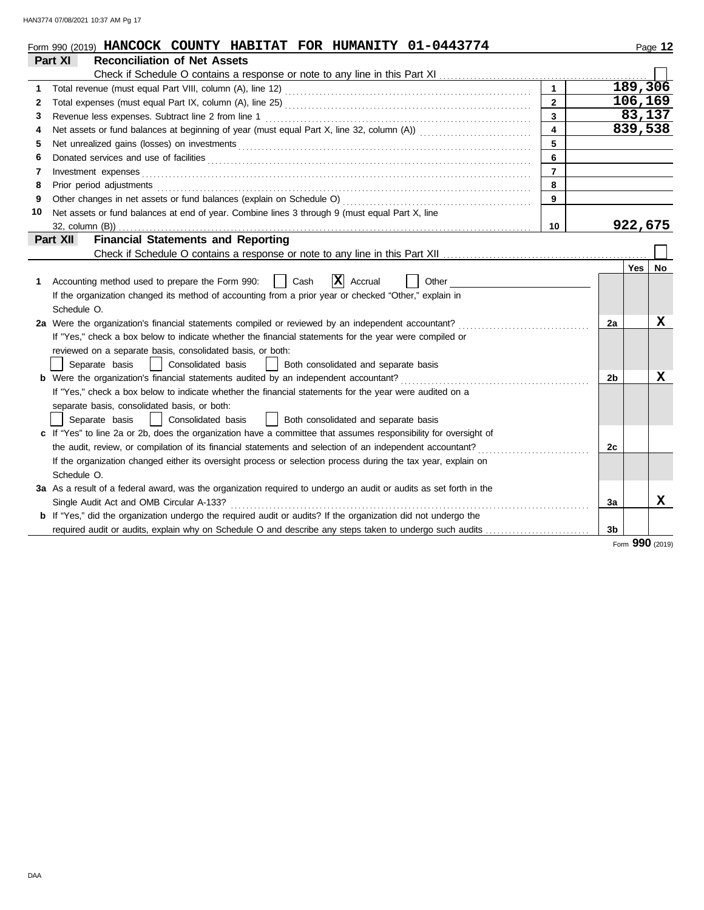Form 990 (2019) **HANCOCK COUNTY HABITAT FOR HUMANITY 01-0443774** Page **12**

## Part XI Reconciliation of Net Assets

Check if Schedule O contains a response or note to any line in this Part XI ☐

| | | | |
|---|---|---|---|
| 1 | Total revenue (must equal Part VIII, column (A), line 12) | 1 | 189,306 |
| 2 | Total expenses (must equal Part IX, column (A), line 25) | 2 | 106,169 |
| 3 | Revenue less expenses. Subtract line 2 from line 1 | 3 | 83,137 |
| 4 | Net assets or fund balances at beginning of year (must equal Part X, line 32, column (A)) | 4 | 839,538 |
| 5 | Net unrealized gains (losses) on investments | 5 | |
| 6 | Donated services and use of facilities | 6 | |
| 7 | Investment expenses | 7 | |
| 8 | Prior period adjustments | 8 | |
| 9 | Other changes in net assets or fund balances (explain on Schedule O) | 9 | |
| 10 | Net assets or fund balances at end of year. Combine lines 3 through 9 (must equal Part X, line 32, column (B)) | 10 | 922,675 |

## Part XII Financial Statements and Reporting

Check if Schedule O contains a response or note to any line in this Part XII ☐

| | | | Yes | No |
|---|---|---|---|---|
| 1 | Accounting method used to prepare the Form 990: ☐ Cash ☒ Accrual ☐ Other<br>If the organization changed its method of accounting from a prior year or checked "Other," explain in Schedule O. | | | |
| 2a | Were the organization's financial statements compiled or reviewed by an independent accountant?<br>If "Yes," check a box below to indicate whether the financial statements for the year were compiled or reviewed on a separate basis, consolidated basis, or both:<br>☐ Separate basis ☐ Consolidated basis ☐ Both consolidated and separate basis | 2a | | X |
| b | Were the organization's financial statements audited by an independent accountant?<br>If "Yes," check a box below to indicate whether the financial statements for the year were audited on a separate basis, consolidated basis, or both:<br>☐ Separate basis ☐ Consolidated basis ☐ Both consolidated and separate basis | 2b | | X |
| c | If "Yes" to line 2a or 2b, does the organization have a committee that assumes responsibility for oversight of the audit, review, or compilation of its financial statements and selection of an independent accountant?<br>If the organization changed either its oversight process or selection process during the tax year, explain on Schedule O. | 2c | | |
| 3a | As a result of a federal award, was the organization required to undergo an audit or audits as set forth in the Single Audit Act and OMB Circular A-133? | 3a | | X |
| b | If "Yes," did the organization undergo the required audit or audits? If the organization did not undergo the required audit or audits, explain why on Schedule O and describe any steps taken to undergo such audits | 3b | | |

Form **990** (2019)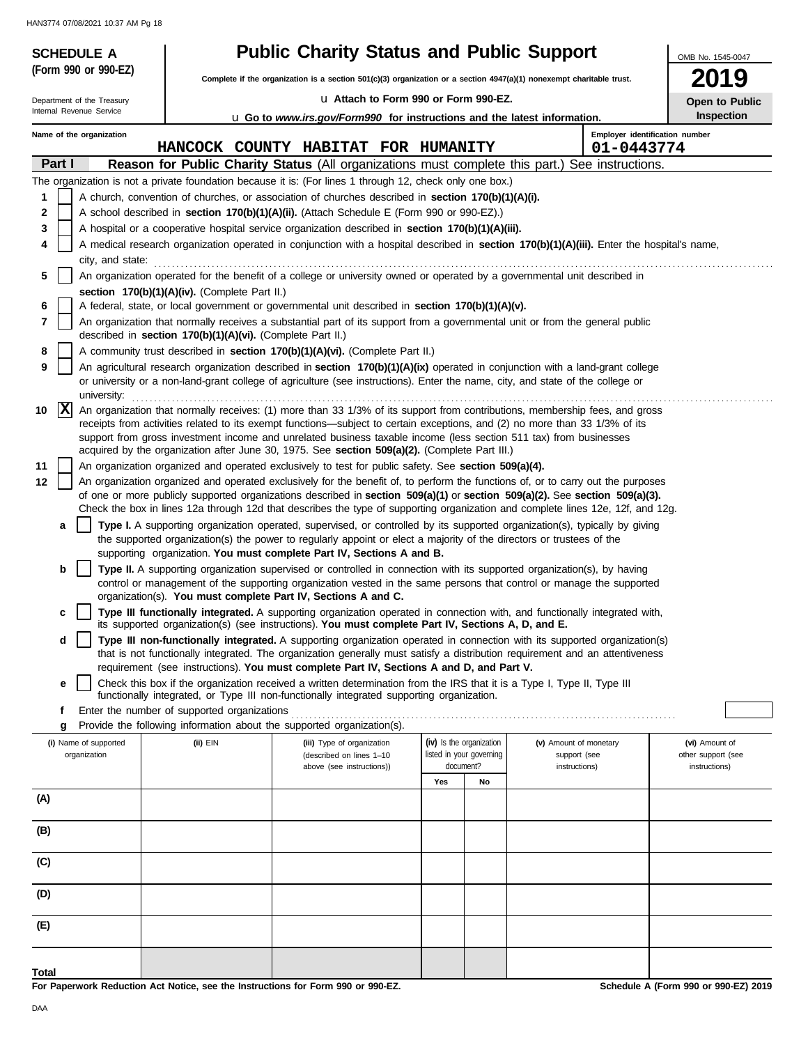**SCHEDULE A (Form 990 or 990-EZ)**

Department of the Treasury
Internal Revenue Service

# Public Charity Status and Public Support

**Complete if the organization is a section 501(c)(3) organization or a section 4947(a)(1) nonexempt charitable trust.**

u **Attach to Form 990 or Form 990-EZ.**

u **Go to *www.irs.gov/Form990* for instructions and the latest information.**

OMB No. 1545-0047

**2019**

**Open to Public Inspection**

Name of the organization: **HANCOCK COUNTY HABITAT FOR HUMANITY**

Employer identification number: **01-0443774**

## Part I — Reason for Public Charity Status (All organizations must complete this part.) See instructions.

The organization is not a private foundation because it is: (For lines 1 through 12, check only one box.)

1 [ ] A church, convention of churches, or association of churches described in **section 170(b)(1)(A)(i).**

2 [ ] A school described in **section 170(b)(1)(A)(ii).** (Attach Schedule E (Form 990 or 990-EZ).)

3 [ ] A hospital or a cooperative hospital service organization described in **section 170(b)(1)(A)(iii).**

4 [ ] A medical research organization operated in conjunction with a hospital described in **section 170(b)(1)(A)(iii).** Enter the hospital's name, city, and state:

5 [ ] An organization operated for the benefit of a college or university owned or operated by a governmental unit described in **section 170(b)(1)(A)(iv).** (Complete Part II.)

6 [ ] A federal, state, or local government or governmental unit described in **section 170(b)(1)(A)(v).**

7 [ ] An organization that normally receives a substantial part of its support from a governmental unit or from the general public described in **section 170(b)(1)(A)(vi).** (Complete Part II.)

8 [ ] A community trust described in **section 170(b)(1)(A)(vi).** (Complete Part II.)

9 [ ] An agricultural research organization described in **section 170(b)(1)(A)(ix)** operated in conjunction with a land-grant college or university or a non-land-grant college of agriculture (see instructions). Enter the name, city, and state of the college or university:

10 [X] An organization that normally receives: (1) more than 33 1/3% of its support from contributions, membership fees, and gross receipts from activities related to its exempt functions—subject to certain exceptions, and (2) no more than 33 1/3% of its support from gross investment income and unrelated business taxable income (less section 511 tax) from businesses acquired by the organization after June 30, 1975. See **section 509(a)(2).** (Complete Part III.)

11 [ ] An organization organized and operated exclusively to test for public safety. See **section 509(a)(4).**

12 [ ] An organization organized and operated exclusively for the benefit of, to perform the functions of, or to carry out the purposes of one or more publicly supported organizations described in **section 509(a)(1)** or **section 509(a)(2).** See **section 509(a)(3).** Check the box in lines 12a through 12d that describes the type of supporting organization and complete lines 12e, 12f, and 12g.

a [ ] **Type I.** A supporting organization operated, supervised, or controlled by its supported organization(s), typically by giving the supported organization(s) the power to regularly appoint or elect a majority of the directors or trustees of the supporting organization. **You must complete Part IV, Sections A and B.**

b [ ] **Type II.** A supporting organization supervised or controlled in connection with its supported organization(s), by having control or management of the supporting organization vested in the same persons that control or manage the supported organization(s). **You must complete Part IV, Sections A and C.**

c [ ] **Type III functionally integrated.** A supporting organization operated in connection with, and functionally integrated with, its supported organization(s) (see instructions). **You must complete Part IV, Sections A, D, and E.**

d [ ] **Type III non-functionally integrated.** A supporting organization operated in connection with its supported organization(s) that is not functionally integrated. The organization generally must satisfy a distribution requirement and an attentiveness requirement (see instructions). **You must complete Part IV, Sections A and D, and Part V.**

e [ ] Check this box if the organization received a written determination from the IRS that it is a Type I, Type II, Type III functionally integrated, or Type III non-functionally integrated supporting organization.

f Enter the number of supported organizations

g Provide the following information about the supported organization(s).

| (i) Name of supported organization | (ii) EIN | (iii) Type of organization (described on lines 1–10 above (see instructions)) | (iv) Is the organization listed in your governing document? Yes | No | (v) Amount of monetary support (see instructions) | (vi) Amount of other support (see instructions) |
|---|---|---|---|---|---|---|
| (A) | | | | | | |
| (B) | | | | | | |
| (C) | | | | | | |
| (D) | | | | | | |
| (E) | | | | | | |
| **Total** | | | | | | |

**For Paperwork Reduction Act Notice, see the Instructions for Form 990 or 990-EZ.**

**Schedule A (Form 990 or 990-EZ) 2019**

DAA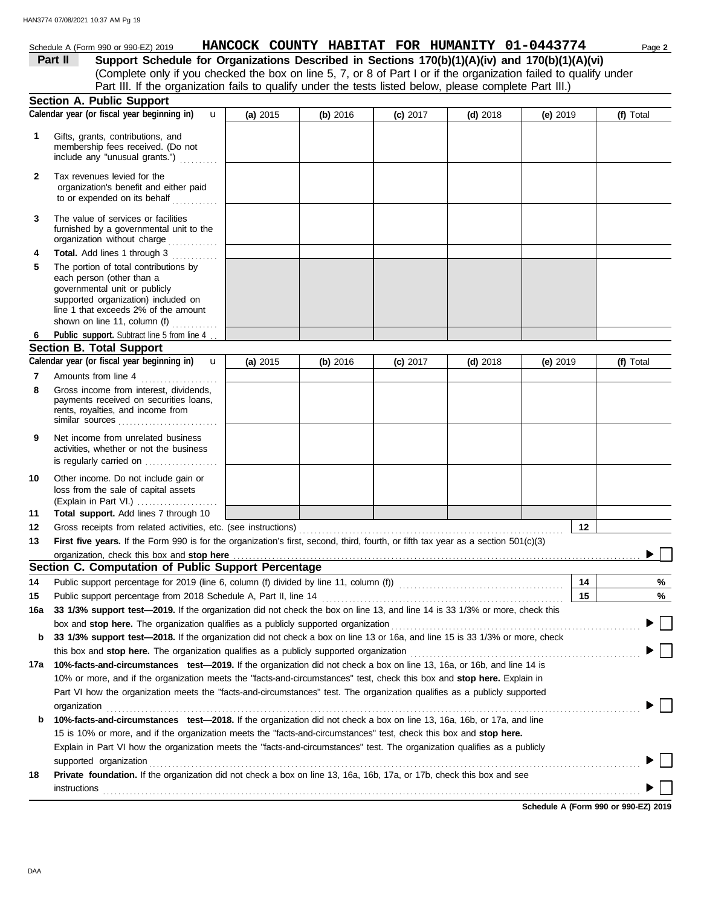Schedule A (Form 990 or 990-EZ) 2019 **HANCOCK COUNTY HABITAT FOR HUMANITY 01-0443774** Page **2**

## Part II Support Schedule for Organizations Described in Sections 170(b)(1)(A)(iv) and 170(b)(1)(A)(vi)

(Complete only if you checked the box on line 5, 7, or 8 of Part I or if the organization failed to qualify under Part III. If the organization fails to qualify under the tests listed below, please complete Part III.)

### Section A. Public Support

| Calendar year (or fiscal year beginning in) | (a) 2015 | (b) 2016 | (c) 2017 | (d) 2018 | (e) 2019 | (f) Total |
|---|---|---|---|---|---|---|
| **1** Gifts, grants, contributions, and membership fees received. (Do not include any "unusual grants.") | | | | | | |
| **2** Tax revenues levied for the organization's benefit and either paid to or expended on its behalf | | | | | | |
| **3** The value of services or facilities furnished by a governmental unit to the organization without charge | | | | | | |
| **4** **Total.** Add lines 1 through 3 | | | | | | |
| **5** The portion of total contributions by each person (other than a governmental unit or publicly supported organization) included on line 1 that exceeds 2% of the amount shown on line 11, column (f) | | | | | | |
| **6** **Public support.** Subtract line 5 from line 4 | | | | | | |

### Section B. Total Support

| Calendar year (or fiscal year beginning in) | (a) 2015 | (b) 2016 | (c) 2017 | (d) 2018 | (e) 2019 | (f) Total |
|---|---|---|---|---|---|---|
| **7** Amounts from line 4 | | | | | | |
| **8** Gross income from interest, dividends, payments received on securities loans, rents, royalties, and income from similar sources | | | | | | |
| **9** Net income from unrelated business activities, whether or not the business is regularly carried on | | | | | | |
| **10** Other income. Do not include gain or loss from the sale of capital assets (Explain in Part VI.) | | | | | | |
| **11** **Total support.** Add lines 7 through 10 | | | | | | |

**12** Gross receipts from related activities, etc. (see instructions) **12**

**13** **First five years.** If the Form 990 is for the organization's first, second, third, fourth, or fifth tax year as a section 501(c)(3) organization, check this box and **stop here** ☐

### Section C. Computation of Public Support Percentage

**14** Public support percentage for 2019 (line 6, column (f) divided by line 11, column (f)) **14** %

**15** Public support percentage from 2018 Schedule A, Part II, line 14 **15** %

**16a** **33 1/3% support test—2019.** If the organization did not check the box on line 13, and line 14 is 33 1/3% or more, check this box and **stop here.** The organization qualifies as a publicly supported organization ☐

**b** **33 1/3% support test—2018.** If the organization did not check a box on line 13 or 16a, and line 15 is 33 1/3% or more, check this box and **stop here.** The organization qualifies as a publicly supported organization ☐

**17a** **10%-facts-and-circumstances test—2019.** If the organization did not check a box on line 13, 16a, or 16b, and line 14 is 10% or more, and if the organization meets the "facts-and-circumstances" test, check this box and **stop here.** Explain in Part VI how the organization meets the "facts-and-circumstances" test. The organization qualifies as a publicly supported organization ☐

**b** **10%-facts-and-circumstances test—2018.** If the organization did not check a box on line 13, 16a, 16b, or 17a, and line 15 is 10% or more, and if the organization meets the "facts-and-circumstances" test, check this box and **stop here.** Explain in Part VI how the organization meets the "facts-and-circumstances" test. The organization qualifies as a publicly supported organization ☐

**18** **Private foundation.** If the organization did not check a box on line 13, 16a, 16b, 17a, or 17b, check this box and see instructions ☐

**Schedule A (Form 990 or 990-EZ) 2019**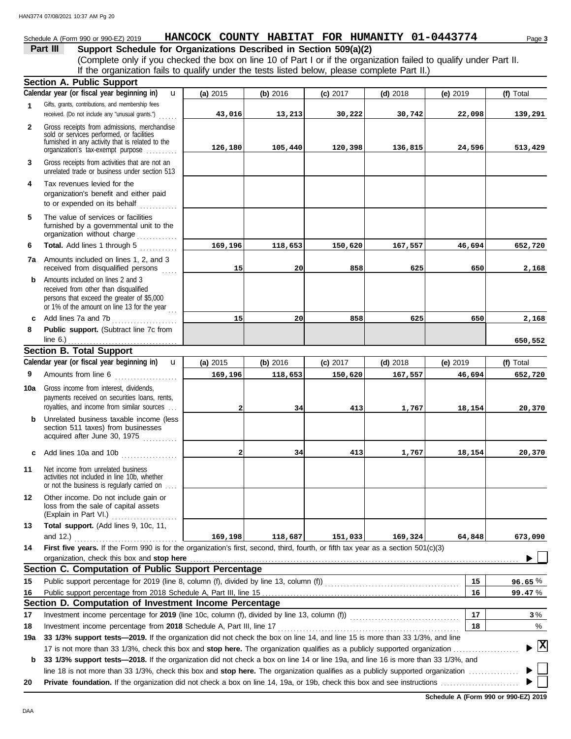Schedule A (Form 990 or 990-EZ) 2019 **HANCOCK COUNTY HABITAT FOR HUMANITY 01-0443774** Page **3**

## Part III Support Schedule for Organizations Described in Section 509(a)(2)

(Complete only if you checked the box on line 10 of Part I or if the organization failed to qualify under Part II. If the organization fails to qualify under the tests listed below, please complete Part II.)

### Section A. Public Support

| | Calendar year (or fiscal year beginning in) | (a) 2015 | (b) 2016 | (c) 2017 | (d) 2018 | (e) 2019 | (f) Total |
|---|---|---|---|---|---|---|---|
| 1 | Gifts, grants, contributions, and membership fees received. (Do not include any "unusual grants.") | 43,016 | 13,213 | 30,222 | 30,742 | 22,098 | 139,291 |
| 2 | Gross receipts from admissions, merchandise sold or services performed, or facilities furnished in any activity that is related to the organization's tax-exempt purpose | 126,180 | 105,440 | 120,398 | 136,815 | 24,596 | 513,429 |
| 3 | Gross receipts from activities that are not an unrelated trade or business under section 513 | | | | | | |
| 4 | Tax revenues levied for the organization's benefit and either paid to or expended on its behalf | | | | | | |
| 5 | The value of services or facilities furnished by a governmental unit to the organization without charge | | | | | | |
| 6 | **Total.** Add lines 1 through 5 | 169,196 | 118,653 | 150,620 | 167,557 | 46,694 | 652,720 |
| 7a | Amounts included on lines 1, 2, and 3 received from disqualified persons | 15 | 20 | 858 | 625 | 650 | 2,168 |
| b | Amounts included on lines 2 and 3 received from other than disqualified persons that exceed the greater of $5,000 or 1% of the amount on line 13 for the year | | | | | | |
| c | Add lines 7a and 7b | 15 | 20 | 858 | 625 | 650 | 2,168 |
| 8 | **Public support.** (Subtract line 7c from line 6.) | | | | | | 650,552 |

### Section B. Total Support

| | Calendar year (or fiscal year beginning in) | (a) 2015 | (b) 2016 | (c) 2017 | (d) 2018 | (e) 2019 | (f) Total |
|---|---|---|---|---|---|---|---|
| 9 | Amounts from line 6 | 169,196 | 118,653 | 150,620 | 167,557 | 46,694 | 652,720 |
| 10a | Gross income from interest, dividends, payments received on securities loans, rents, royalties, and income from similar sources | 2 | 34 | 413 | 1,767 | 18,154 | 20,370 |
| b | Unrelated business taxable income (less section 511 taxes) from businesses acquired after June 30, 1975 | | | | | | |
| c | Add lines 10a and 10b | 2 | 34 | 413 | 1,767 | 18,154 | 20,370 |
| 11 | Net income from unrelated business activities not included in line 10b, whether or not the business is regularly carried on | | | | | | |
| 12 | Other income. Do not include gain or loss from the sale of capital assets (Explain in Part VI.) | | | | | | |
| 13 | **Total support.** (Add lines 9, 10c, 11, and 12.) | 169,198 | 118,687 | 151,033 | 169,324 | 64,848 | 673,090 |

**14** **First five years.** If the Form 990 is for the organization's first, second, third, fourth, or fifth tax year as a section 501(c)(3) organization, check this box and **stop here** ☐

### Section C. Computation of Public Support Percentage

| | | | |
|---|---|---|---|
| 15 | Public support percentage for 2019 (line 8, column (f), divided by line 13, column (f)) | 15 | 96.65 % |
| 16 | Public support percentage from 2018 Schedule A, Part III, line 15 | 16 | 99.47 % |

### Section D. Computation of Investment Income Percentage

| | | | |
|---|---|---|---|
| 17 | Investment income percentage for **2019** (line 10c, column (f), divided by line 13, column (f)) | 17 | 3 % |
| 18 | Investment income percentage from **2018** Schedule A, Part III, line 17 | 18 | % |

**19a** **33 1/3% support tests—2019.** If the organization did not check the box on line 14, and line 15 is more than 33 1/3%, and line 17 is not more than 33 1/3%, check this box and **stop here.** The organization qualifies as a publicly supported organization ☒

**b** **33 1/3% support tests—2018.** If the organization did not check a box on line 14 or line 19a, and line 16 is more than 33 1/3%, and line 18 is not more than 33 1/3%, check this box and **stop here.** The organization qualifies as a publicly supported organization ☐

**20** **Private foundation.** If the organization did not check a box on line 14, 19a, or 19b, check this box and see instructions ☐

**Schedule A (Form 990 or 990-EZ) 2019**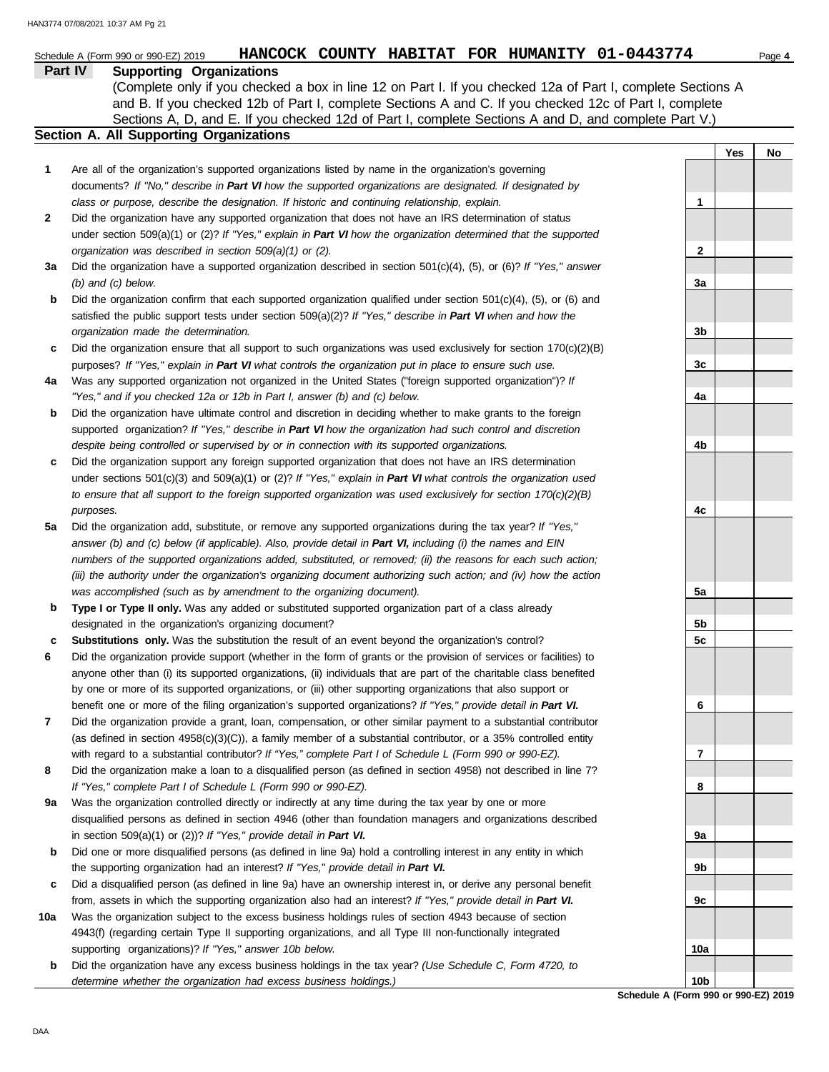Schedule A (Form 990 or 990-EZ) 2019 **HANCOCK COUNTY HABITAT FOR HUMANITY 01-0443774** Page **4**

## Part IV Supporting Organizations

(Complete only if you checked a box in line 12 on Part I. If you checked 12a of Part I, complete Sections A and B. If you checked 12b of Part I, complete Sections A and C. If you checked 12c of Part I, complete Sections A, D, and E. If you checked 12d of Part I, complete Sections A and D, and complete Part V.)

### Section A. All Supporting Organizations

| | | | Yes | No |
|---|---|---|---|---|
| **1** | Are all of the organization's supported organizations listed by name in the organization's governing documents? *If "No," describe in **Part VI** how the supported organizations are designated. If designated by class or purpose, describe the designation. If historic and continuing relationship, explain.* | **1** | | |
| **2** | Did the organization have any supported organization that does not have an IRS determination of status under section 509(a)(1) or (2)? *If "Yes," explain in **Part VI** how the organization determined that the supported organization was described in section 509(a)(1) or (2).* | **2** | | |
| **3a** | Did the organization have a supported organization described in section 501(c)(4), (5), or (6)? *If "Yes," answer (b) and (c) below.* | **3a** | | |
| **b** | Did the organization confirm that each supported organization qualified under section 501(c)(4), (5), or (6) and satisfied the public support tests under section 509(a)(2)? *If "Yes," describe in **Part VI** when and how the organization made the determination.* | **3b** | | |
| **c** | Did the organization ensure that all support to such organizations was used exclusively for section 170(c)(2)(B) purposes? *If "Yes," explain in **Part VI** what controls the organization put in place to ensure such use.* | **3c** | | |
| **4a** | Was any supported organization not organized in the United States ("foreign supported organization")? *If "Yes," and if you checked 12a or 12b in Part I, answer (b) and (c) below.* | **4a** | | |
| **b** | Did the organization have ultimate control and discretion in deciding whether to make grants to the foreign supported organization? *If "Yes," describe in **Part VI** how the organization had such control and discretion despite being controlled or supervised by or in connection with its supported organizations.* | **4b** | | |
| **c** | Did the organization support any foreign supported organization that does not have an IRS determination under sections 501(c)(3) and 509(a)(1) or (2)? *If "Yes," explain in **Part VI** what controls the organization used to ensure that all support to the foreign supported organization was used exclusively for section 170(c)(2)(B) purposes.* | **4c** | | |
| **5a** | Did the organization add, substitute, or remove any supported organizations during the tax year? *If "Yes," answer (b) and (c) below (if applicable). Also, provide detail in **Part VI,** including (i) the names and EIN numbers of the supported organizations added, substituted, or removed; (ii) the reasons for each such action; (iii) the authority under the organization's organizing document authorizing such action; and (iv) how the action was accomplished (such as by amendment to the organizing document).* | **5a** | | |
| **b** | **Type I or Type II only.** Was any added or substituted supported organization part of a class already designated in the organization's organizing document? | **5b** | | |
| **c** | **Substitutions only.** Was the substitution the result of an event beyond the organization's control? | **5c** | | |
| **6** | Did the organization provide support (whether in the form of grants or the provision of services or facilities) to anyone other than (i) its supported organizations, (ii) individuals that are part of the charitable class benefited by one or more of its supported organizations, or (iii) other supporting organizations that also support or benefit one or more of the filing organization's supported organizations? *If "Yes," provide detail in **Part VI.*** | **6** | | |
| **7** | Did the organization provide a grant, loan, compensation, or other similar payment to a substantial contributor (as defined in section 4958(c)(3)(C)), a family member of a substantial contributor, or a 35% controlled entity with regard to a substantial contributor? *If "Yes," complete Part I of Schedule L (Form 990 or 990-EZ).* | **7** | | |
| **8** | Did the organization make a loan to a disqualified person (as defined in section 4958) not described in line 7? *If "Yes," complete Part I of Schedule L (Form 990 or 990-EZ).* | **8** | | |
| **9a** | Was the organization controlled directly or indirectly at any time during the tax year by one or more disqualified persons as defined in section 4946 (other than foundation managers and organizations described in section 509(a)(1) or (2))? *If "Yes," provide detail in **Part VI.*** | **9a** | | |
| **b** | Did one or more disqualified persons (as defined in line 9a) hold a controlling interest in any entity in which the supporting organization had an interest? *If "Yes," provide detail in **Part VI.*** | **9b** | | |
| **c** | Did a disqualified person (as defined in line 9a) have an ownership interest in, or derive any personal benefit from, assets in which the supporting organization also had an interest? *If "Yes," provide detail in **Part VI.*** | **9c** | | |
| **10a** | Was the organization subject to the excess business holdings rules of section 4943 because of section 4943(f) (regarding certain Type II supporting organizations, and all Type III non-functionally integrated supporting organizations)? *If "Yes," answer 10b below.* | **10a** | | |
| **b** | Did the organization have any excess business holdings in the tax year? *(Use Schedule C, Form 4720, to determine whether the organization had excess business holdings.)* | **10b** | | |

**Schedule A (Form 990 or 990-EZ) 2019**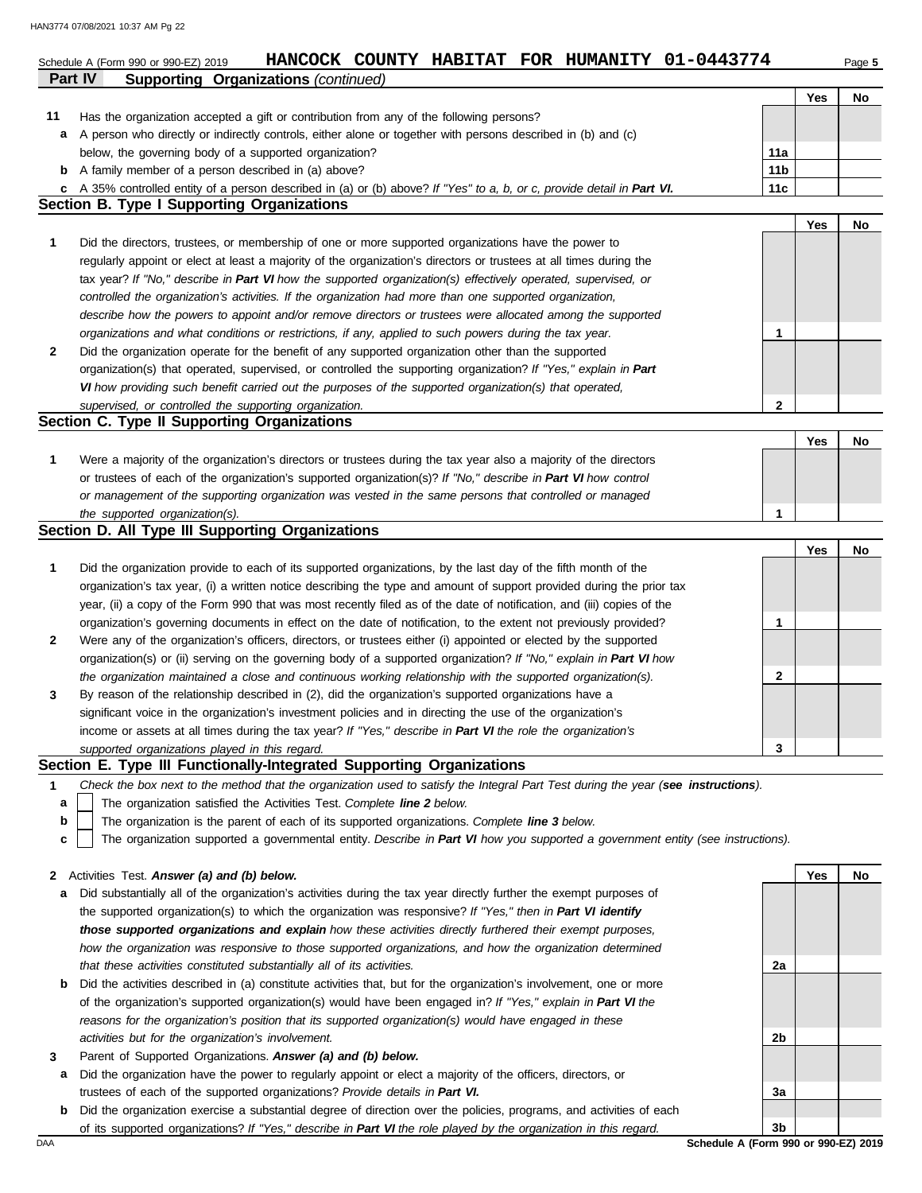Schedule A (Form 990 or 990-EZ) 2019 **HANCOCK COUNTY HABITAT FOR HUMANITY 01-0443774**

## Part IV Supporting Organizations *(continued)*

| | | | Yes | No |
|---|---|---|---|---|
| **11** | Has the organization accepted a gift or contribution from any of the following persons? | | | |
| **a** | A person who directly or indirectly controls, either alone or together with persons described in (b) and (c) below, the governing body of a supported organization? | 11a | | |
| **b** | A family member of a person described in (a) above? | 11b | | |
| **c** | A 35% controlled entity of a person described in (a) or (b) above? *If "Yes" to a, b, or c, provide detail in* ***Part VI.*** | 11c | | |

### Section B. Type I Supporting Organizations

| | | | Yes | No |
|---|---|---|---|---|
| **1** | Did the directors, trustees, or membership of one or more supported organizations have the power to regularly appoint or elect at least a majority of the organization's directors or trustees at all times during the tax year? *If "No," describe in* ***Part VI*** *how the supported organization(s) effectively operated, supervised, or controlled the organization's activities. If the organization had more than one supported organization, describe how the powers to appoint and/or remove directors or trustees were allocated among the supported organizations and what conditions or restrictions, if any, applied to such powers during the tax year.* | 1 | | |
| **2** | Did the organization operate for the benefit of any supported organization other than the supported organization(s) that operated, supervised, or controlled the supporting organization? *If "Yes," explain in* ***Part VI*** *how providing such benefit carried out the purposes of the supported organization(s) that operated, supervised, or controlled the supporting organization.* | 2 | | |

### Section C. Type II Supporting Organizations

| | | | Yes | No |
|---|---|---|---|---|
| **1** | Were a majority of the organization's directors or trustees during the tax year also a majority of the directors or trustees of each of the organization's supported organization(s)? *If "No," describe in* ***Part VI*** *how control or management of the supporting organization was vested in the same persons that controlled or managed the supported organization(s).* | 1 | | |

### Section D. All Type III Supporting Organizations

| | | | Yes | No |
|---|---|---|---|---|
| **1** | Did the organization provide to each of its supported organizations, by the last day of the fifth month of the organization's tax year, (i) a written notice describing the type and amount of support provided during the prior tax year, (ii) a copy of the Form 990 that was most recently filed as of the date of notification, and (iii) copies of the organization's governing documents in effect on the date of notification, to the extent not previously provided? | 1 | | |
| **2** | Were any of the organization's officers, directors, or trustees either (i) appointed or elected by the supported organization(s) or (ii) serving on the governing body of a supported organization? *If "No," explain in* ***Part VI*** *how the organization maintained a close and continuous working relationship with the supported organization(s).* | 2 | | |
| **3** | By reason of the relationship described in (2), did the organization's supported organizations have a significant voice in the organization's investment policies and in directing the use of the organization's income or assets at all times during the tax year? *If "Yes," describe in* ***Part VI*** *the role the organization's supported organizations played in this regard.* | 3 | | |

### Section E. Type III Functionally-Integrated Supporting Organizations

**1** *Check the box next to the method that the organization used to satisfy the Integral Part Test during the year (****see instructions****).*

- **a** ☐ The organization satisfied the Activities Test. *Complete* ***line 2*** *below.*
- **b** ☐ The organization is the parent of each of its supported organizations. *Complete* ***line 3*** *below.*
- **c** ☐ The organization supported a governmental entity. *Describe in* ***Part VI*** *how you supported a government entity (see instructions).*

| | | | Yes | No |
|---|---|---|---|---|
| **2** | Activities Test. ***Answer (a) and (b) below.*** | | | |
| **a** | Did substantially all of the organization's activities during the tax year directly further the exempt purposes of the supported organization(s) to which the organization was responsive? *If "Yes," then in* ***Part VI identify those supported organizations and explain*** *how these activities directly furthered their exempt purposes, how the organization was responsive to those supported organizations, and how the organization determined that these activities constituted substantially all of its activities.* | 2a | | |
| **b** | Did the activities described in (a) constitute activities that, but for the organization's involvement, one or more of the organization's supported organization(s) would have been engaged in? *If "Yes," explain in* ***Part VI*** *the reasons for the organization's position that its supported organization(s) would have engaged in these activities but for the organization's involvement.* | 2b | | |
| **3** | Parent of Supported Organizations. ***Answer (a) and (b) below.*** | | | |
| **a** | Did the organization have the power to regularly appoint or elect a majority of the officers, directors, or trustees of each of the supported organizations? *Provide details in* ***Part VI.*** | 3a | | |
| **b** | Did the organization exercise a substantial degree of direction over the policies, programs, and activities of each of its supported organizations? *If "Yes," describe in* ***Part VI*** *the role played by the organization in this regard.* | 3b | | |

Schedule A (Form 990 or 990-EZ) 2019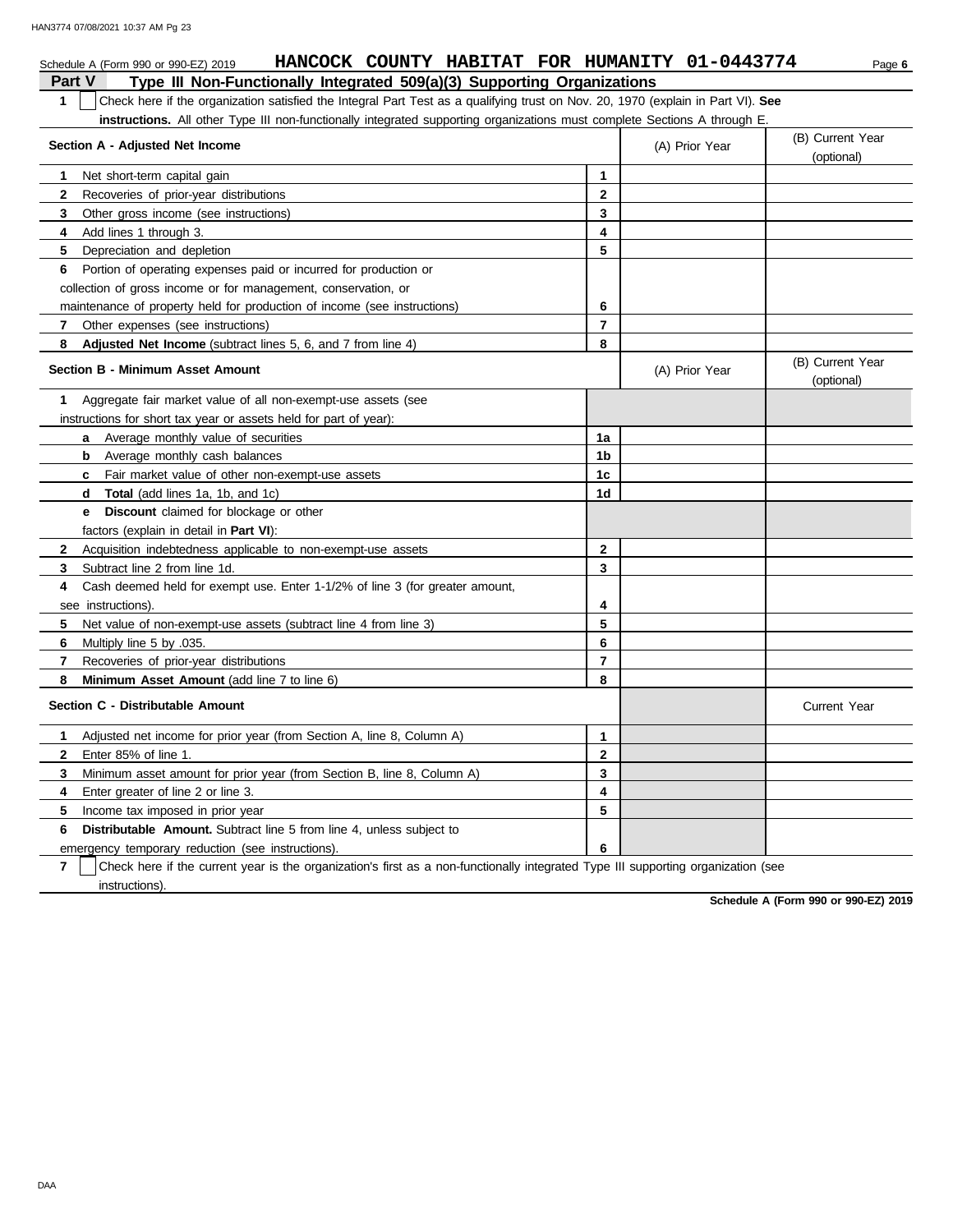Schedule A (Form 990 or 990-EZ) 2019 **HANCOCK COUNTY HABITAT FOR HUMANITY 01-0443774** Page **6**

## Part V Type III Non-Functionally Integrated 509(a)(3) Supporting Organizations

**1** ☐ Check here if the organization satisfied the Integral Part Test as a qualifying trust on Nov. 20, 1970 (explain in Part VI). **See instructions.** All other Type III non-functionally integrated supporting organizations must complete Sections A through E.

| Section A - Adjusted Net Income | | (A) Prior Year | (B) Current Year (optional) |
|---|---|---|---|
| **1** Net short-term capital gain | 1 | | |
| **2** Recoveries of prior-year distributions | 2 | | |
| **3** Other gross income (see instructions) | 3 | | |
| **4** Add lines 1 through 3. | 4 | | |
| **5** Depreciation and depletion | 5 | | |
| **6** Portion of operating expenses paid or incurred for production or collection of gross income or for management, conservation, or maintenance of property held for production of income (see instructions) | 6 | | |
| **7** Other expenses (see instructions) | 7 | | |
| **8** **Adjusted Net Income** (subtract lines 5, 6, and 7 from line 4) | 8 | | |

| Section B - Minimum Asset Amount | | (A) Prior Year | (B) Current Year (optional) |
|---|---|---|---|
| **1** Aggregate fair market value of all non-exempt-use assets (see instructions for short tax year or assets held for part of year): | | | |
| **a** Average monthly value of securities | 1a | | |
| **b** Average monthly cash balances | 1b | | |
| **c** Fair market value of other non-exempt-use assets | 1c | | |
| **d** **Total** (add lines 1a, 1b, and 1c) | 1d | | |
| **e** **Discount** claimed for blockage or other factors (explain in detail in **Part VI**): | | | |
| **2** Acquisition indebtedness applicable to non-exempt-use assets | 2 | | |
| **3** Subtract line 2 from line 1d. | 3 | | |
| **4** Cash deemed held for exempt use. Enter 1-1/2% of line 3 (for greater amount, see instructions). | 4 | | |
| **5** Net value of non-exempt-use assets (subtract line 4 from line 3) | 5 | | |
| **6** Multiply line 5 by .035. | 6 | | |
| **7** Recoveries of prior-year distributions | 7 | | |
| **8** **Minimum Asset Amount** (add line 7 to line 6) | 8 | | |

| Section C - Distributable Amount | | | Current Year |
|---|---|---|---|
| **1** Adjusted net income for prior year (from Section A, line 8, Column A) | 1 | | |
| **2** Enter 85% of line 1. | 2 | | |
| **3** Minimum asset amount for prior year (from Section B, line 8, Column A) | 3 | | |
| **4** Enter greater of line 2 or line 3. | 4 | | |
| **5** Income tax imposed in prior year | 5 | | |
| **6** **Distributable Amount.** Subtract line 5 from line 4, unless subject to emergency temporary reduction (see instructions). | 6 | | |

**7** ☐ Check here if the current year is the organization's first as a non-functionally integrated Type III supporting organization (see instructions).

**Schedule A (Form 990 or 990-EZ) 2019**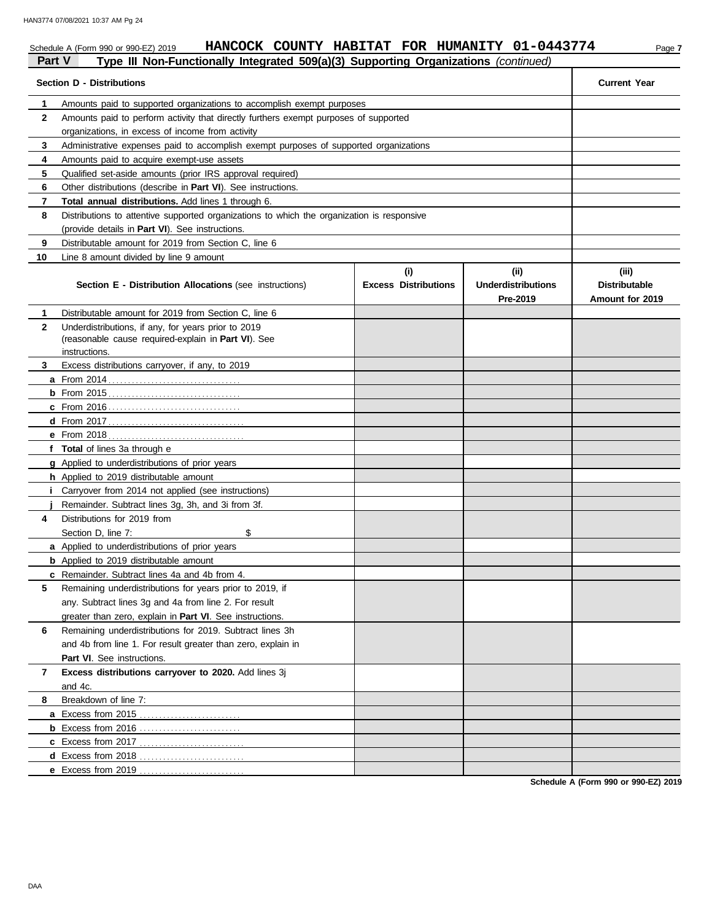Schedule A (Form 990 or 990-EZ) 2019 **HANCOCK COUNTY HABITAT FOR HUMANITY 01-0443774** Page **7**

## Part V Type III Non-Functionally Integrated 509(a)(3) Supporting Organizations *(continued)*

| **Section D - Distributions** | | **Current Year** |
|---|---|---|
| **1** | Amounts paid to supported organizations to accomplish exempt purposes | |
| **2** | Amounts paid to perform activity that directly furthers exempt purposes of supported organizations, in excess of income from activity | |
| **3** | Administrative expenses paid to accomplish exempt purposes of supported organizations | |
| **4** | Amounts paid to acquire exempt-use assets | |
| **5** | Qualified set-aside amounts (prior IRS approval required) | |
| **6** | Other distributions (describe in **Part VI**). See instructions. | |
| **7** | **Total annual distributions.** Add lines 1 through 6. | |
| **8** | Distributions to attentive supported organizations to which the organization is responsive (provide details in **Part VI**). See instructions. | |
| **9** | Distributable amount for 2019 from Section C, line 6 | |
| **10** | Line 8 amount divided by line 9 amount | |

| | **Section E - Distribution Allocations** (see instructions) | **(i) Excess Distributions** | **(ii) Underdistributions Pre-2019** | **(iii) Distributable Amount for 2019** |
|---|---|---|---|---|
| **1** | Distributable amount for 2019 from Section C, line 6 | | | |
| **2** | Underdistributions, if any, for years prior to 2019 (reasonable cause required-explain in **Part VI**). See instructions. | | | |
| **3** | Excess distributions carryover, if any, to 2019 | | | |
| **a** | From 2014 | | | |
| **b** | From 2015 | | | |
| **c** | From 2016 | | | |
| **d** | From 2017 | | | |
| **e** | From 2018 | | | |
| **f** | **Total** of lines 3a through e | | | |
| **g** | Applied to underdistributions of prior years | | | |
| **h** | Applied to 2019 distributable amount | | | |
| **i** | Carryover from 2014 not applied (see instructions) | | | |
| **j** | Remainder. Subtract lines 3g, 3h, and 3i from 3f. | | | |
| **4** | Distributions for 2019 from Section D, line 7: $ | | | |
| **a** | Applied to underdistributions of prior years | | | |
| **b** | Applied to 2019 distributable amount | | | |
| **c** | Remainder. Subtract lines 4a and 4b from 4. | | | |
| **5** | Remaining underdistributions for years prior to 2019, if any. Subtract lines 3g and 4a from line 2. For result greater than zero, explain in **Part VI**. See instructions. | | | |
| **6** | Remaining underdistributions for 2019. Subtract lines 3h and 4b from line 1. For result greater than zero, explain in **Part VI**. See instructions. | | | |
| **7** | **Excess distributions carryover to 2020.** Add lines 3j and 4c. | | | |
| **8** | Breakdown of line 7: | | | |
| **a** | Excess from 2015 | | | |
| **b** | Excess from 2016 | | | |
| **c** | Excess from 2017 | | | |
| **d** | Excess from 2018 | | | |
| **e** | Excess from 2019 | | | |

**Schedule A (Form 990 or 990-EZ) 2019**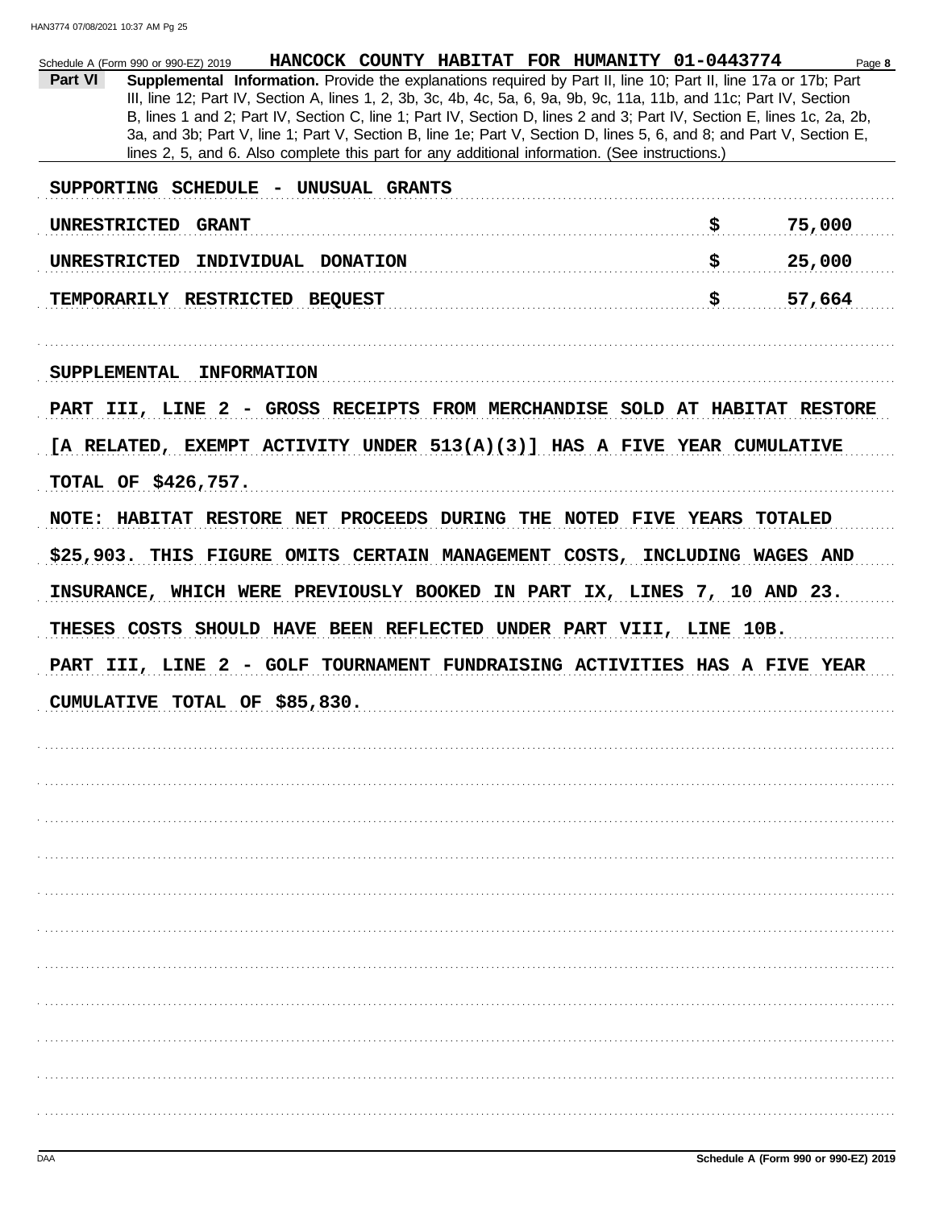Schedule A (Form 990 or 990-EZ) 2019 **HANCOCK COUNTY HABITAT FOR HUMANITY 01-0443774** Page **8**

**Part VI** **Supplemental Information.** Provide the explanations required by Part II, line 10; Part II, line 17a or 17b; Part III, line 12; Part IV, Section A, lines 1, 2, 3b, 3c, 4b, 4c, 5a, 6, 9a, 9b, 9c, 11a, 11b, and 11c; Part IV, Section B, lines 1 and 2; Part IV, Section C, line 1; Part IV, Section D, lines 2 and 3; Part IV, Section E, lines 1c, 2a, 2b, 3a, and 3b; Part V, line 1; Part V, Section B, line 1e; Part V, Section D, lines 5, 6, and 8; and Part V, Section E, lines 2, 5, and 6. Also complete this part for any additional information. (See instructions.)

SUPPORTING SCHEDULE - UNUSUAL GRANTS

| | |
|---|---|
| UNRESTRICTED GRANT | $ 75,000 |
| UNRESTRICTED INDIVIDUAL DONATION | $ 25,000 |
| TEMPORARILY RESTRICTED BEQUEST | $ 57,664 |

SUPPLEMENTAL INFORMATION

PART III, LINE 2 - GROSS RECEIPTS FROM MERCHANDISE SOLD AT HABITAT RESTORE [A RELATED, EXEMPT ACTIVITY UNDER 513(A)(3)] HAS A FIVE YEAR CUMULATIVE TOTAL OF $426,757.

NOTE: HABITAT RESTORE NET PROCEEDS DURING THE NOTED FIVE YEARS TOTALED $25,903. THIS FIGURE OMITS CERTAIN MANAGEMENT COSTS, INCLUDING WAGES AND INSURANCE, WHICH WERE PREVIOUSLY BOOKED IN PART IX, LINES 7, 10 AND 23. THESES COSTS SHOULD HAVE BEEN REFLECTED UNDER PART VIII, LINE 10B.

PART III, LINE 2 - GOLF TOURNAMENT FUNDRAISING ACTIVITIES HAS A FIVE YEAR CUMULATIVE TOTAL OF $85,830.

DAA **Schedule A (Form 990 or 990-EZ) 2019**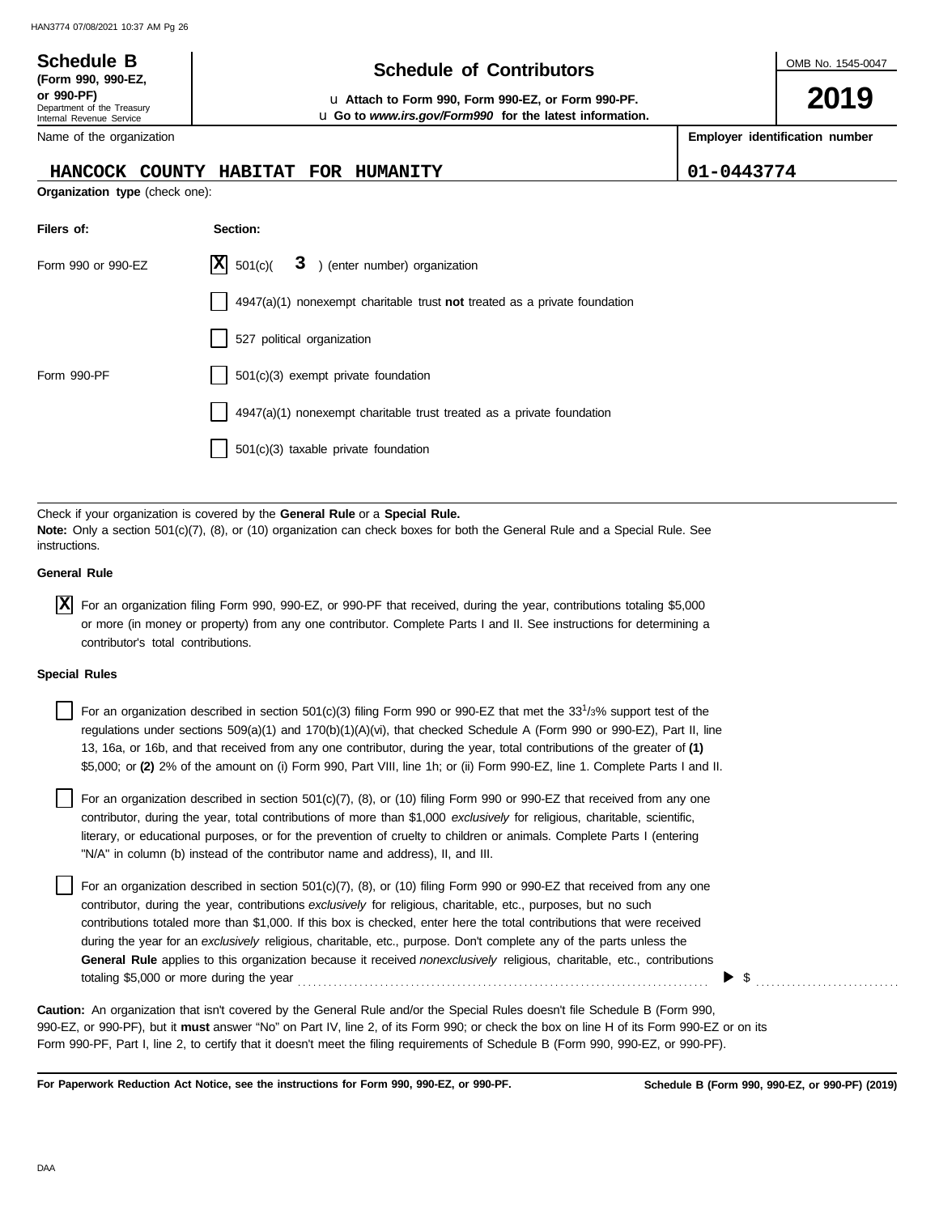**Schedule B** (Form 990, 990-EZ, or 990-PF)
Department of the Treasury
Internal Revenue Service

# Schedule of Contributors

u Attach to Form 990, Form 990-EZ, or Form 990-PF.
u Go to *www.irs.gov/Form990* for the latest information.

OMB No. 1545-0047

**2019**

| Name of the organization | Employer identification number |
|---|---|
| HANCOCK COUNTY HABITAT FOR HUMANITY | 01-0443774 |

**Organization type** (check one):

| Filers of: | Section: |
|---|---|
| Form 990 or 990-EZ | [X] 501(c)( 3 ) (enter number) organization |
| | [ ] 4947(a)(1) nonexempt charitable trust **not** treated as a private foundation |
| | [ ] 527 political organization |
| Form 990-PF | [ ] 501(c)(3) exempt private foundation |
| | [ ] 4947(a)(1) nonexempt charitable trust treated as a private foundation |
| | [ ] 501(c)(3) taxable private foundation |

Check if your organization is covered by the **General Rule** or a **Special Rule.**
**Note:** Only a section 501(c)(7), (8), or (10) organization can check boxes for both the General Rule and a Special Rule. See instructions.

**General Rule**

[X] For an organization filing Form 990, 990-EZ, or 990-PF that received, during the year, contributions totaling $5,000 or more (in money or property) from any one contributor. Complete Parts I and II. See instructions for determining a contributor's total contributions.

**Special Rules**

[ ] For an organization described in section 501(c)(3) filing Form 990 or 990-EZ that met the $33^1/_3$% support test of the regulations under sections 509(a)(1) and 170(b)(1)(A)(vi), that checked Schedule A (Form 990 or 990-EZ), Part II, line 13, 16a, or 16b, and that received from any one contributor, during the year, total contributions of the greater of **(1)** $5,000; or **(2)** 2% of the amount on (i) Form 990, Part VIII, line 1h; or (ii) Form 990-EZ, line 1. Complete Parts I and II.

[ ] For an organization described in section 501(c)(7), (8), or (10) filing Form 990 or 990-EZ that received from any one contributor, during the year, total contributions of more than $1,000 *exclusively* for religious, charitable, scientific, literary, or educational purposes, or for the prevention of cruelty to children or animals. Complete Parts I (entering "N/A" in column (b) instead of the contributor name and address), II, and III.

[ ] For an organization described in section 501(c)(7), (8), or (10) filing Form 990 or 990-EZ that received from any one contributor, during the year, contributions *exclusively* for religious, charitable, etc., purposes, but no such contributions totaled more than $1,000. If this box is checked, enter here the total contributions that were received during the year for an *exclusively* religious, charitable, etc., purpose. Don't complete any of the parts unless the **General Rule** applies to this organization because it received *nonexclusively* religious, charitable, etc., contributions totaling $5,000 or more during the year . . . . . . . . . . ▶ $ . . . . . . . . . .

**Caution:** An organization that isn't covered by the General Rule and/or the Special Rules doesn't file Schedule B (Form 990, 990-EZ, or 990-PF), but it **must** answer "No" on Part IV, line 2, of its Form 990; or check the box on line H of its Form 990-EZ or on its Form 990-PF, Part I, line 2, to certify that it doesn't meet the filing requirements of Schedule B (Form 990, 990-EZ, or 990-PF).

**For Paperwork Reduction Act Notice, see the instructions for Form 990, 990-EZ, or 990-PF.** **Schedule B (Form 990, 990-EZ, or 990-PF) (2019)**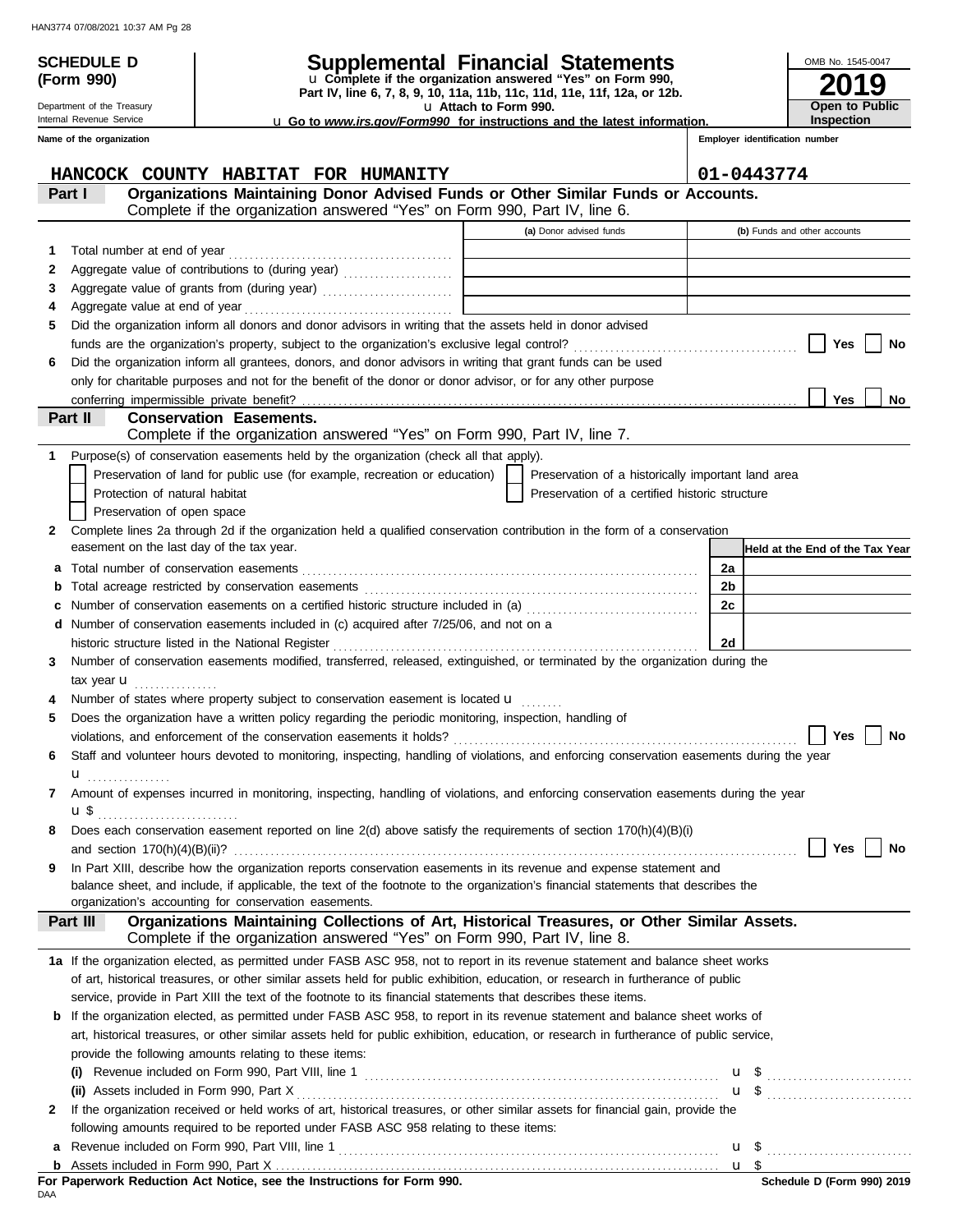**SCHEDULE D (Form 990)**

Department of the Treasury
Internal Revenue Service

# Supplemental Financial Statements

u Complete if the organization answered "Yes" on Form 990, Part IV, line 6, 7, 8, 9, 10, 11a, 11b, 11c, 11d, 11e, 11f, 12a, or 12b.
u Attach to Form 990.
u Go to *www.irs.gov/Form990* for instructions and the latest information.

OMB No. 1545-0047

**2019**

**Open to Public Inspection**

**Name of the organization**: HANCOCK COUNTY HABITAT FOR HUMANITY

**Employer identification number**: 01-0443774

## Part I Organizations Maintaining Donor Advised Funds or Other Similar Funds or Accounts.

Complete if the organization answered "Yes" on Form 990, Part IV, line 6.

| | | (a) Donor advised funds | (b) Funds and other accounts |
|---|---|---|---|
| 1 | Total number at end of year | | |
| 2 | Aggregate value of contributions to (during year) | | |
| 3 | Aggregate value of grants from (during year) | | |
| 4 | Aggregate value at end of year | | |

5 Did the organization inform all donors and donor advisors in writing that the assets held in donor advised funds are the organization's property, subject to the organization's exclusive legal control? ☐ Yes ☐ No

6 Did the organization inform all grantees, donors, and donor advisors in writing that grant funds can be used only for charitable purposes and not for the benefit of the donor or donor advisor, or for any other purpose conferring impermissible private benefit? ☐ Yes ☐ No

## Part II Conservation Easements.

Complete if the organization answered "Yes" on Form 990, Part IV, line 7.

1 Purpose(s) of conservation easements held by the organization (check all that apply).

- ☐ Preservation of land for public use (for example, recreation or education)
- ☐ Preservation of a historically important land area
- ☐ Protection of natural habitat
- ☐ Preservation of a certified historic structure
- ☐ Preservation of open space

2 Complete lines 2a through 2d if the organization held a qualified conservation contribution in the form of a conservation easement on the last day of the tax year.

| | | | Held at the End of the Tax Year |
|---|---|---|---|
| a | Total number of conservation easements | 2a | |
| b | Total acreage restricted by conservation easements | 2b | |
| c | Number of conservation easements on a certified historic structure included in (a) | 2c | |
| d | Number of conservation easements included in (c) acquired after 7/25/06, and not on a historic structure listed in the National Register | 2d | |

3 Number of conservation easements modified, transferred, released, extinguished, or terminated by the organization during the tax year u

4 Number of states where property subject to conservation easement is located u

5 Does the organization have a written policy regarding the periodic monitoring, inspection, handling of violations, and enforcement of the conservation easements it holds? ☐ Yes ☐ No

6 Staff and volunteer hours devoted to monitoring, inspecting, handling of violations, and enforcing conservation easements during the year u

7 Amount of expenses incurred in monitoring, inspecting, handling of violations, and enforcing conservation easements during the year u $

8 Does each conservation easement reported on line 2(d) above satisfy the requirements of section 170(h)(4)(B)(i) and section 170(h)(4)(B)(ii)? ☐ Yes ☐ No

9 In Part XIII, describe how the organization reports conservation easements in its revenue and expense statement and balance sheet, and include, if applicable, the text of the footnote to the organization's financial statements that describes the organization's accounting for conservation easements.

## Part III Organizations Maintaining Collections of Art, Historical Treasures, or Other Similar Assets.

Complete if the organization answered "Yes" on Form 990, Part IV, line 8.

1a If the organization elected, as permitted under FASB ASC 958, not to report in its revenue statement and balance sheet works of art, historical treasures, or other similar assets held for public exhibition, education, or research in furtherance of public service, provide in Part XIII the text of the footnote to its financial statements that describes these items.

b If the organization elected, as permitted under FASB ASC 958, to report in its revenue statement and balance sheet works of art, historical treasures, or other similar assets held for public exhibition, education, or research in furtherance of public service, provide the following amounts relating to these items:

(i) Revenue included on Form 990, Part VIII, line 1 u $

(ii) Assets included in Form 990, Part X u $

2 If the organization received or held works of art, historical treasures, or other similar assets for financial gain, provide the following amounts required to be reported under FASB ASC 958 relating to these items:

a Revenue included on Form 990, Part VIII, line 1 u $

b Assets included in Form 990, Part X u $

**For Paperwork Reduction Act Notice, see the Instructions for Form 990.**

**Schedule D (Form 990) 2019**

DAA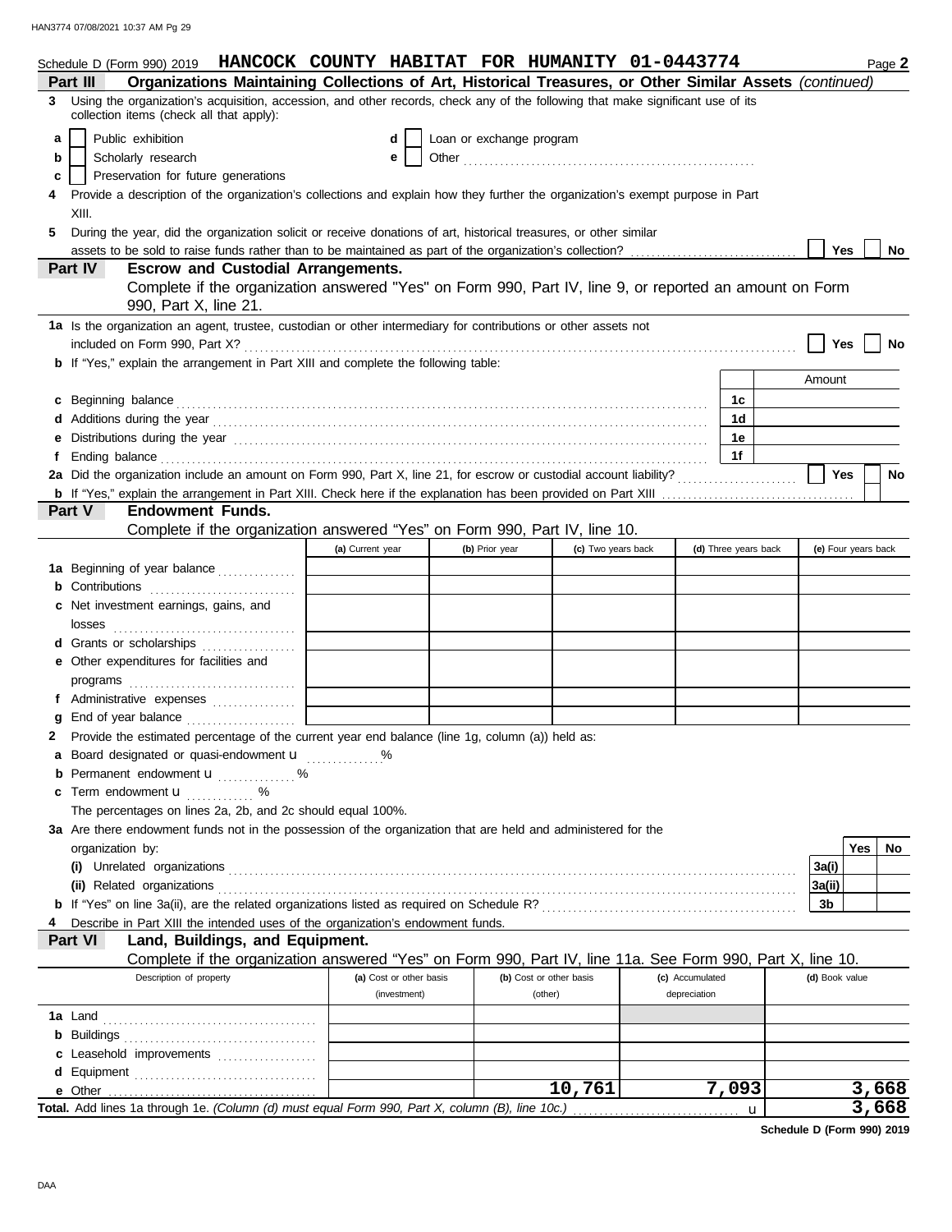Schedule D (Form 990) 2019 **HANCOCK COUNTY HABITAT FOR HUMANITY 01-0443774** Page **2**

## Part III Organizations Maintaining Collections of Art, Historical Treasures, or Other Similar Assets *(continued)*

**3** Using the organization's acquisition, accession, and other records, check any of the following that make significant use of its collection items (check all that apply):

- **a** ☐ Public exhibition
- **b** ☐ Scholarly research
- **c** ☐ Preservation for future generations
- **d** ☐ Loan or exchange program
- **e** ☐ Other

**4** Provide a description of the organization's collections and explain how they further the organization's exempt purpose in Part XIII.

**5** During the year, did the organization solicit or receive donations of art, historical treasures, or other similar assets to be sold to raise funds rather than to be maintained as part of the organization's collection? ☐ Yes ☐ No

## Part IV Escrow and Custodial Arrangements.

Complete if the organization answered "Yes" on Form 990, Part IV, line 9, or reported an amount on Form 990, Part X, line 21.

**1a** Is the organization an agent, trustee, custodian or other intermediary for contributions or other assets not included on Form 990, Part X? ☐ Yes ☐ No

**b** If "Yes," explain the arrangement in Part XIII and complete the following table:

| | | Amount |
|---|---|---|
| **c** Beginning balance | 1c | |
| **d** Additions during the year | 1d | |
| **e** Distributions during the year | 1e | |
| **f** Ending balance | 1f | |

**2a** Did the organization include an amount on Form 990, Part X, line 21, for escrow or custodial account liability? ☐ Yes ☐ No

**b** If "Yes," explain the arrangement in Part XIII. Check here if the explanation has been provided on Part XIII ☐

## Part V Endowment Funds.

Complete if the organization answered "Yes" on Form 990, Part IV, line 10.

| | (a) Current year | (b) Prior year | (c) Two years back | (d) Three years back | (e) Four years back |
|---|---|---|---|---|---|
| **1a** Beginning of year balance | | | | | |
| **b** Contributions | | | | | |
| **c** Net investment earnings, gains, and losses | | | | | |
| **d** Grants or scholarships | | | | | |
| **e** Other expenditures for facilities and programs | | | | | |
| **f** Administrative expenses | | | | | |
| **g** End of year balance | | | | | |

**2** Provide the estimated percentage of the current year end balance (line 1g, column (a)) held as:

- **a** Board designated or quasi-endowment u %
- **b** Permanent endowment u %
- **c** Term endowment u %

The percentages on lines 2a, 2b, and 2c should equal 100%.

**3a** Are there endowment funds not in the possession of the organization that are held and administered for the organization by:

| | | Yes | No |
|---|---|---|---|
| (i) Unrelated organizations | 3a(i) | | |
| (ii) Related organizations | 3a(ii) | | |
| **b** If "Yes" on line 3a(ii), are the related organizations listed as required on Schedule R? | 3b | | |

**4** Describe in Part XIII the intended uses of the organization's endowment funds.

## Part VI Land, Buildings, and Equipment.

Complete if the organization answered "Yes" on Form 990, Part IV, line 11a. See Form 990, Part X, line 10.

| Description of property | (a) Cost or other basis (investment) | (b) Cost or other basis (other) | (c) Accumulated depreciation | (d) Book value |
|---|---|---|---|---|
| **1a** Land | | | | |
| **b** Buildings | | | | |
| **c** Leasehold improvements | | | | |
| **d** Equipment | | | | |
| **e** Other | | 10,761 | 7,093 | 3,668 |
| **Total.** Add lines 1a through 1e. *(Column (d) must equal Form 990, Part X, column (B), line 10c.)* u | | | | 3,668 |

**Schedule D (Form 990) 2019**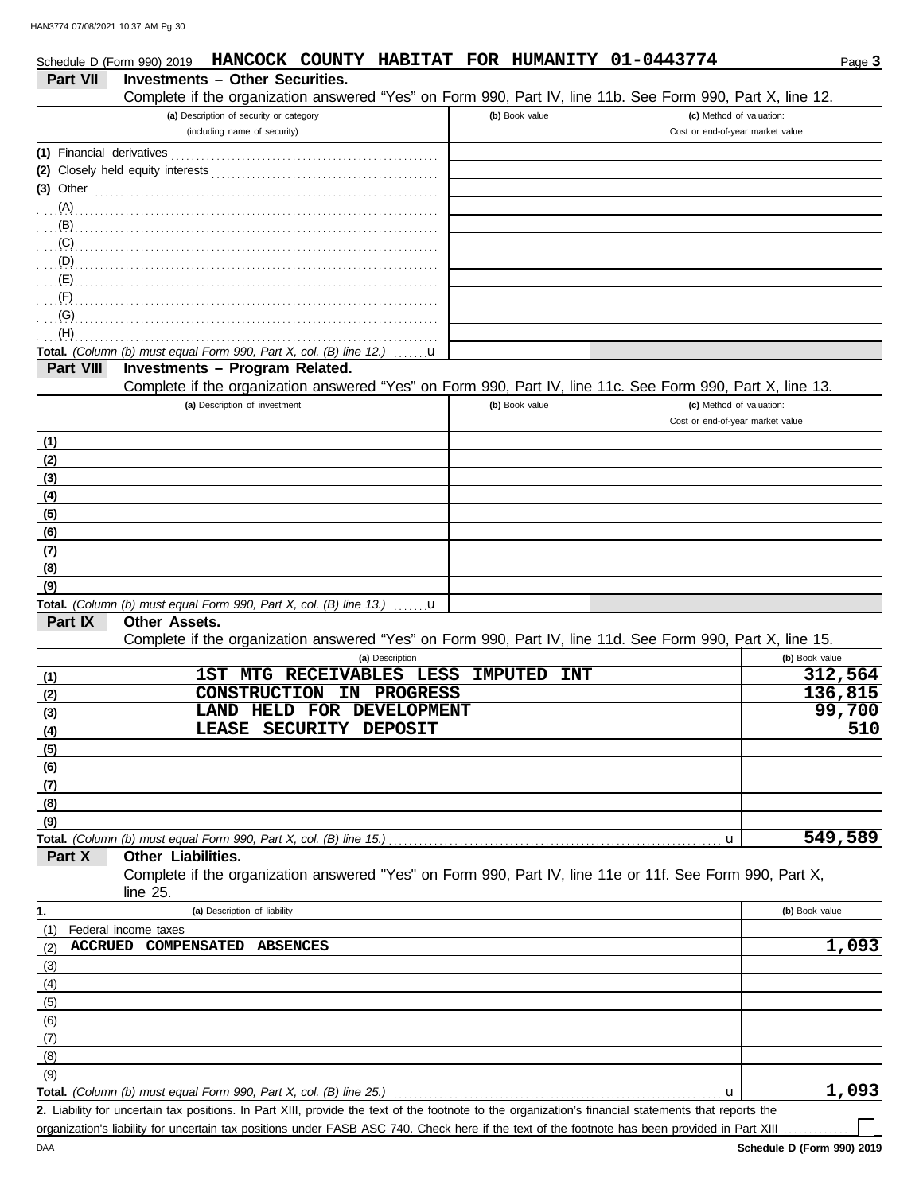Schedule D (Form 990) 2019 **HANCOCK COUNTY HABITAT FOR HUMANITY 01-0443774** Page **3**

**Part VII — Investments – Other Securities.**

Complete if the organization answered "Yes" on Form 990, Part IV, line 11b. See Form 990, Part X, line 12.

| (a) Description of security or category (including name of security) | (b) Book value | (c) Method of valuation: Cost or end-of-year market value |
|---|---|---|
| (1) Financial derivatives | | |
| (2) Closely held equity interests | | |
| (3) Other | | |
| (A) | | |
| (B) | | |
| (C) | | |
| (D) | | |
| (E) | | |
| (F) | | |
| (G) | | |
| (H) | | |
| **Total.** *(Column (b) must equal Form 990, Part X, col. (B) line 12.)* u | | |

**Part VIII — Investments – Program Related.**

Complete if the organization answered "Yes" on Form 990, Part IV, line 11c. See Form 990, Part X, line 13.

| (a) Description of investment | (b) Book value | (c) Method of valuation: Cost or end-of-year market value |
|---|---|---|
| (1) | | |
| (2) | | |
| (3) | | |
| (4) | | |
| (5) | | |
| (6) | | |
| (7) | | |
| (8) | | |
| (9) | | |
| **Total.** *(Column (b) must equal Form 990, Part X, col. (B) line 13.)* u | | |

**Part IX — Other Assets.**

Complete if the organization answered "Yes" on Form 990, Part IV, line 11d. See Form 990, Part X, line 15.

| | (a) Description | (b) Book value |
|---|---|---|
| (1) | 1ST MTG RECEIVABLES LESS IMPUTED INT | 312,564 |
| (2) | CONSTRUCTION IN PROGRESS | 136,815 |
| (3) | LAND HELD FOR DEVELOPMENT | 99,700 |
| (4) | LEASE SECURITY DEPOSIT | 510 |
| (5) | | |
| (6) | | |
| (7) | | |
| (8) | | |
| (9) | | |
| **Total.** | *(Column (b) must equal Form 990, Part X, col. (B) line 15.)* u | 549,589 |

**Part X — Other Liabilities.**

Complete if the organization answered "Yes" on Form 990, Part IV, line 11e or 11f. See Form 990, Part X, line 25.

| 1. | (a) Description of liability | (b) Book value |
|---|---|---|
| (1) | Federal income taxes | |
| (2) | ACCRUED COMPENSATED ABSENCES | 1,093 |
| (3) | | |
| (4) | | |
| (5) | | |
| (6) | | |
| (7) | | |
| (8) | | |
| (9) | | |
| **Total.** | *(Column (b) must equal Form 990, Part X, col. (B) line 25.)* u | 1,093 |

**2.** Liability for uncertain tax positions. In Part XIII, provide the text of the footnote to the organization's financial statements that reports the organization's liability for uncertain tax positions under FASB ASC 740. Check here if the text of the footnote has been provided in Part XIII ☐

DAA **Schedule D (Form 990) 2019**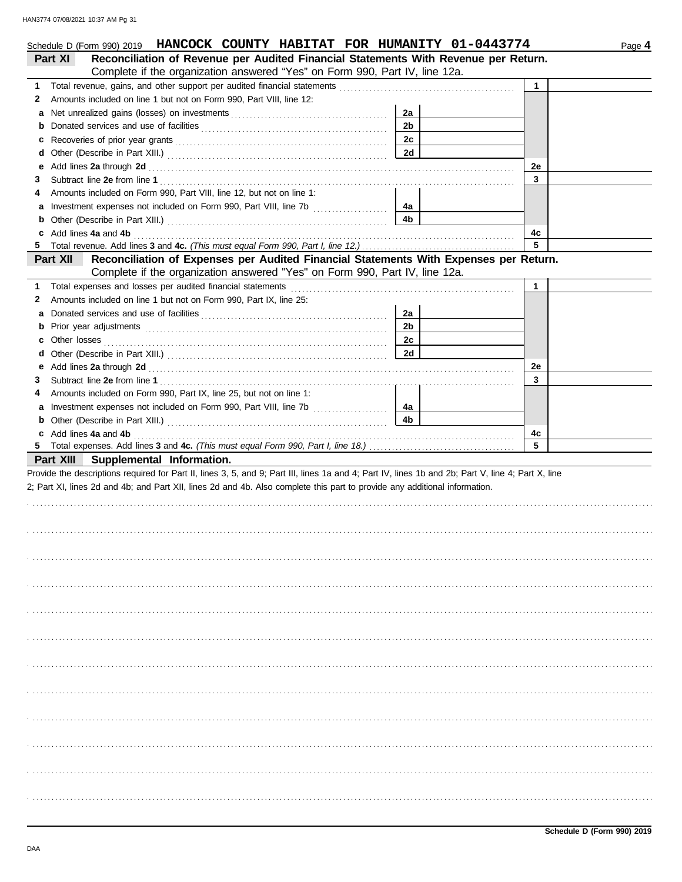Schedule D (Form 990) 2019 **HANCOCK COUNTY HABITAT FOR HUMANITY 01-0443774** Page **4**

## Part XI Reconciliation of Revenue per Audited Financial Statements With Revenue per Return.

Complete if the organization answered "Yes" on Form 990, Part IV, line 12a.

| | | | | | |
|---|---|---|---|---|---|
| **1** | Total revenue, gains, and other support per audited financial statements | | | 1 | |
| **2** | Amounts included on line 1 but not on Form 990, Part VIII, line 12: | | | | |
| **a** | Net unrealized gains (losses) on investments | 2a | | | |
| **b** | Donated services and use of facilities | 2b | | | |
| **c** | Recoveries of prior year grants | 2c | | | |
| **d** | Other (Describe in Part XIII.) | 2d | | | |
| **e** | Add lines **2a** through **2d** | | | 2e | |
| **3** | Subtract line **2e** from line **1** | | | 3 | |
| **4** | Amounts included on Form 990, Part VIII, line 12, but not on line 1: | | | | |
| **a** | Investment expenses not included on Form 990, Part VIII, line 7b | 4a | | | |
| **b** | Other (Describe in Part XIII.) | 4b | | | |
| **c** | Add lines **4a** and **4b** | | | 4c | |
| **5** | Total revenue. Add lines **3** and **4c.** *(This must equal Form 990, Part I, line 12.)* | | | 5 | |

## Part XII Reconciliation of Expenses per Audited Financial Statements With Expenses per Return.

Complete if the organization answered "Yes" on Form 990, Part IV, line 12a.

| | | | | | |
|---|---|---|---|---|---|
| **1** | Total expenses and losses per audited financial statements | | | 1 | |
| **2** | Amounts included on line 1 but not on Form 990, Part IX, line 25: | | | | |
| **a** | Donated services and use of facilities | 2a | | | |
| **b** | Prior year adjustments | 2b | | | |
| **c** | Other losses | 2c | | | |
| **d** | Other (Describe in Part XIII.) | 2d | | | |
| **e** | Add lines **2a** through **2d** | | | 2e | |
| **3** | Subtract line **2e** from line **1** | | | 3 | |
| **4** | Amounts included on Form 990, Part IX, line 25, but not on line 1: | | | | |
| **a** | Investment expenses not included on Form 990, Part VIII, line 7b | 4a | | | |
| **b** | Other (Describe in Part XIII.) | 4b | | | |
| **c** | Add lines **4a** and **4b** | | | 4c | |
| **5** | Total expenses. Add lines **3** and **4c.** *(This must equal Form 990, Part I, line 18.)* | | | 5 | |

## Part XIII Supplemental Information.

Provide the descriptions required for Part II, lines 3, 5, and 9; Part III, lines 1a and 4; Part IV, lines 1b and 2b; Part V, line 4; Part X, line 2; Part XI, lines 2d and 4b; and Part XII, lines 2d and 4b. Also complete this part to provide any additional information.

DAA

**Schedule D (Form 990) 2019**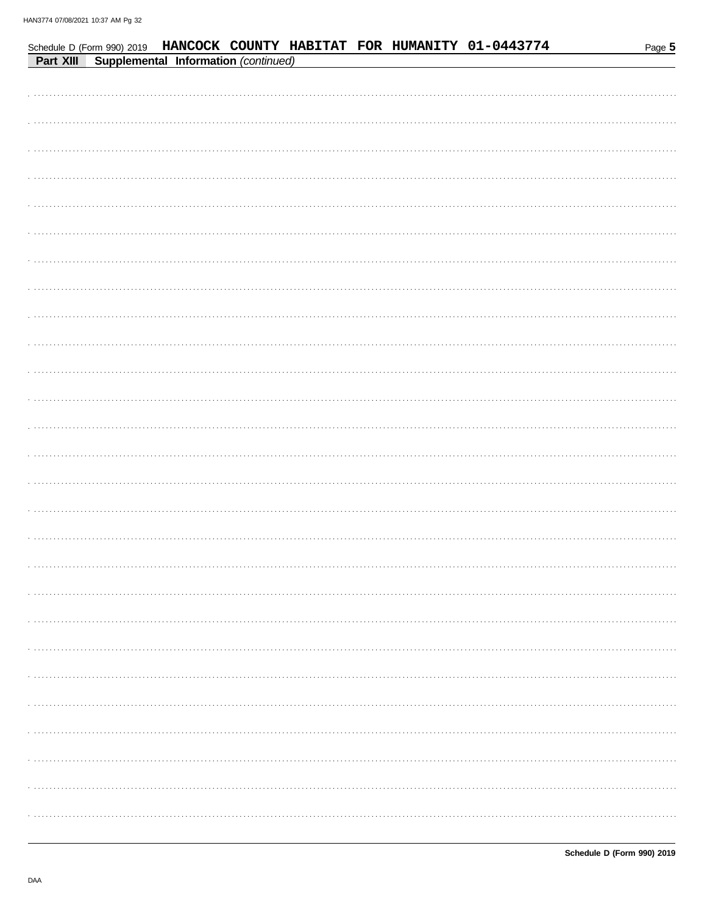Schedule D (Form 990) 2019 **HANCOCK COUNTY HABITAT FOR HUMANITY 01-0443774**

**Part XIII** **Supplemental Information** *(continued)*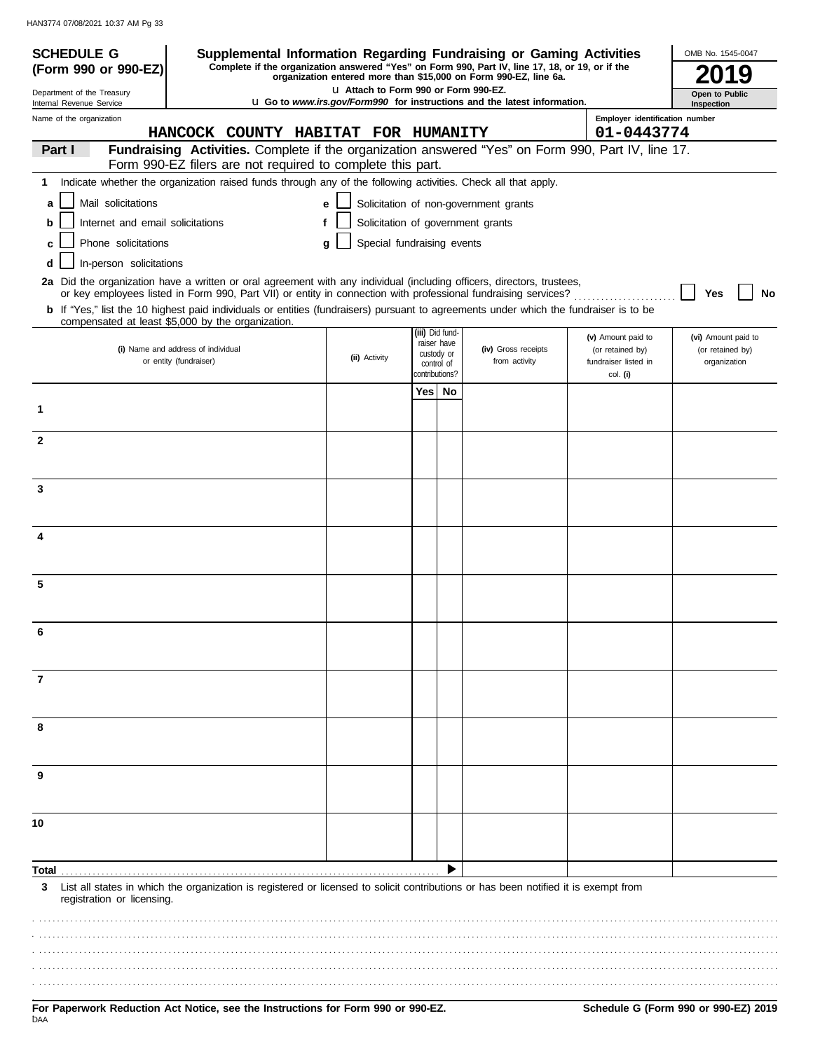# SCHEDULE G (Form 990 or 990-EZ)

Department of the Treasury
Internal Revenue Service

## Supplemental Information Regarding Fundraising or Gaming Activities

**Complete if the organization answered "Yes" on Form 990, Part IV, line 17, 18, or 19, or if the organization entered more than $15,000 on Form 990-EZ, line 6a.**

u **Attach to Form 990 or Form 990-EZ.**

u **Go to *www.irs.gov/Form990* for instructions and the latest information.**

OMB No. 1545-0047

**2019**

**Open to Public Inspection**

Name of the organization: **HANCOCK COUNTY HABITAT FOR HUMANITY**

Employer identification number: **01-0443774**

### Part I — Fundraising Activities.

Complete if the organization answered "Yes" on Form 990, Part IV, line 17. Form 990-EZ filers are not required to complete this part.

**1** Indicate whether the organization raised funds through any of the following activities. Check all that apply.

- **a** ☐ Mail solicitations
- **b** ☐ Internet and email solicitations
- **c** ☐ Phone solicitations
- **d** ☐ In-person solicitations
- **e** ☐ Solicitation of non-government grants
- **f** ☐ Solicitation of government grants
- **g** ☐ Special fundraising events

**2a** Did the organization have a written or oral agreement with any individual (including officers, directors, trustees, or key employees listed in Form 990, Part VII) or entity in connection with professional fundraising services? ☐ **Yes** ☐ **No**

**b** If "Yes," list the 10 highest paid individuals or entities (fundraisers) pursuant to agreements under which the fundraiser is to be compensated at least $5,000 by the organization.

| | (i) Name and address of individual or entity (fundraiser) | (ii) Activity | (iii) Did fund-raiser have custody or control of contributions? Yes | No | (iv) Gross receipts from activity | (v) Amount paid to (or retained by) fundraiser listed in col. (i) | (vi) Amount paid to (or retained by) organization |
|---|---|---|---|---|---|---|---|
| 1 | | | | | | | |
| 2 | | | | | | | |
| 3 | | | | | | | |
| 4 | | | | | | | |
| 5 | | | | | | | |
| 6 | | | | | | | |
| 7 | | | | | | | |
| 8 | | | | | | | |
| 9 | | | | | | | |
| 10 | | | | | | | |
| **Total** | | | | ▶ | | | |

**3** List all states in which the organization is registered or licensed to solicit contributions or has been notified it is exempt from registration or licensing.

**For Paperwork Reduction Act Notice, see the Instructions for Form 990 or 990-EZ.**

**Schedule G (Form 990 or 990-EZ) 2019**

DAA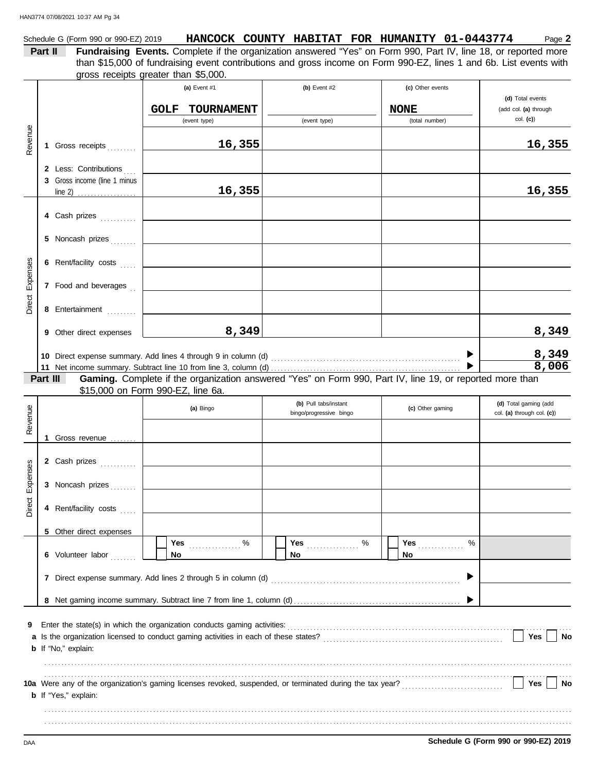Schedule G (Form 990 or 990-EZ) 2019 **HANCOCK COUNTY HABITAT FOR HUMANITY 01-0443774** Page **2**

**Part II** **Fundraising Events.** Complete if the organization answered "Yes" on Form 990, Part IV, line 18, or reported more than $15,000 of fundraising event contributions and gross income on Form 990-EZ, lines 1 and 6b. List events with gross receipts greater than $5,000.

| | | (a) Event #1 | (b) Event #2 | (c) Other events | (d) Total events (add col. (a) through col. (c)) |
|---|---|---|---|---|---|
| | | GOLF TOURNAMENT (event type) | (event type) | NONE (total number) | |
| Revenue | 1 Gross receipts | 16,355 | | | 16,355 |
| | 2 Less: Contributions | | | | |
| | 3 Gross income (line 1 minus line 2) | 16,355 | | | 16,355 |
| Direct Expenses | 4 Cash prizes | | | | |
| | 5 Noncash prizes | | | | |
| | 6 Rent/facility costs | | | | |
| | 7 Food and beverages | | | | |
| | 8 Entertainment | | | | |
| | 9 Other direct expenses | 8,349 | | | 8,349 |
| | 10 Direct expense summary. Add lines 4 through 9 in column (d) | | | | 8,349 |
| | 11 Net income summary. Subtract line 10 from line 3, column (d) | | | | 8,006 |

**Part III** **Gaming.** Complete if the organization answered "Yes" on Form 990, Part IV, line 19, or reported more than $15,000 on Form 990-EZ, line 6a.

| | | (a) Bingo | (b) Pull tabs/instant bingo/progressive bingo | (c) Other gaming | (d) Total gaming (add col. (a) through col. (c)) |
|---|---|---|---|---|---|
| Revenue | 1 Gross revenue | | | | |
| Direct Expenses | 2 Cash prizes | | | | |
| | 3 Noncash prizes | | | | |
| | 4 Rent/facility costs | | | | |
| | 5 Other direct expenses | | | | |
| | 6 Volunteer labor | Yes ____ % / No | Yes ____ % / No | Yes ____ % / No | |
| | 7 Direct expense summary. Add lines 2 through 5 in column (d) | | | | |
| | 8 Net gaming income summary. Subtract line 7 from line 1, column (d) | | | | |

**9** Enter the state(s) in which the organization conducts gaming activities: ....................

**a** Is the organization licensed to conduct gaming activities in each of these states? ☐ Yes ☐ No

**b** If "No," explain:

....................

**10a** Were any of the organization's gaming licenses revoked, suspended, or terminated during the tax year? ☐ Yes ☐ No

**b** If "Yes," explain:

....................

**Schedule G (Form 990 or 990-EZ) 2019**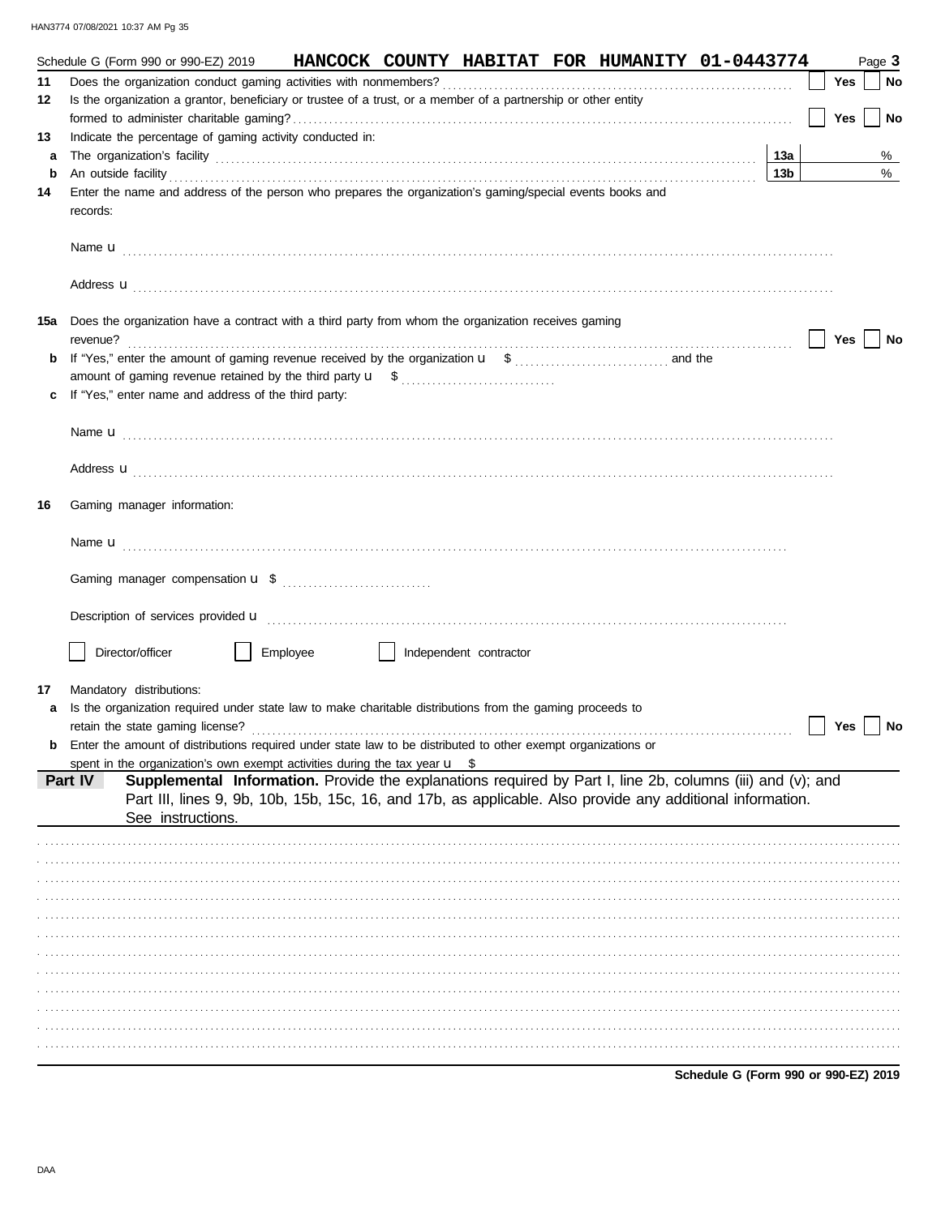Schedule G (Form 990 or 990-EZ) 2019 **HANCOCK COUNTY HABITAT FOR HUMANITY 01-0443774** Page **3**

**11** Does the organization conduct gaming activities with nonmembers? ☐ Yes ☐ No

**12** Is the organization a grantor, beneficiary or trustee of a trust, or a member of a partnership or other entity formed to administer charitable gaming? ☐ Yes ☐ No

**13** Indicate the percentage of gaming activity conducted in:

**a** The organization's facility **13a** %

**b** An outside facility **13b** %

**14** Enter the name and address of the person who prepares the organization's gaming/special events books and records:

Name u

Address u

**15a** Does the organization have a contract with a third party from whom the organization receives gaming revenue? ☐ Yes ☐ No

**b** If "Yes," enter the amount of gaming revenue received by the organization u $ and the amount of gaming revenue retained by the third party u $

**c** If "Yes," enter name and address of the third party:

Name u

Address u

**16** Gaming manager information:

Name u

Gaming manager compensation u $

Description of services provided u

☐ Director/officer ☐ Employee ☐ Independent contractor

**17** Mandatory distributions:

**a** Is the organization required under state law to make charitable distributions from the gaming proceeds to retain the state gaming license? ☐ Yes ☐ No

**b** Enter the amount of distributions required under state law to be distributed to other exempt organizations or spent in the organization's own exempt activities during the tax year u $

**Part IV** **Supplemental Information.** Provide the explanations required by Part I, line 2b, columns (iii) and (v); and Part III, lines 9, 9b, 10b, 15b, 15c, 16, and 17b, as applicable. Also provide any additional information. See instructions.

**Schedule G (Form 990 or 990-EZ) 2019**

DAA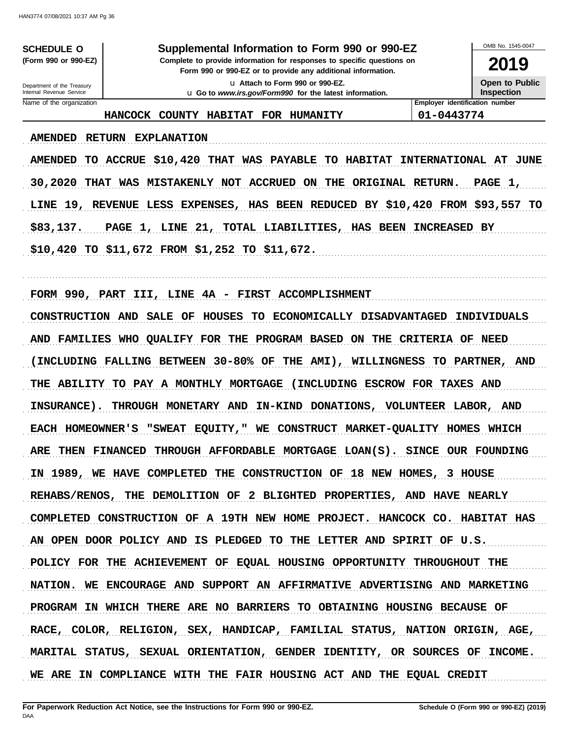**SCHEDULE O**
**(Form 990 or 990-EZ)**

Department of the Treasury
Internal Revenue Service

# Supplemental Information to Form 990 or 990-EZ

**Complete to provide information for responses to specific questions on Form 990 or 990-EZ or to provide any additional information.**

u Attach to Form 990 or 990-EZ.
u Go to *www.irs.gov/Form990* for the latest information.

OMB No. 1545-0047

**2019**

**Open to Public Inspection**

| Name of the organization | Employer identification number |
|---|---|
| HANCOCK COUNTY HABITAT FOR HUMANITY | 01-0443774 |

AMENDED RETURN EXPLANATION

AMENDED TO ACCRUE $10,420 THAT WAS PAYABLE TO HABITAT INTERNATIONAL AT JUNE 30,2020 THAT WAS MISTAKENLY NOT ACCRUED ON THE ORIGINAL RETURN. PAGE 1, LINE 19, REVENUE LESS EXPENSES, HAS BEEN REDUCED BY $10,420 FROM $93,557 TO $83,137. PAGE 1, LINE 21, TOTAL LIABILITIES, HAS BEEN INCREASED BY $10,420 TO $11,672 FROM $1,252 TO $11,672.

FORM 990, PART III, LINE 4A - FIRST ACCOMPLISHMENT

CONSTRUCTION AND SALE OF HOUSES TO ECONOMICALLY DISADVANTAGED INDIVIDUALS AND FAMILIES WHO QUALIFY FOR THE PROGRAM BASED ON THE CRITERIA OF NEED (INCLUDING FALLING BETWEEN 30-80% OF THE AMI), WILLINGNESS TO PARTNER, AND THE ABILITY TO PAY A MONTHLY MORTGAGE (INCLUDING ESCROW FOR TAXES AND INSURANCE). THROUGH MONETARY AND IN-KIND DONATIONS, VOLUNTEER LABOR, AND EACH HOMEOWNER'S "SWEAT EQUITY," WE CONSTRUCT MARKET-QUALITY HOMES WHICH ARE THEN FINANCED THROUGH AFFORDABLE MORTGAGE LOAN(S). SINCE OUR FOUNDING IN 1989, WE HAVE COMPLETED THE CONSTRUCTION OF 18 NEW HOMES, 3 HOUSE REHABS/RENOS, THE DEMOLITION OF 2 BLIGHTED PROPERTIES, AND HAVE NEARLY COMPLETED CONSTRUCTION OF A 19TH NEW HOME PROJECT. HANCOCK CO. HABITAT HAS AN OPEN DOOR POLICY AND IS PLEDGED TO THE LETTER AND SPIRIT OF U.S. POLICY FOR THE ACHIEVEMENT OF EQUAL HOUSING OPPORTUNITY THROUGHOUT THE NATION. WE ENCOURAGE AND SUPPORT AN AFFIRMATIVE ADVERTISING AND MARKETING PROGRAM IN WHICH THERE ARE NO BARRIERS TO OBTAINING HOUSING BECAUSE OF RACE, COLOR, RELIGION, SEX, HANDICAP, FAMILIAL STATUS, NATION ORIGIN, AGE, MARITAL STATUS, SEXUAL ORIENTATION, GENDER IDENTITY, OR SOURCES OF INCOME. WE ARE IN COMPLIANCE WITH THE FAIR HOUSING ACT AND THE EQUAL CREDIT

**For Paperwork Reduction Act Notice, see the Instructions for Form 990 or 990-EZ.** **Schedule O (Form 990 or 990-EZ) (2019)**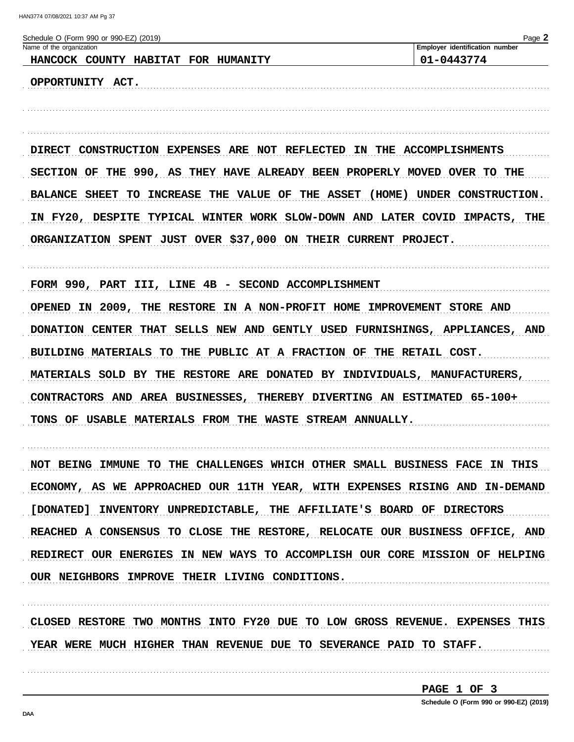Schedule O (Form 990 or 990-EZ) (2019)

| Name of the organization | Employer identification number |
| --- | --- |
| HANCOCK COUNTY HABITAT FOR HUMANITY | 01-0443774 |

OPPORTUNITY ACT.

DIRECT CONSTRUCTION EXPENSES ARE NOT REFLECTED IN THE ACCOMPLISHMENTS SECTION OF THE 990, AS THEY HAVE ALREADY BEEN PROPERLY MOVED OVER TO THE BALANCE SHEET TO INCREASE THE VALUE OF THE ASSET (HOME) UNDER CONSTRUCTION. IN FY20, DESPITE TYPICAL WINTER WORK SLOW-DOWN AND LATER COVID IMPACTS, THE ORGANIZATION SPENT JUST OVER $37,000 ON THEIR CURRENT PROJECT.

FORM 990, PART III, LINE 4B - SECOND ACCOMPLISHMENT

OPENED IN 2009, THE RESTORE IN A NON-PROFIT HOME IMPROVEMENT STORE AND DONATION CENTER THAT SELLS NEW AND GENTLY USED FURNISHINGS, APPLIANCES, AND BUILDING MATERIALS TO THE PUBLIC AT A FRACTION OF THE RETAIL COST. MATERIALS SOLD BY THE RESTORE ARE DONATED BY INDIVIDUALS, MANUFACTURERS, CONTRACTORS AND AREA BUSINESSES, THEREBY DIVERTING AN ESTIMATED 65-100+ TONS OF USABLE MATERIALS FROM THE WASTE STREAM ANNUALLY.

NOT BEING IMMUNE TO THE CHALLENGES WHICH OTHER SMALL BUSINESS FACE IN THIS ECONOMY, AS WE APPROACHED OUR 11TH YEAR, WITH EXPENSES RISING AND IN-DEMAND [DONATED] INVENTORY UNPREDICTABLE, THE AFFILIATE'S BOARD OF DIRECTORS REACHED A CONSENSUS TO CLOSE THE RESTORE, RELOCATE OUR BUSINESS OFFICE, AND REDIRECT OUR ENERGIES IN NEW WAYS TO ACCOMPLISH OUR CORE MISSION OF HELPING OUR NEIGHBORS IMPROVE THEIR LIVING CONDITIONS.

CLOSED RESTORE TWO MONTHS INTO FY20 DUE TO LOW GROSS REVENUE. EXPENSES THIS YEAR WERE MUCH HIGHER THAN REVENUE DUE TO SEVERANCE PAID TO STAFF.

Schedule O (Form 990 or 990-EZ) (2019)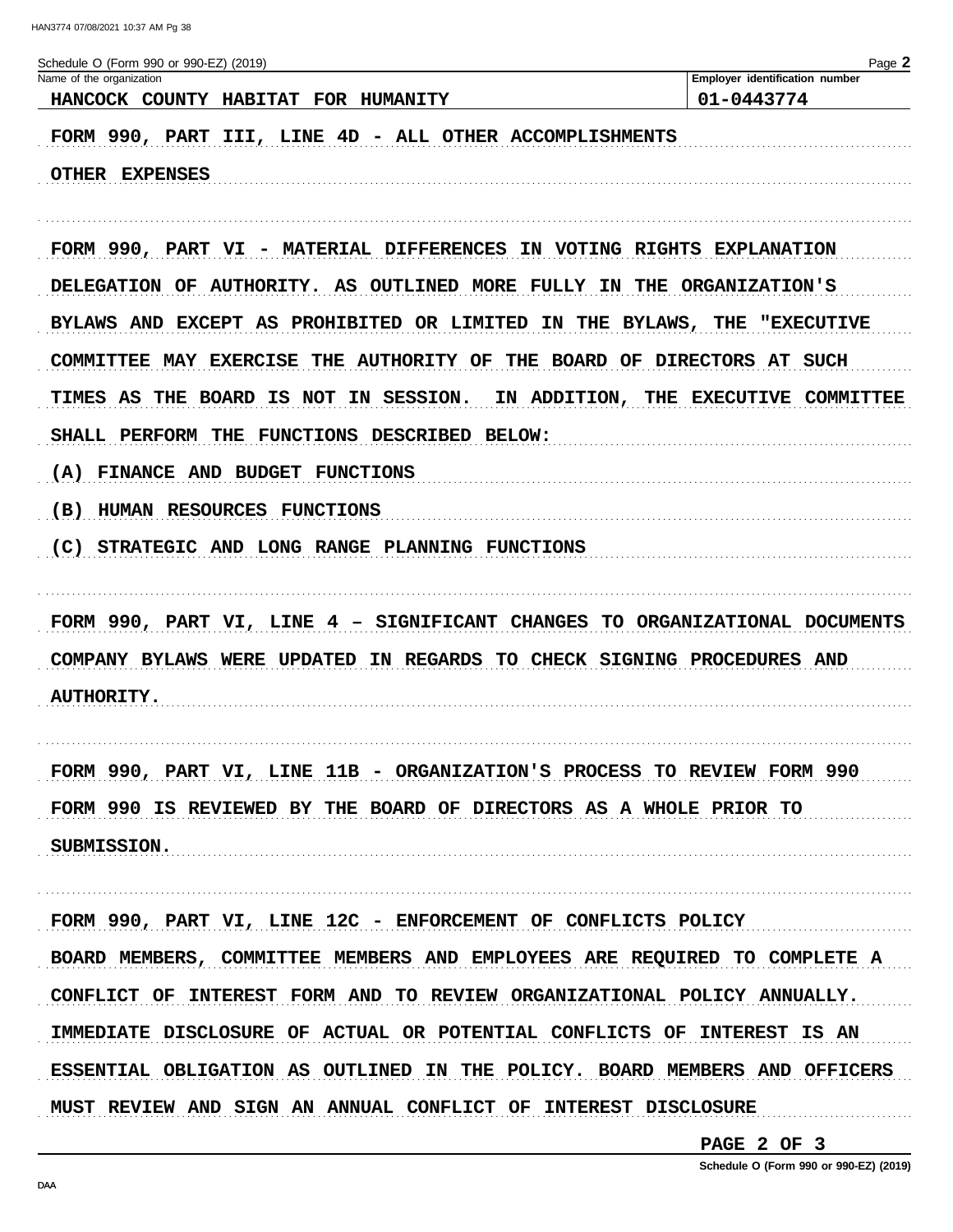Schedule O (Form 990 or 990-EZ) (2019) Page **2**

| Name of the organization | Employer identification number |
|---|---|
| HANCOCK COUNTY HABITAT FOR HUMANITY | 01-0443774 |

FORM 990, PART III, LINE 4D - ALL OTHER ACCOMPLISHMENTS

OTHER EXPENSES

FORM 990, PART VI - MATERIAL DIFFERENCES IN VOTING RIGHTS EXPLANATION

DELEGATION OF AUTHORITY. AS OUTLINED MORE FULLY IN THE ORGANIZATION'S BYLAWS AND EXCEPT AS PROHIBITED OR LIMITED IN THE BYLAWS, THE "EXECUTIVE COMMITTEE MAY EXERCISE THE AUTHORITY OF THE BOARD OF DIRECTORS AT SUCH TIMES AS THE BOARD IS NOT IN SESSION. IN ADDITION, THE EXECUTIVE COMMITTEE SHALL PERFORM THE FUNCTIONS DESCRIBED BELOW:

(A) FINANCE AND BUDGET FUNCTIONS

(B) HUMAN RESOURCES FUNCTIONS

(C) STRATEGIC AND LONG RANGE PLANNING FUNCTIONS

FORM 990, PART VI, LINE 4 – SIGNIFICANT CHANGES TO ORGANIZATIONAL DOCUMENTS

COMPANY BYLAWS WERE UPDATED IN REGARDS TO CHECK SIGNING PROCEDURES AND AUTHORITY.

FORM 990, PART VI, LINE 11B - ORGANIZATION'S PROCESS TO REVIEW FORM 990

FORM 990 IS REVIEWED BY THE BOARD OF DIRECTORS AS A WHOLE PRIOR TO SUBMISSION.

FORM 990, PART VI, LINE 12C - ENFORCEMENT OF CONFLICTS POLICY

BOARD MEMBERS, COMMITTEE MEMBERS AND EMPLOYEES ARE REQUIRED TO COMPLETE A CONFLICT OF INTEREST FORM AND TO REVIEW ORGANIZATIONAL POLICY ANNUALLY. IMMEDIATE DISCLOSURE OF ACTUAL OR POTENTIAL CONFLICTS OF INTEREST IS AN ESSENTIAL OBLIGATION AS OUTLINED IN THE POLICY. BOARD MEMBERS AND OFFICERS MUST REVIEW AND SIGN AN ANNUAL CONFLICT OF INTEREST DISCLOSURE

Schedule O (Form 990 or 990-EZ) (2019)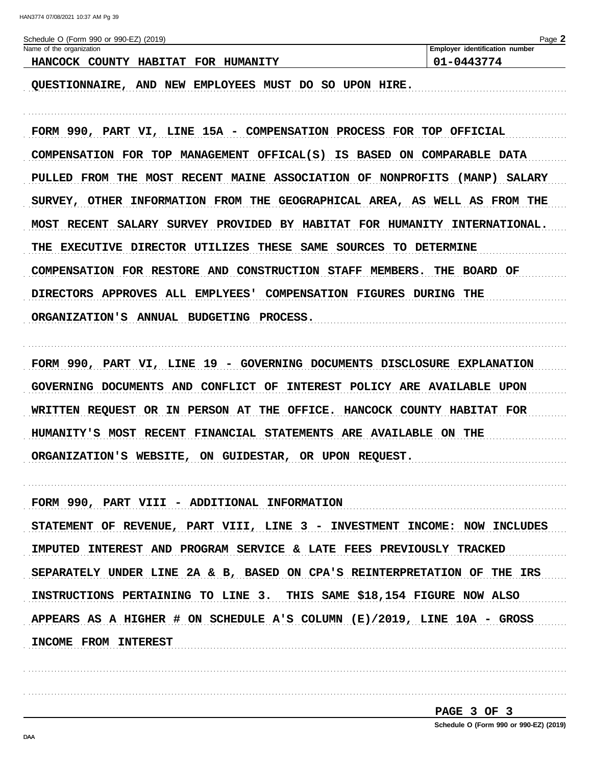Schedule O (Form 990 or 990-EZ) (2019)

| Name of the organization | Employer identification number |
| --- | --- |
| HANCOCK COUNTY HABITAT FOR HUMANITY | 01-0443774 |

QUESTIONNAIRE, AND NEW EMPLOYEES MUST DO SO UPON HIRE.

FORM 990, PART VI, LINE 15A - COMPENSATION PROCESS FOR TOP OFFICIAL

COMPENSATION FOR TOP MANAGEMENT OFFICAL(S) IS BASED ON COMPARABLE DATA PULLED FROM THE MOST RECENT MAINE ASSOCIATION OF NONPROFITS (MANP) SALARY SURVEY, OTHER INFORMATION FROM THE GEOGRAPHICAL AREA, AS WELL AS FROM THE MOST RECENT SALARY SURVEY PROVIDED BY HABITAT FOR HUMANITY INTERNATIONAL. THE EXECUTIVE DIRECTOR UTILIZES THESE SAME SOURCES TO DETERMINE COMPENSATION FOR RESTORE AND CONSTRUCTION STAFF MEMBERS. THE BOARD OF DIRECTORS APPROVES ALL EMPLYEES' COMPENSATION FIGURES DURING THE ORGANIZATION'S ANNUAL BUDGETING PROCESS.

FORM 990, PART VI, LINE 19 - GOVERNING DOCUMENTS DISCLOSURE EXPLANATION

GOVERNING DOCUMENTS AND CONFLICT OF INTEREST POLICY ARE AVAILABLE UPON WRITTEN REQUEST OR IN PERSON AT THE OFFICE. HANCOCK COUNTY HABITAT FOR HUMANITY'S MOST RECENT FINANCIAL STATEMENTS ARE AVAILABLE ON THE ORGANIZATION'S WEBSITE, ON GUIDESTAR, OR UPON REQUEST.

FORM 990, PART VIII - ADDITIONAL INFORMATION

STATEMENT OF REVENUE, PART VIII, LINE 3 - INVESTMENT INCOME: NOW INCLUDES IMPUTED INTEREST AND PROGRAM SERVICE & LATE FEES PREVIOUSLY TRACKED SEPARATELY UNDER LINE 2A & B, BASED ON CPA'S REINTERPRETATION OF THE IRS INSTRUCTIONS PERTAINING TO LINE 3. THIS SAME $18,154 FIGURE NOW ALSO APPEARS AS A HIGHER # ON SCHEDULE A'S COLUMN (E)/2019, LINE 10A - GROSS INCOME FROM INTEREST

Schedule O (Form 990 or 990-EZ) (2019)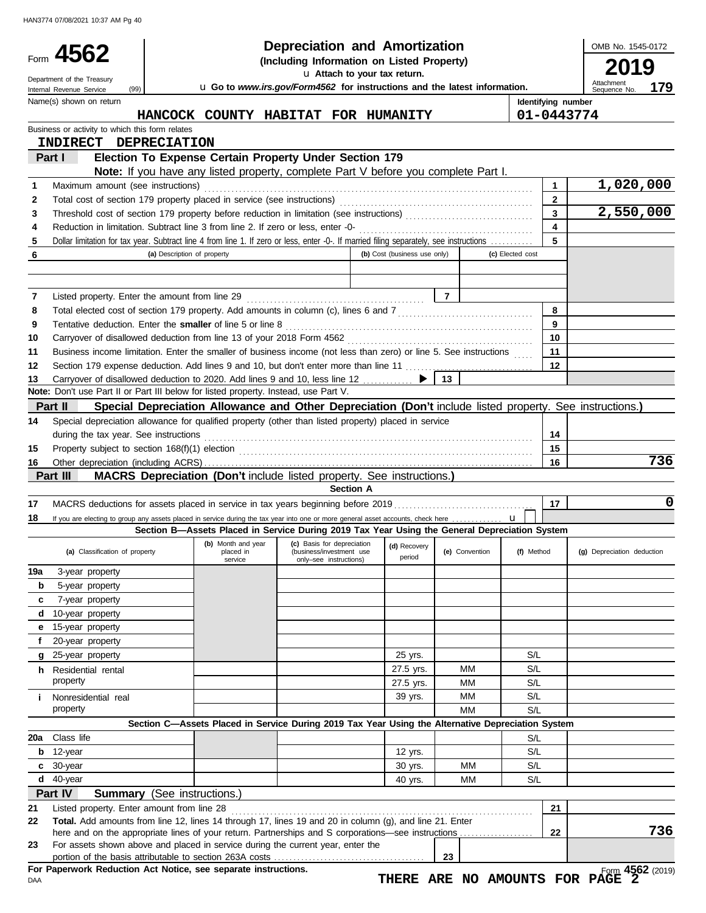HAN3774 07/08/2021 10:37 AM Pg 40

# Form 4562 — Depreciation and Amortization

**(Including Information on Listed Property)**

u Attach to your tax return.

Department of the Treasury
Internal Revenue Service (99)

u Go to *www.irs.gov/Form4562* for instructions and the latest information.

OMB No. 1545-0172

**2019**

Attachment Sequence No. **179**

Name(s) shown on return: **HANCOCK COUNTY HABITAT FOR HUMANITY**

Identifying number: **01-0443774**

Business or activity to which this form relates: **INDIRECT DEPRECIATION**

## Part I — Election To Expense Certain Property Under Section 179

**Note:** If you have any listed property, complete Part V before you complete Part I.

| Line | Description | Box | Amount |
|---|---|---|---|
| 1 | Maximum amount (see instructions) | 1 | 1,020,000 |
| 2 | Total cost of section 179 property placed in service (see instructions) | 2 | |
| 3 | Threshold cost of section 179 property before reduction in limitation (see instructions) | 3 | 2,550,000 |
| 4 | Reduction in limitation. Subtract line 3 from line 2. If zero or less, enter -0- | 4 | |
| 5 | Dollar limitation for tax year. Subtract line 4 from line 1. If zero or less, enter -0-. If married filing separately, see instructions | 5 | |

| 6 | (a) Description of property | (b) Cost (business use only) | (c) Elected cost |
|---|---|---|---|
| | | | |
| | | | |

| Line | Description | Box | Amount |
|---|---|---|---|
| 7 | Listed property. Enter the amount from line 29 | 7 | |
| 8 | Total elected cost of section 179 property. Add amounts in column (c), lines 6 and 7 | 8 | |
| 9 | Tentative deduction. Enter the **smaller** of line 5 or line 8 | 9 | |
| 10 | Carryover of disallowed deduction from line 13 of your 2018 Form 4562 | 10 | |
| 11 | Business income limitation. Enter the smaller of business income (not less than zero) or line 5. See instructions | 11 | |
| 12 | Section 179 expense deduction. Add lines 9 and 10, but don't enter more than line 11 | 12 | |
| 13 | Carryover of disallowed deduction to 2020. Add lines 9 and 10, less line 12 ▶ | 13 | |

**Note:** Don't use Part II or Part III below for listed property. Instead, use Part V.

## Part II — Special Depreciation Allowance and Other Depreciation (Don't include listed property. See instructions.)

| Line | Description | Box | Amount |
|---|---|---|---|
| 14 | Special depreciation allowance for qualified property (other than listed property) placed in service during the tax year. See instructions | 14 | |
| 15 | Property subject to section 168(f)(1) election | 15 | |
| 16 | Other depreciation (including ACRS) | 16 | 736 |

## Part III — MACRS Depreciation (Don't include listed property. See instructions.)

### Section A

| Line | Description | Box | Amount |
|---|---|---|---|
| 17 | MACRS deductions for assets placed in service in tax years beginning before 2019 | 17 | 0 |
| 18 | If you are electing to group any assets placed in service during the tax year into one or more general asset accounts, check here u ☐ | | |

### Section B—Assets Placed in Service During 2019 Tax Year Using the General Depreciation System

| (a) Classification of property | (b) Month and year placed in service | (c) Basis for depreciation (business/investment use only–see instructions) | (d) Recovery period | (e) Convention | (f) Method | (g) Depreciation deduction |
|---|---|---|---|---|---|---|
| 19a 3-year property | | | | | | |
| b 5-year property | | | | | | |
| c 7-year property | | | | | | |
| d 10-year property | | | | | | |
| e 15-year property | | | | | | |
| f 20-year property | | | | | | |
| g 25-year property | | | 25 yrs. | | S/L | |
| h Residential rental property | | | 27.5 yrs. | MM | S/L | |
| | | | 27.5 yrs. | MM | S/L | |
| i Nonresidential real property | | | 39 yrs. | MM | S/L | |
| | | | | MM | S/L | |

### Section C—Assets Placed in Service During 2019 Tax Year Using the Alternative Depreciation System

| (a) Classification of property | (b) Month and year placed in service | (c) Basis for depreciation | (d) Recovery period | (e) Convention | (f) Method | (g) Depreciation deduction |
|---|---|---|---|---|---|---|
| 20a Class life | | | | | S/L | |
| b 12-year | | | 12 yrs. | | S/L | |
| c 30-year | | | 30 yrs. | MM | S/L | |
| d 40-year | | | 40 yrs. | MM | S/L | |

## Part IV — Summary (See instructions.)

| Line | Description | Box | Amount |
|---|---|---|---|
| 21 | Listed property. Enter amount from line 28 | 21 | |
| 22 | **Total.** Add amounts from line 12, lines 14 through 17, lines 19 and 20 in column (g), and line 21. Enter here and on the appropriate lines of your return. Partnerships and S corporations—see instructions | 22 | 736 |
| 23 | For assets shown above and placed in service during the current year, enter the portion of the basis attributable to section 263A costs | 23 | |

**For Paperwork Reduction Act Notice, see separate instructions.**

DAA

**THERE ARE NO AMOUNTS FOR PAGE 2**

Form **4562** (2019)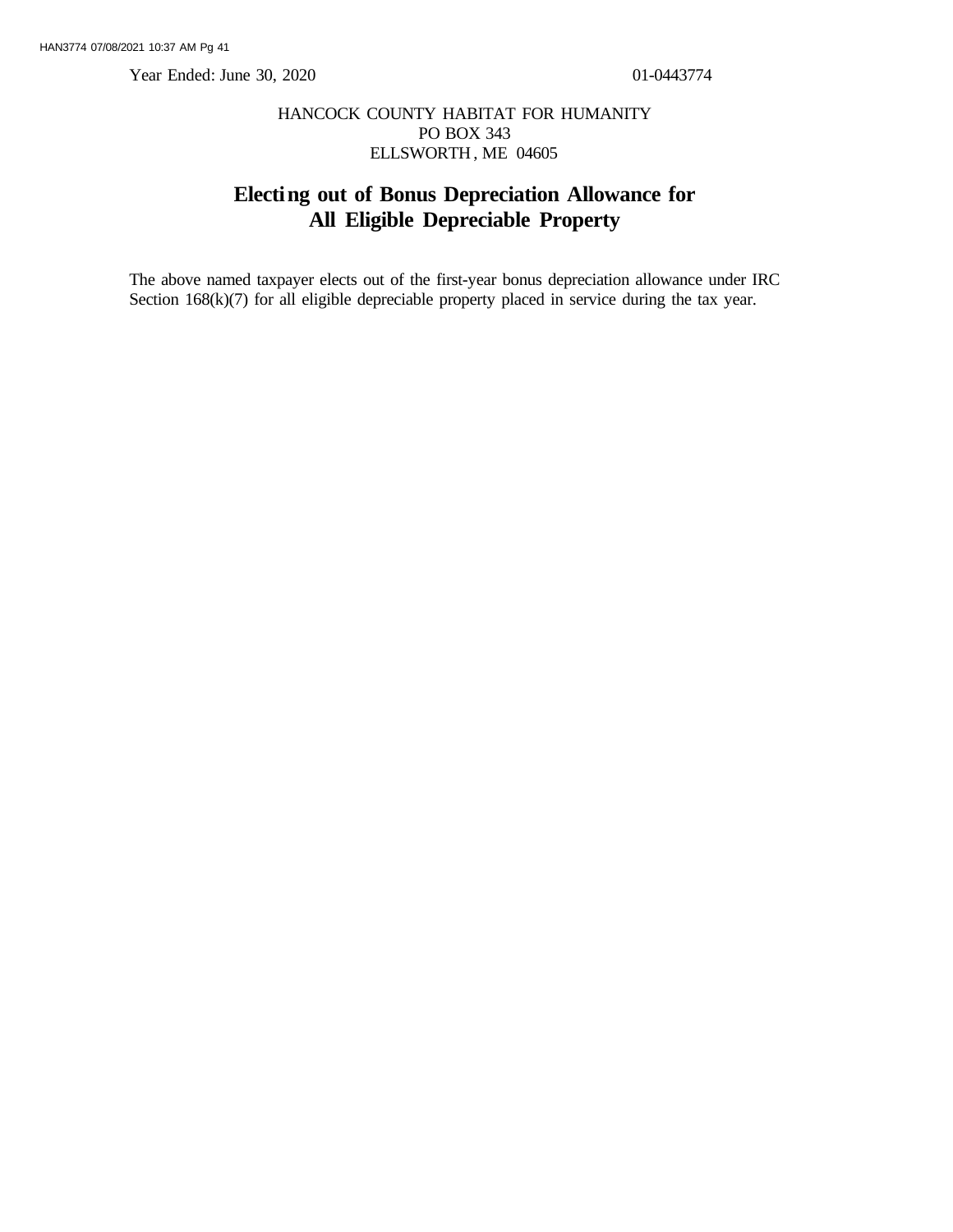Year Ended: June 30, 2020 01-0443774

HANCOCK COUNTY HABITAT FOR HUMANITY
PO BOX 343
ELLSWORTH , ME 04605

# Electing out of Bonus Depreciation Allowance for All Eligible Depreciable Property

The above named taxpayer elects out of the first-year bonus depreciation allowance under IRC Section 168(k)(7) for all eligible depreciable property placed in service during the tax year.